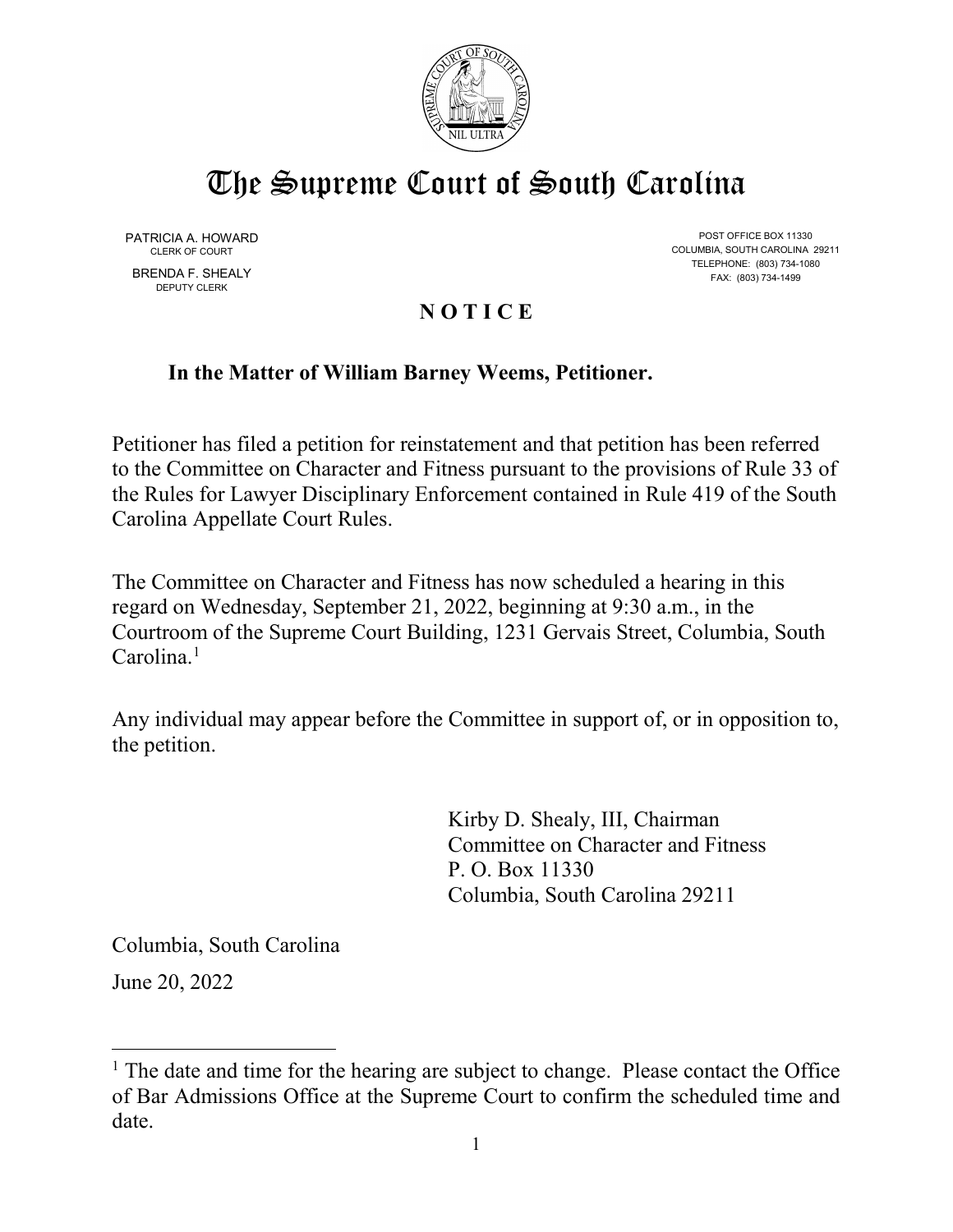# The Supreme Court of South Carolina

PATRICIA A. HOWARD
CLERK OF COURT

BRENDA F. SHEALY
DEPUTY CLERK

POST OFFICE BOX 11330
COLUMBIA, SOUTH CAROLINA 29211
TELEPHONE: (803) 734-1080
FAX: (803) 734-1499

## N O T I C E

**In the Matter of William Barney Weems, Petitioner.**

Petitioner has filed a petition for reinstatement and that petition has been referred to the Committee on Character and Fitness pursuant to the provisions of Rule 33 of the Rules for Lawyer Disciplinary Enforcement contained in Rule 419 of the South Carolina Appellate Court Rules.

The Committee on Character and Fitness has now scheduled a hearing in this regard on Wednesday, September 21, 2022, beginning at 9:30 a.m., in the Courtroom of the Supreme Court Building, 1231 Gervais Street, Columbia, South Carolina.[1]

Any individual may appear before the Committee in support of, or in opposition to, the petition.

Kirby D. Shealy, III, Chairman
Committee on Character and Fitness
P. O. Box 11330
Columbia, South Carolina 29211

Columbia, South Carolina
June 20, 2022

[1] The date and time for the hearing are subject to change. Please contact the Office of Bar Admissions Office at the Supreme Court to confirm the scheduled time and date.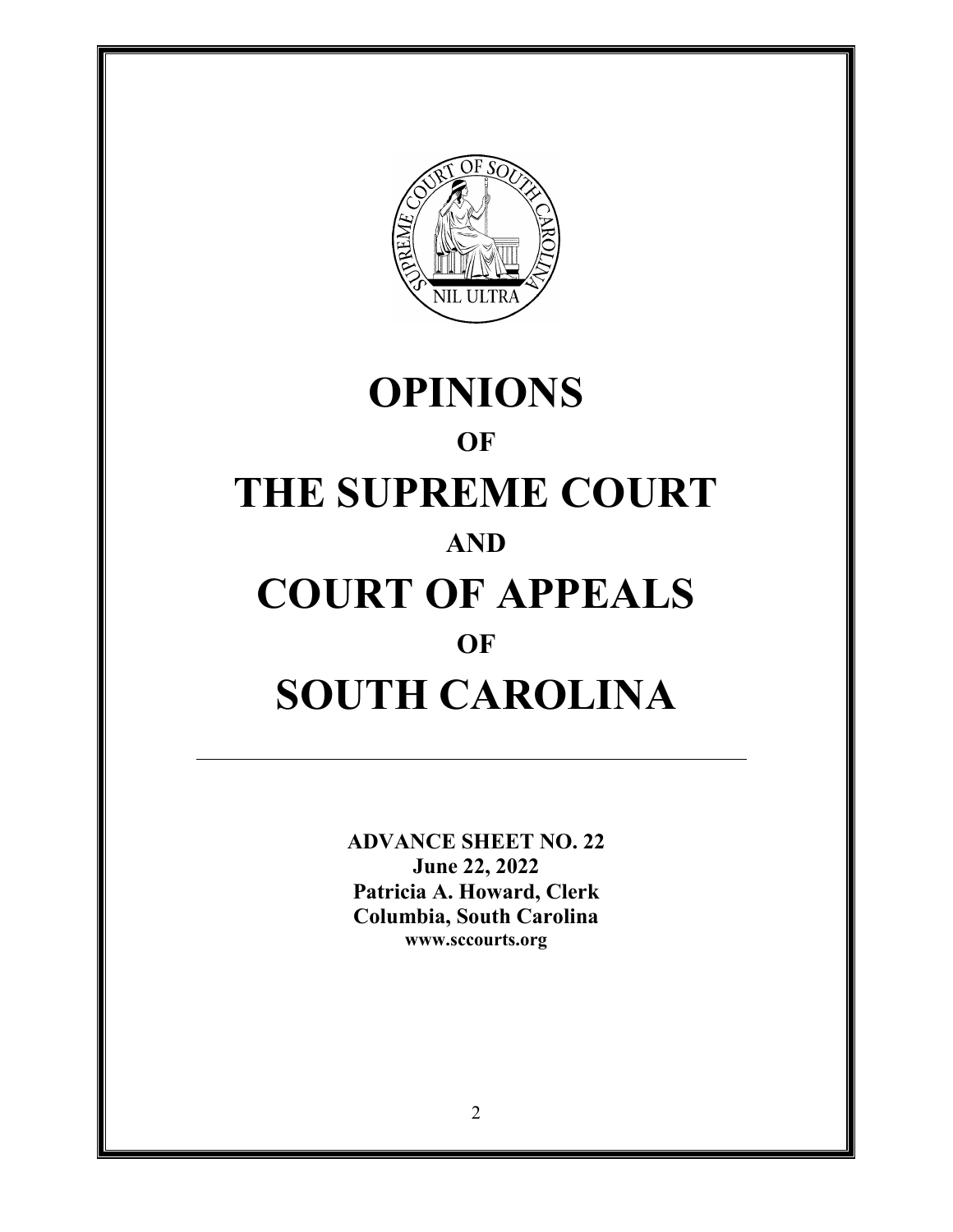# OPINIONS

## OF

# THE SUPREME COURT

## AND

# COURT OF APPEALS

## OF

# SOUTH CAROLINA

---

**ADVANCE SHEET NO. 22**
**June 22, 2022**
**Patricia A. Howard, Clerk**
**Columbia, South Carolina**
**www.sccourts.org**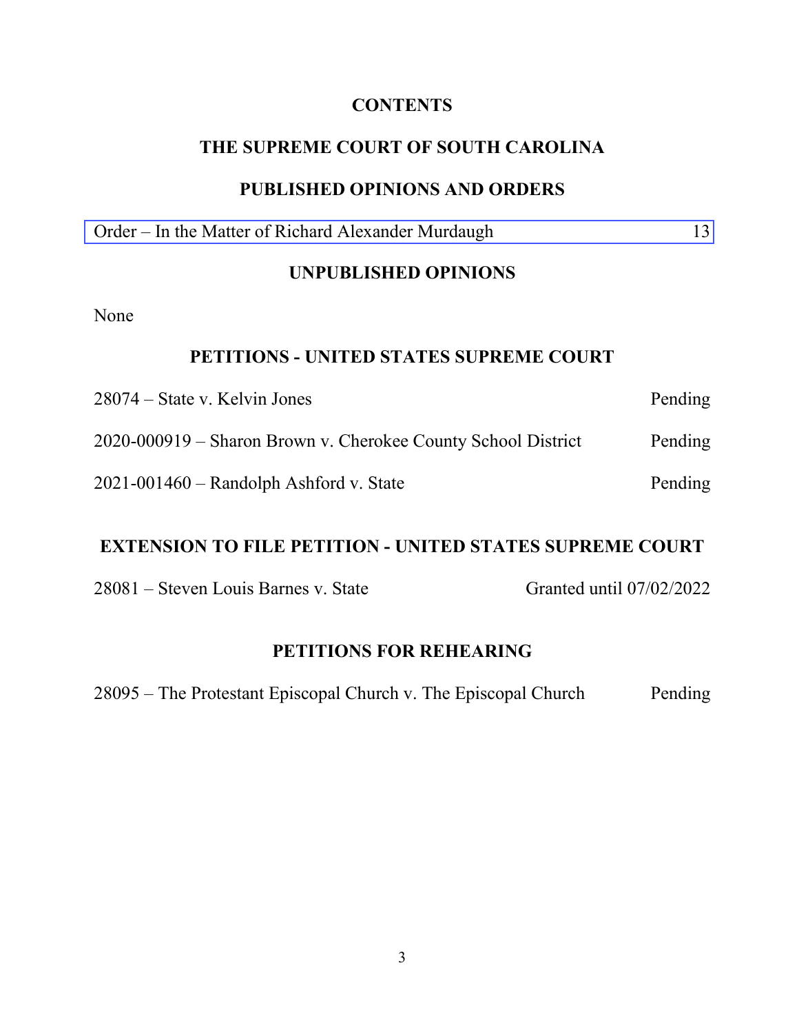# CONTENTS

## THE SUPREME COURT OF SOUTH CAROLINA

## PUBLISHED OPINIONS AND ORDERS

| | |
|---|---|
| Order – In the Matter of Richard Alexander Murdaugh | 13 |

## UNPUBLISHED OPINIONS

None

## PETITIONS - UNITED STATES SUPREME COURT

| | |
|---|---|
| 28074 – State v. Kelvin Jones | Pending |
| 2020-000919 – Sharon Brown v. Cherokee County School District | Pending |
| 2021-001460 – Randolph Ashford v. State | Pending |

## EXTENSION TO FILE PETITION - UNITED STATES SUPREME COURT

| | |
|---|---|
| 28081 – Steven Louis Barnes v. State | Granted until 07/02/2022 |

## PETITIONS FOR REHEARING

| | |
|---|---|
| 28095 – The Protestant Episcopal Church v. The Episcopal Church | Pending |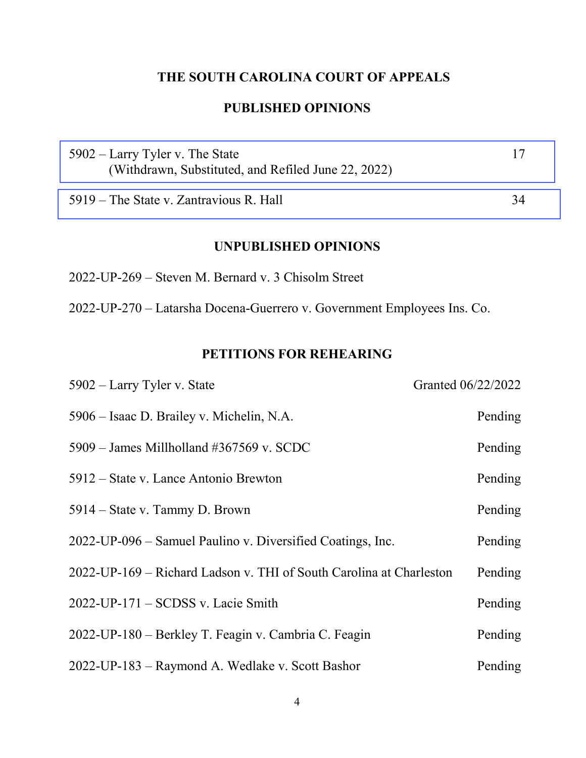## THE SOUTH CAROLINA COURT OF APPEALS

### PUBLISHED OPINIONS

| | |
|---|---|
| 5902 – Larry Tyler v. The State (Withdrawn, Substituted, and Refiled June 22, 2022) | 17 |
| 5919 – The State v. Zantravious R. Hall | 34 |

### UNPUBLISHED OPINIONS

2022-UP-269 – Steven M. Bernard v. 3 Chisolm Street

2022-UP-270 – Latarsha Docena-Guerrero v. Government Employees Ins. Co.

### PETITIONS FOR REHEARING

| | |
|---|---|
| 5902 – Larry Tyler v. State | Granted 06/22/2022 |
| 5906 – Isaac D. Brailey v. Michelin, N.A. | Pending |
| 5909 – James Millholland #367569 v. SCDC | Pending |
| 5912 – State v. Lance Antonio Brewton | Pending |
| 5914 – State v. Tammy D. Brown | Pending |
| 2022-UP-096 – Samuel Paulino v. Diversified Coatings, Inc. | Pending |
| 2022-UP-169 – Richard Ladson v. THI of South Carolina at Charleston | Pending |
| 2022-UP-171 – SCDSS v. Lacie Smith | Pending |
| 2022-UP-180 – Berkley T. Feagin v. Cambria C. Feagin | Pending |
| 2022-UP-183 – Raymond A. Wedlake v. Scott Bashor | Pending |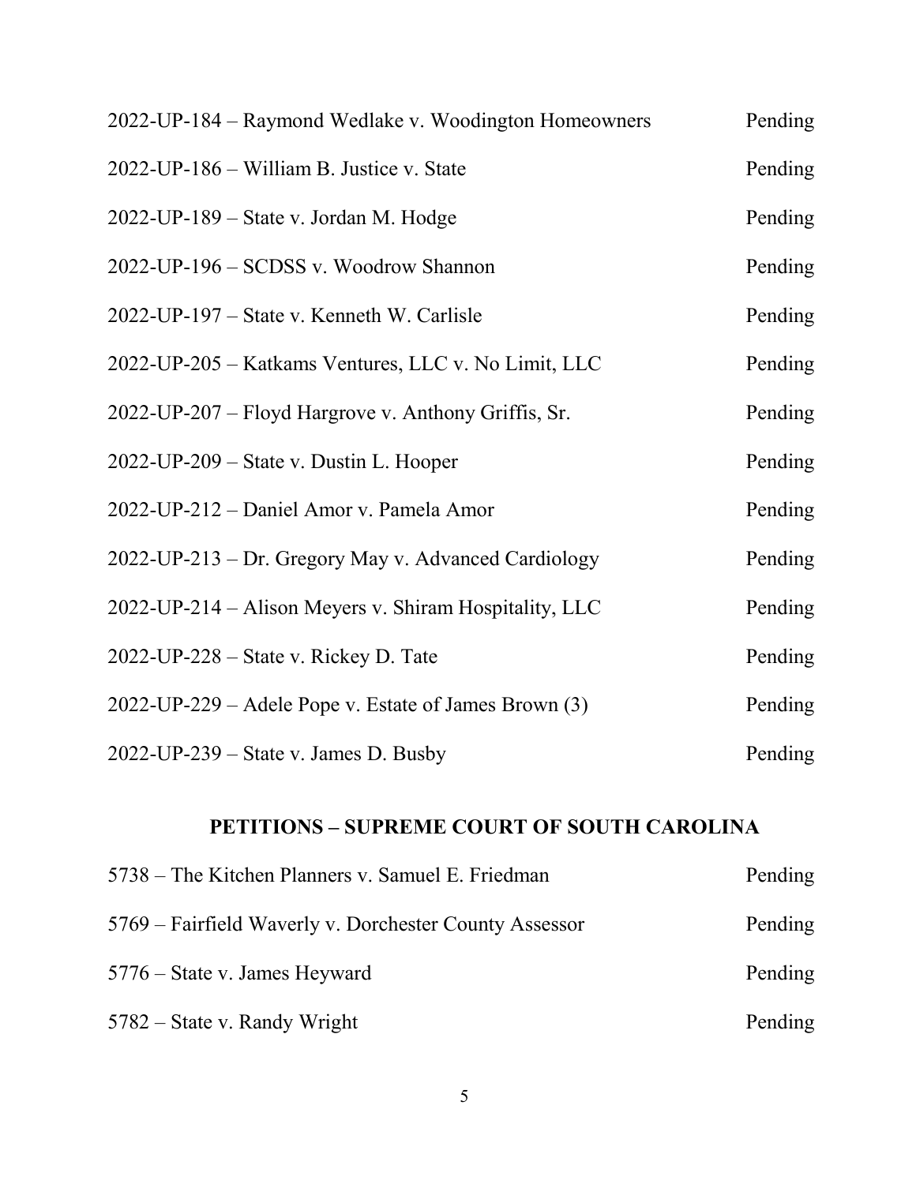| | |
|---|---|
| 2022-UP-184 – Raymond Wedlake v. Woodington Homeowners | Pending |
| 2022-UP-186 – William B. Justice v. State | Pending |
| 2022-UP-189 – State v. Jordan M. Hodge | Pending |
| 2022-UP-196 – SCDSS v. Woodrow Shannon | Pending |
| 2022-UP-197 – State v. Kenneth W. Carlisle | Pending |
| 2022-UP-205 – Katkams Ventures, LLC v. No Limit, LLC | Pending |
| 2022-UP-207 – Floyd Hargrove v. Anthony Griffis, Sr. | Pending |
| 2022-UP-209 – State v. Dustin L. Hooper | Pending |
| 2022-UP-212 – Daniel Amor v. Pamela Amor | Pending |
| 2022-UP-213 – Dr. Gregory May v. Advanced Cardiology | Pending |
| 2022-UP-214 – Alison Meyers v. Shiram Hospitality, LLC | Pending |
| 2022-UP-228 – State v. Rickey D. Tate | Pending |
| 2022-UP-229 – Adele Pope v. Estate of James Brown (3) | Pending |
| 2022-UP-239 – State v. James D. Busby | Pending |

## PETITIONS – SUPREME COURT OF SOUTH CAROLINA

| | |
|---|---|
| 5738 – The Kitchen Planners v. Samuel E. Friedman | Pending |
| 5769 – Fairfield Waverly v. Dorchester County Assessor | Pending |
| 5776 – State v. James Heyward | Pending |
| 5782 – State v. Randy Wright | Pending |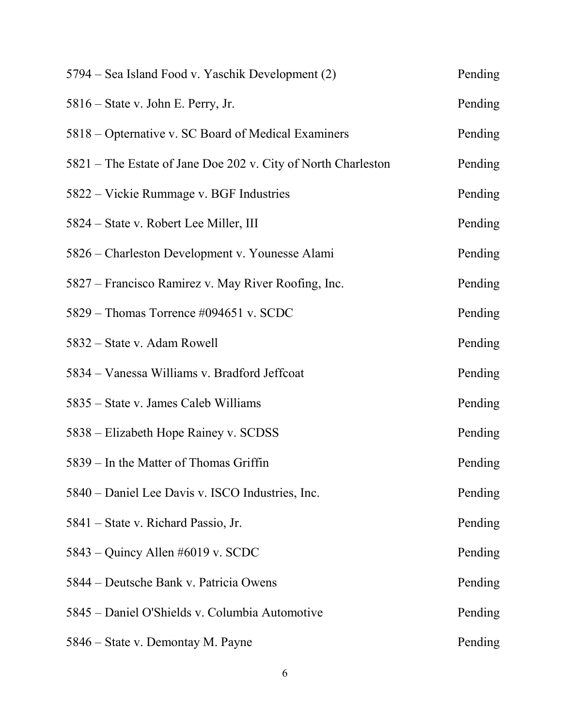| | |
|---|---|
| 5794 – Sea Island Food v. Yaschik Development (2) | Pending |
| 5816 – State v. John E. Perry, Jr. | Pending |
| 5818 – Opternative v. SC Board of Medical Examiners | Pending |
| 5821 – The Estate of Jane Doe 202 v. City of North Charleston | Pending |
| 5822 – Vickie Rummage v. BGF Industries | Pending |
| 5824 – State v. Robert Lee Miller, III | Pending |
| 5826 – Charleston Development v. Younesse Alami | Pending |
| 5827 – Francisco Ramirez v. May River Roofing, Inc. | Pending |
| 5829 – Thomas Torrence #094651 v. SCDC | Pending |
| 5832 – State v. Adam Rowell | Pending |
| 5834 – Vanessa Williams v. Bradford Jeffcoat | Pending |
| 5835 – State v. James Caleb Williams | Pending |
| 5838 – Elizabeth Hope Rainey v. SCDSS | Pending |
| 5839 – In the Matter of Thomas Griffin | Pending |
| 5840 – Daniel Lee Davis v. ISCO Industries, Inc. | Pending |
| 5841 – State v. Richard Passio, Jr. | Pending |
| 5843 – Quincy Allen #6019 v. SCDC | Pending |
| 5844 – Deutsche Bank v. Patricia Owens | Pending |
| 5845 – Daniel O'Shields v. Columbia Automotive | Pending |
| 5846 – State v. Demontay M. Payne | Pending |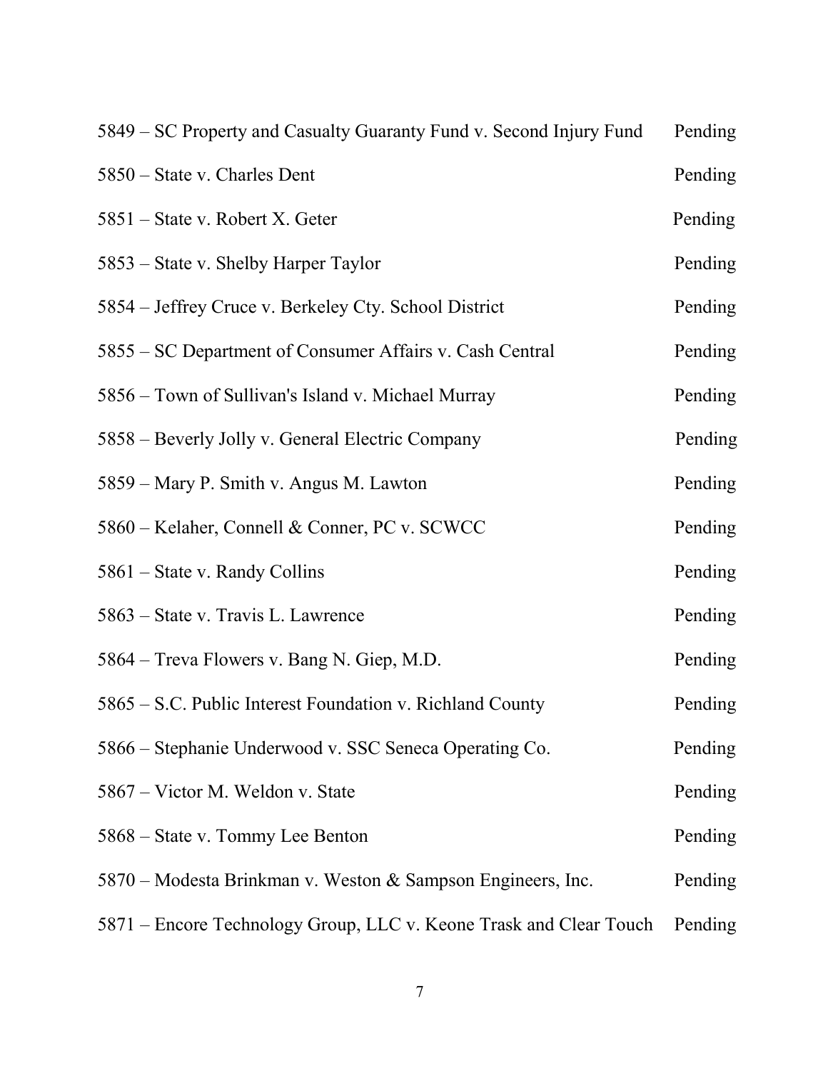| | |
|---|---|
| 5849 – SC Property and Casualty Guaranty Fund v. Second Injury Fund | Pending |
| 5850 – State v. Charles Dent | Pending |
| 5851 – State v. Robert X. Geter | Pending |
| 5853 – State v. Shelby Harper Taylor | Pending |
| 5854 – Jeffrey Cruce v. Berkeley Cty. School District | Pending |
| 5855 – SC Department of Consumer Affairs v. Cash Central | Pending |
| 5856 – Town of Sullivan's Island v. Michael Murray | Pending |
| 5858 – Beverly Jolly v. General Electric Company | Pending |
| 5859 – Mary P. Smith v. Angus M. Lawton | Pending |
| 5860 – Kelaher, Connell & Conner, PC v. SCWCC | Pending |
| 5861 – State v. Randy Collins | Pending |
| 5863 – State v. Travis L. Lawrence | Pending |
| 5864 – Treva Flowers v. Bang N. Giep, M.D. | Pending |
| 5865 – S.C. Public Interest Foundation v. Richland County | Pending |
| 5866 – Stephanie Underwood v. SSC Seneca Operating Co. | Pending |
| 5867 – Victor M. Weldon v. State | Pending |
| 5868 – State v. Tommy Lee Benton | Pending |
| 5870 – Modesta Brinkman v. Weston & Sampson Engineers, Inc. | Pending |
| 5871 – Encore Technology Group, LLC v. Keone Trask and Clear Touch | Pending |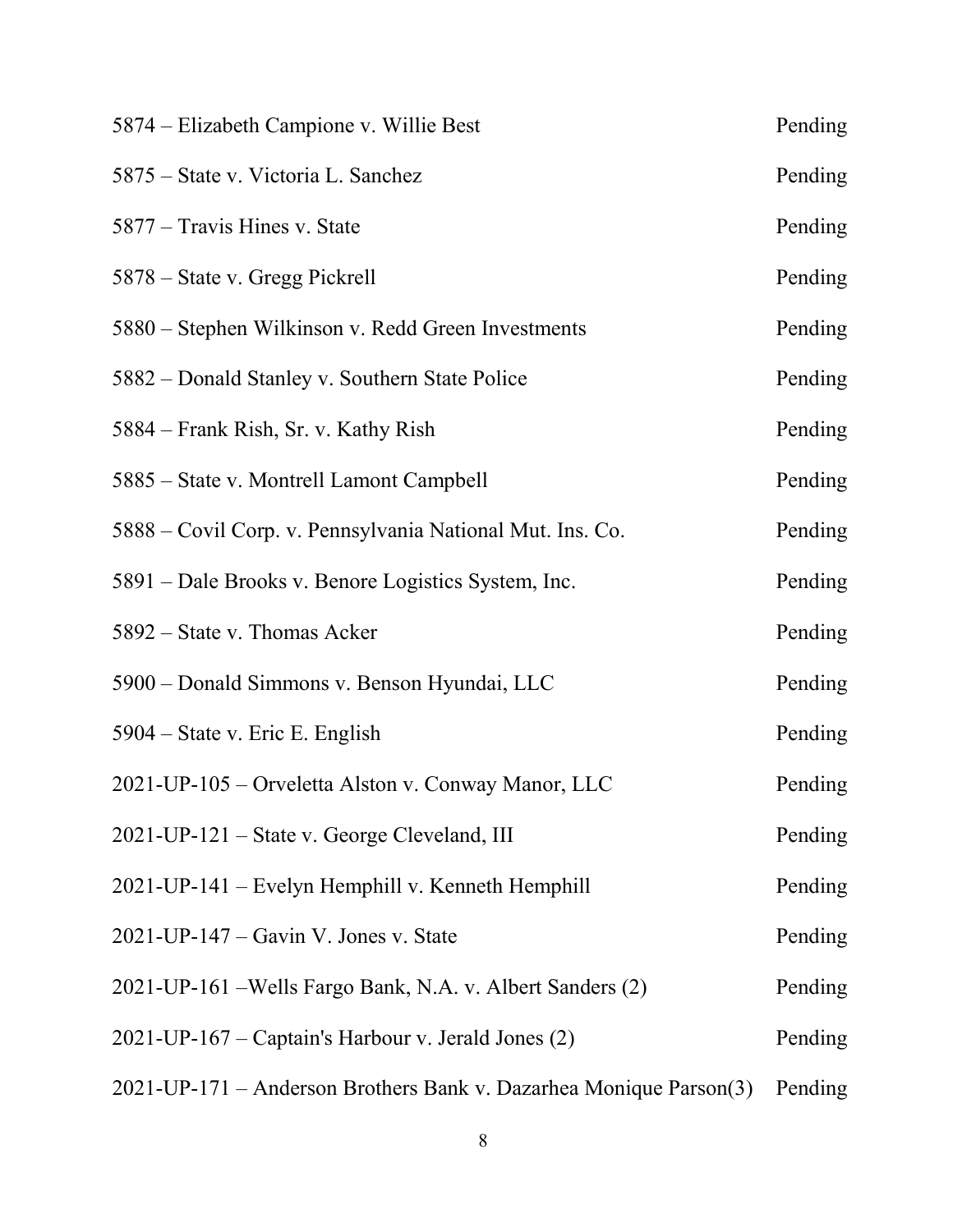| | |
|---|---|
| 5874 – Elizabeth Campione v. Willie Best | Pending |
| 5875 – State v. Victoria L. Sanchez | Pending |
| 5877 – Travis Hines v. State | Pending |
| 5878 – State v. Gregg Pickrell | Pending |
| 5880 – Stephen Wilkinson v. Redd Green Investments | Pending |
| 5882 – Donald Stanley v. Southern State Police | Pending |
| 5884 – Frank Rish, Sr. v. Kathy Rish | Pending |
| 5885 – State v. Montrell Lamont Campbell | Pending |
| 5888 – Covil Corp. v. Pennsylvania National Mut. Ins. Co. | Pending |
| 5891 – Dale Brooks v. Benore Logistics System, Inc. | Pending |
| 5892 – State v. Thomas Acker | Pending |
| 5900 – Donald Simmons v. Benson Hyundai, LLC | Pending |
| 5904 – State v. Eric E. English | Pending |
| 2021-UP-105 – Orveletta Alston v. Conway Manor, LLC | Pending |
| 2021-UP-121 – State v. George Cleveland, III | Pending |
| 2021-UP-141 – Evelyn Hemphill v. Kenneth Hemphill | Pending |
| 2021-UP-147 – Gavin V. Jones v. State | Pending |
| 2021-UP-161 –Wells Fargo Bank, N.A. v. Albert Sanders (2) | Pending |
| 2021-UP-167 – Captain's Harbour v. Jerald Jones (2) | Pending |
| 2021-UP-171 – Anderson Brothers Bank v. Dazarhea Monique Parson(3) | Pending |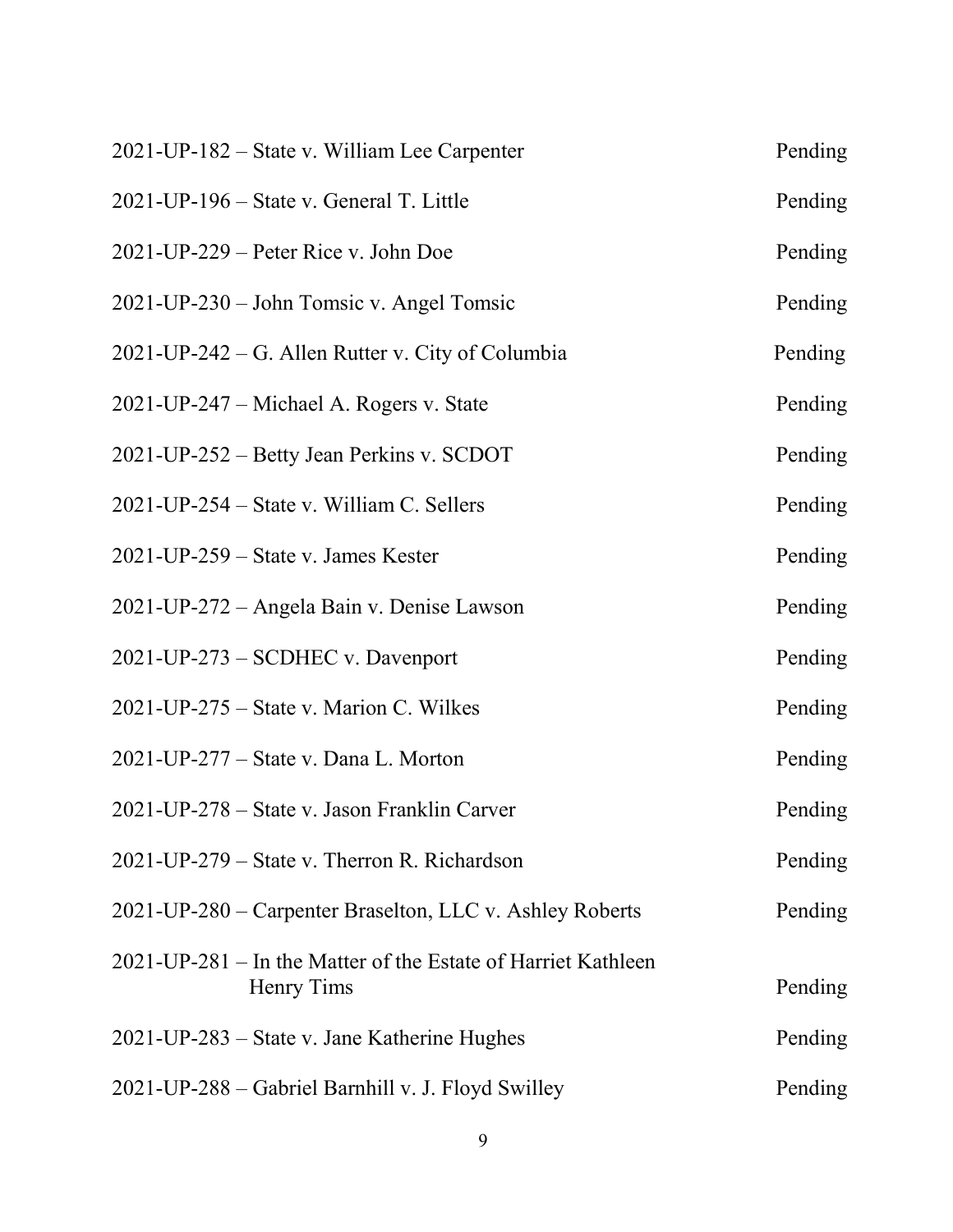| | |
|---|---|
| 2021-UP-182 – State v. William Lee Carpenter | Pending |
| 2021-UP-196 – State v. General T. Little | Pending |
| 2021-UP-229 – Peter Rice v. John Doe | Pending |
| 2021-UP-230 – John Tomsic v. Angel Tomsic | Pending |
| 2021-UP-242 – G. Allen Rutter v. City of Columbia | Pending |
| 2021-UP-247 – Michael A. Rogers v. State | Pending |
| 2021-UP-252 – Betty Jean Perkins v. SCDOT | Pending |
| 2021-UP-254 – State v. William C. Sellers | Pending |
| 2021-UP-259 – State v. James Kester | Pending |
| 2021-UP-272 – Angela Bain v. Denise Lawson | Pending |
| 2021-UP-273 – SCDHEC v. Davenport | Pending |
| 2021-UP-275 – State v. Marion C. Wilkes | Pending |
| 2021-UP-277 – State v. Dana L. Morton | Pending |
| 2021-UP-278 – State v. Jason Franklin Carver | Pending |
| 2021-UP-279 – State v. Therron R. Richardson | Pending |
| 2021-UP-280 – Carpenter Braselton, LLC v. Ashley Roberts | Pending |
| 2021-UP-281 – In the Matter of the Estate of Harriet Kathleen Henry Tims | Pending |
| 2021-UP-283 – State v. Jane Katherine Hughes | Pending |
| 2021-UP-288 – Gabriel Barnhill v. J. Floyd Swilley | Pending |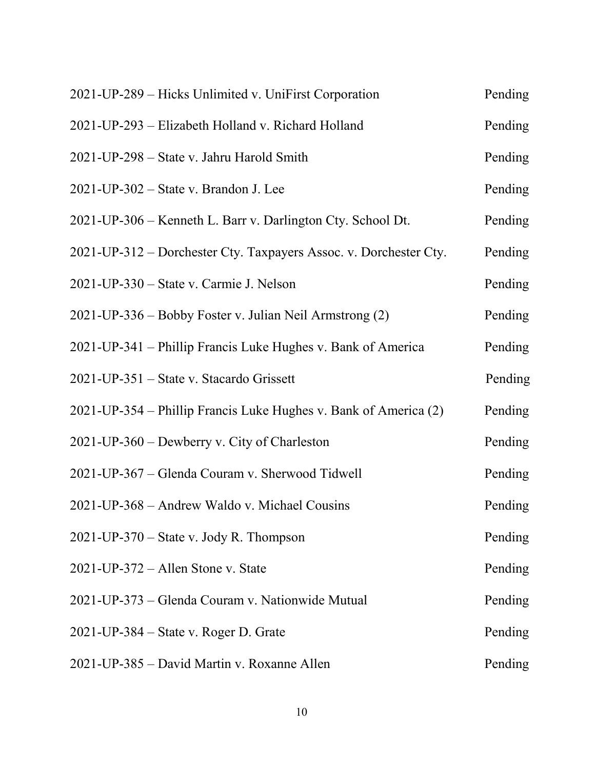| | |
|---|---|
| 2021-UP-289 – Hicks Unlimited v. UniFirst Corporation | Pending |
| 2021-UP-293 – Elizabeth Holland v. Richard Holland | Pending |
| 2021-UP-298 – State v. Jahru Harold Smith | Pending |
| 2021-UP-302 – State v. Brandon J. Lee | Pending |
| 2021-UP-306 – Kenneth L. Barr v. Darlington Cty. School Dt. | Pending |
| 2021-UP-312 – Dorchester Cty. Taxpayers Assoc. v. Dorchester Cty. | Pending |
| 2021-UP-330 – State v. Carmie J. Nelson | Pending |
| 2021-UP-336 – Bobby Foster v. Julian Neil Armstrong (2) | Pending |
| 2021-UP-341 – Phillip Francis Luke Hughes v. Bank of America | Pending |
| 2021-UP-351 – State v. Stacardo Grissett | Pending |
| 2021-UP-354 – Phillip Francis Luke Hughes v. Bank of America (2) | Pending |
| 2021-UP-360 – Dewberry v. City of Charleston | Pending |
| 2021-UP-367 – Glenda Couram v. Sherwood Tidwell | Pending |
| 2021-UP-368 – Andrew Waldo v. Michael Cousins | Pending |
| 2021-UP-370 – State v. Jody R. Thompson | Pending |
| 2021-UP-372 – Allen Stone v. State | Pending |
| 2021-UP-373 – Glenda Couram v. Nationwide Mutual | Pending |
| 2021-UP-384 – State v. Roger D. Grate | Pending |
| 2021-UP-385 – David Martin v. Roxanne Allen | Pending |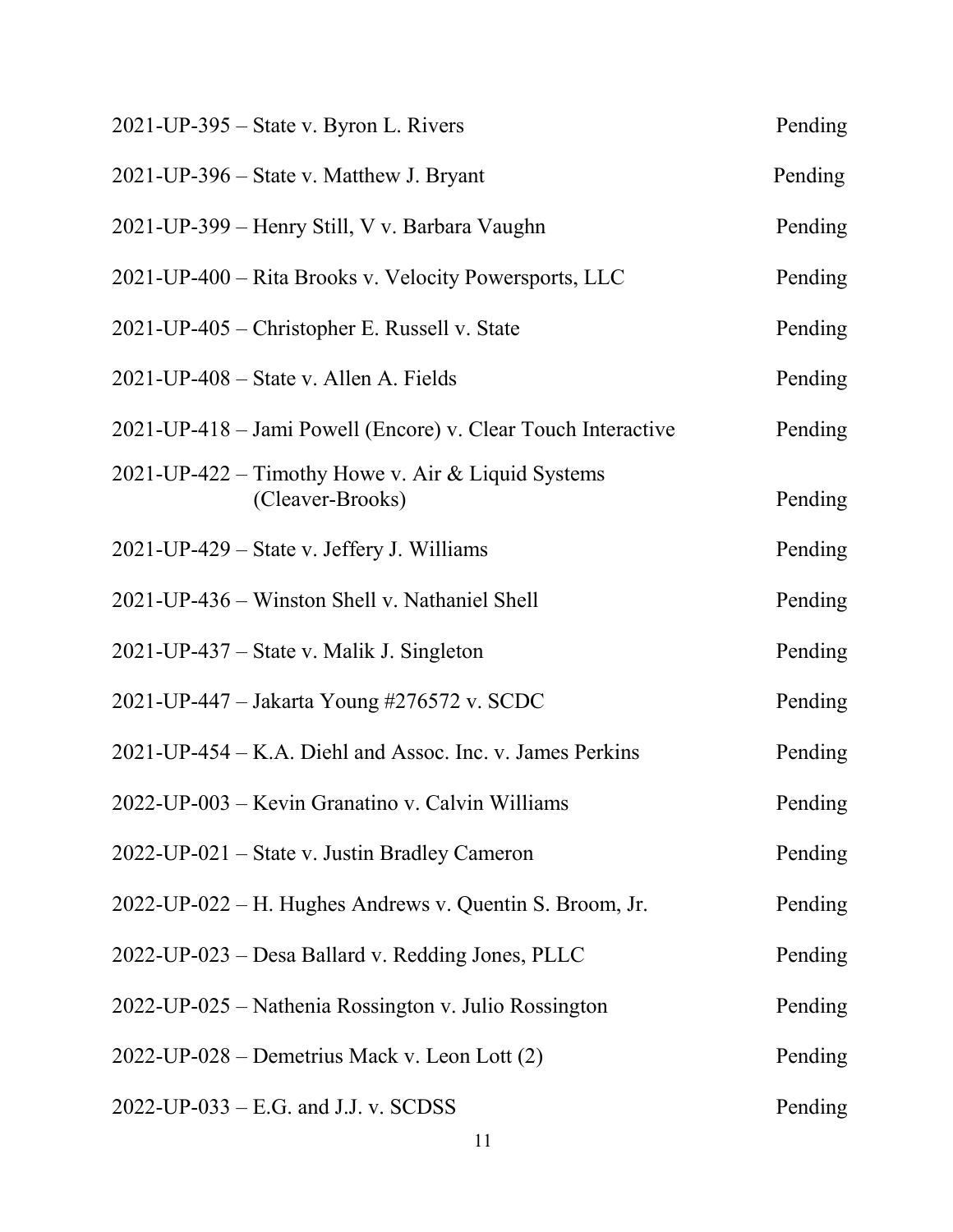2021-UP-395 – State v. Byron L. Rivers Pending

2021-UP-396 – State v. Matthew J. Bryant Pending

2021-UP-399 – Henry Still, V v. Barbara Vaughn Pending

2021-UP-400 – Rita Brooks v. Velocity Powersports, LLC Pending

2021-UP-405 – Christopher E. Russell v. State Pending

2021-UP-408 – State v. Allen A. Fields Pending

2021-UP-418 – Jami Powell (Encore) v. Clear Touch Interactive Pending

2021-UP-422 – Timothy Howe v. Air & Liquid Systems (Cleaver-Brooks) Pending

2021-UP-429 – State v. Jeffery J. Williams Pending

2021-UP-436 – Winston Shell v. Nathaniel Shell Pending

2021-UP-437 – State v. Malik J. Singleton Pending

2021-UP-447 – Jakarta Young #276572 v. SCDC Pending

2021-UP-454 – K.A. Diehl and Assoc. Inc. v. James Perkins Pending

2022-UP-003 – Kevin Granatino v. Calvin Williams Pending

2022-UP-021 – State v. Justin Bradley Cameron Pending

2022-UP-022 – H. Hughes Andrews v. Quentin S. Broom, Jr. Pending

2022-UP-023 – Desa Ballard v. Redding Jones, PLLC Pending

2022-UP-025 – Nathenia Rossington v. Julio Rossington Pending

2022-UP-028 – Demetrius Mack v. Leon Lott (2) Pending

2022-UP-033 – E.G. and J.J. v. SCDSS Pending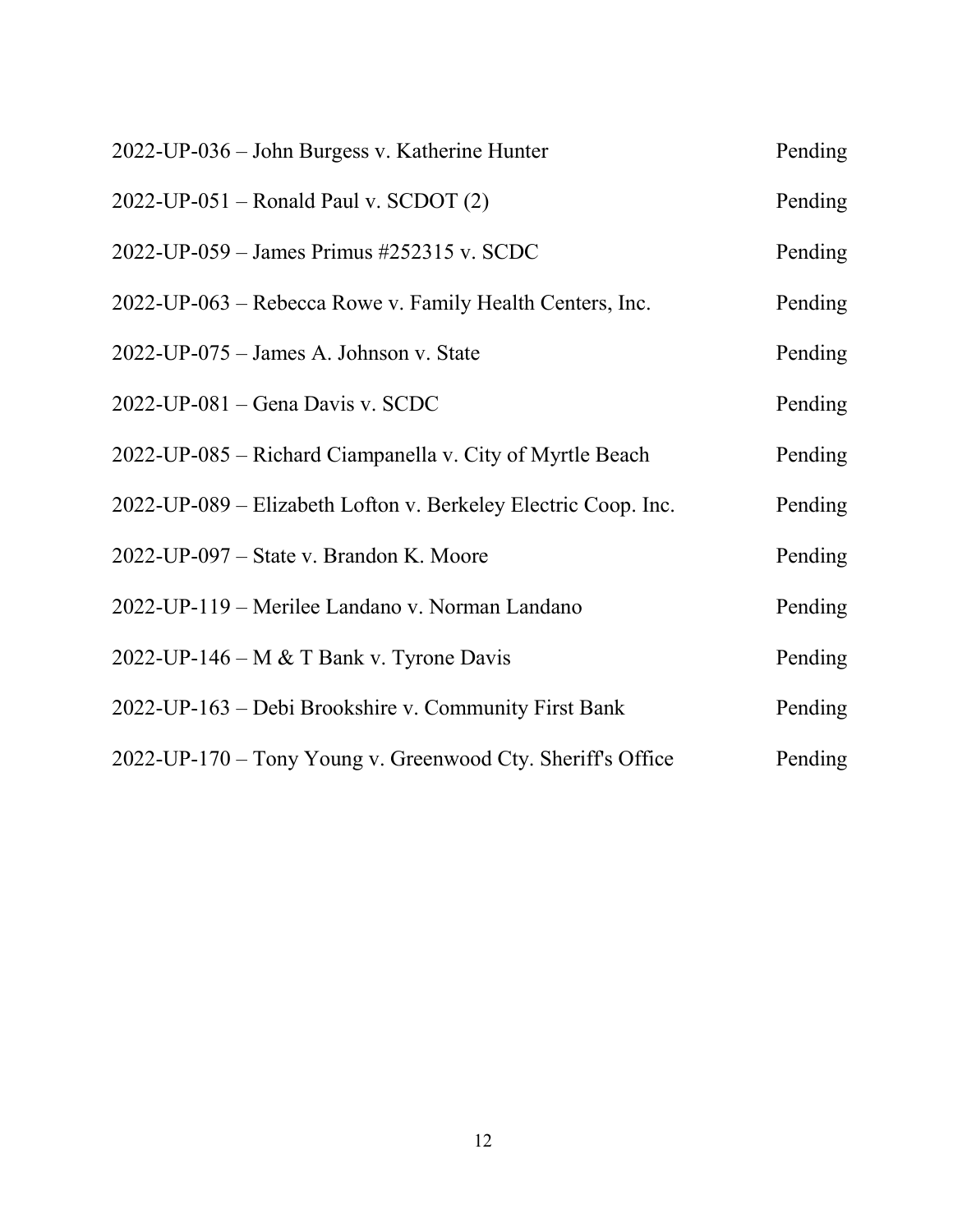| | |
|---|---|
| 2022-UP-036 – John Burgess v. Katherine Hunter | Pending |
| 2022-UP-051 – Ronald Paul v. SCDOT (2) | Pending |
| 2022-UP-059 – James Primus #252315 v. SCDC | Pending |
| 2022-UP-063 – Rebecca Rowe v. Family Health Centers, Inc. | Pending |
| 2022-UP-075 – James A. Johnson v. State | Pending |
| 2022-UP-081 – Gena Davis v. SCDC | Pending |
| 2022-UP-085 – Richard Ciampanella v. City of Myrtle Beach | Pending |
| 2022-UP-089 – Elizabeth Lofton v. Berkeley Electric Coop. Inc. | Pending |
| 2022-UP-097 – State v. Brandon K. Moore | Pending |
| 2022-UP-119 – Merilee Landano v. Norman Landano | Pending |
| 2022-UP-146 – M & T Bank v. Tyrone Davis | Pending |
| 2022-UP-163 – Debi Brookshire v. Community First Bank | Pending |
| 2022-UP-170 – Tony Young v. Greenwood Cty. Sheriff's Office | Pending |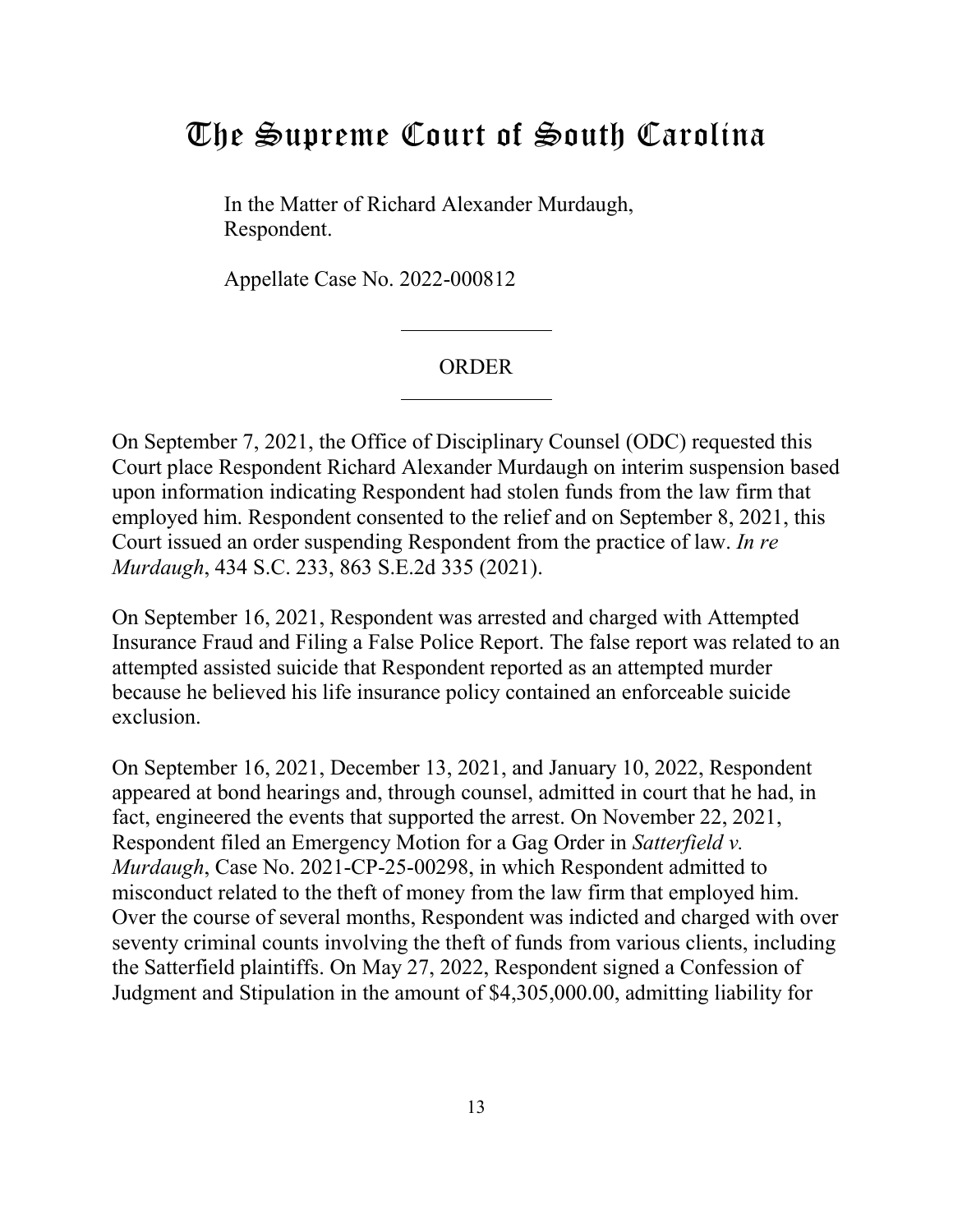# The Supreme Court of South Carolina

In the Matter of Richard Alexander Murdaugh, Respondent.

Appellate Case No. 2022-000812

---

ORDER

---

On September 7, 2021, the Office of Disciplinary Counsel (ODC) requested this Court place Respondent Richard Alexander Murdaugh on interim suspension based upon information indicating Respondent had stolen funds from the law firm that employed him. Respondent consented to the relief and on September 8, 2021, this Court issued an order suspending Respondent from the practice of law. *In re Murdaugh*, 434 S.C. 233, 863 S.E.2d 335 (2021).

On September 16, 2021, Respondent was arrested and charged with Attempted Insurance Fraud and Filing a False Police Report. The false report was related to an attempted assisted suicide that Respondent reported as an attempted murder because he believed his life insurance policy contained an enforceable suicide exclusion.

On September 16, 2021, December 13, 2021, and January 10, 2022, Respondent appeared at bond hearings and, through counsel, admitted in court that he had, in fact, engineered the events that supported the arrest. On November 22, 2021, Respondent filed an Emergency Motion for a Gag Order in *Satterfield v. Murdaugh*, Case No. 2021-CP-25-00298, in which Respondent admitted to misconduct related to the theft of money from the law firm that employed him. Over the course of several months, Respondent was indicted and charged with over seventy criminal counts involving the theft of funds from various clients, including the Satterfield plaintiffs. On May 27, 2022, Respondent signed a Confession of Judgment and Stipulation in the amount of $4,305,000.00, admitting liability for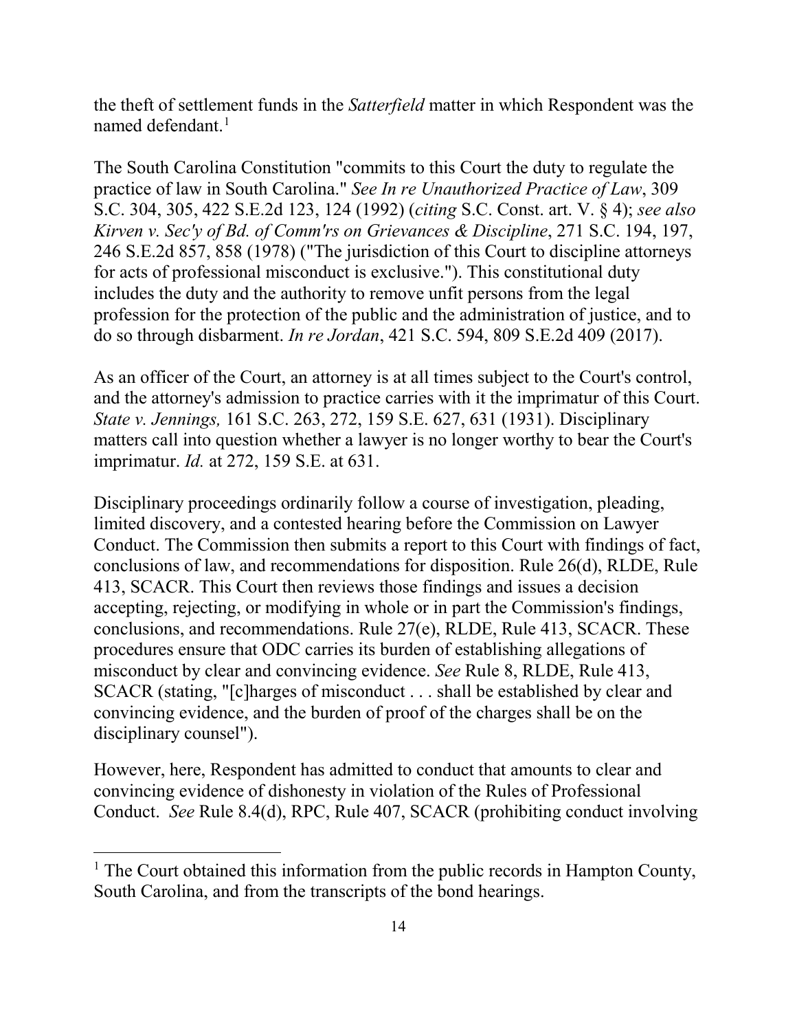the theft of settlement funds in the *Satterfield* matter in which Respondent was the named defendant.[1]

The South Carolina Constitution "commits to this Court the duty to regulate the practice of law in South Carolina." *See In re Unauthorized Practice of Law*, 309 S.C. 304, 305, 422 S.E.2d 123, 124 (1992) (*citing* S.C. Const. art. V. § 4); *see also Kirven v. Sec'y of Bd. of Comm'rs on Grievances & Discipline*, 271 S.C. 194, 197, 246 S.E.2d 857, 858 (1978) ("The jurisdiction of this Court to discipline attorneys for acts of professional misconduct is exclusive."). This constitutional duty includes the duty and the authority to remove unfit persons from the legal profession for the protection of the public and the administration of justice, and to do so through disbarment. *In re Jordan*, 421 S.C. 594, 809 S.E.2d 409 (2017).

As an officer of the Court, an attorney is at all times subject to the Court's control, and the attorney's admission to practice carries with it the imprimatur of this Court. *State v. Jennings,* 161 S.C. 263, 272, 159 S.E. 627, 631 (1931). Disciplinary matters call into question whether a lawyer is no longer worthy to bear the Court's imprimatur. *Id.* at 272, 159 S.E. at 631.

Disciplinary proceedings ordinarily follow a course of investigation, pleading, limited discovery, and a contested hearing before the Commission on Lawyer Conduct. The Commission then submits a report to this Court with findings of fact, conclusions of law, and recommendations for disposition. Rule 26(d), RLDE, Rule 413, SCACR. This Court then reviews those findings and issues a decision accepting, rejecting, or modifying in whole or in part the Commission's findings, conclusions, and recommendations. Rule 27(e), RLDE, Rule 413, SCACR. These procedures ensure that ODC carries its burden of establishing allegations of misconduct by clear and convincing evidence. *See* Rule 8, RLDE, Rule 413, SCACR (stating, "[c]harges of misconduct . . . shall be established by clear and convincing evidence, and the burden of proof of the charges shall be on the disciplinary counsel").

However, here, Respondent has admitted to conduct that amounts to clear and convincing evidence of dishonesty in violation of the Rules of Professional Conduct. *See* Rule 8.4(d), RPC, Rule 407, SCACR (prohibiting conduct involving

---

[1] The Court obtained this information from the public records in Hampton County, South Carolina, and from the transcripts of the bond hearings.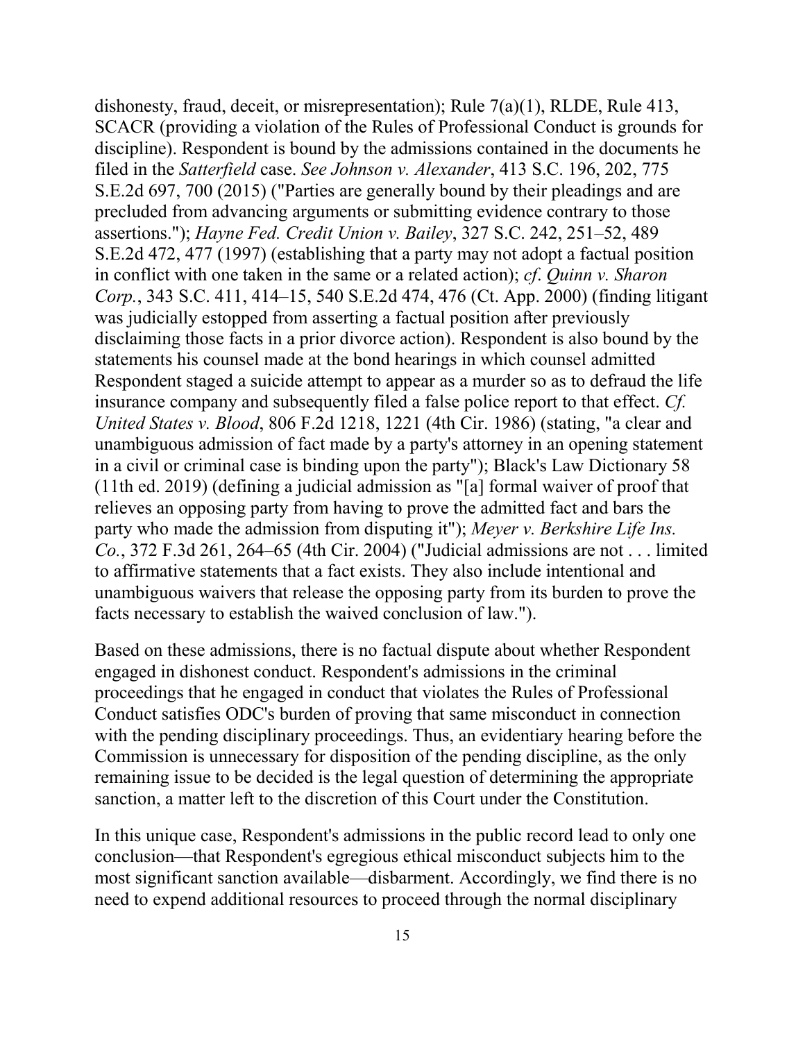dishonesty, fraud, deceit, or misrepresentation); Rule 7(a)(1), RLDE, Rule 413, SCACR (providing a violation of the Rules of Professional Conduct is grounds for discipline). Respondent is bound by the admissions contained in the documents he filed in the *Satterfield* case. *See Johnson v. Alexander*, 413 S.C. 196, 202, 775 S.E.2d 697, 700 (2015) ("Parties are generally bound by their pleadings and are precluded from advancing arguments or submitting evidence contrary to those assertions."); *Hayne Fed. Credit Union v. Bailey*, 327 S.C. 242, 251–52, 489 S.E.2d 472, 477 (1997) (establishing that a party may not adopt a factual position in conflict with one taken in the same or a related action); *cf*. *Quinn v. Sharon Corp.*, 343 S.C. 411, 414–15, 540 S.E.2d 474, 476 (Ct. App. 2000) (finding litigant was judicially estopped from asserting a factual position after previously disclaiming those facts in a prior divorce action). Respondent is also bound by the statements his counsel made at the bond hearings in which counsel admitted Respondent staged a suicide attempt to appear as a murder so as to defraud the life insurance company and subsequently filed a false police report to that effect. *Cf. United States v. Blood*, 806 F.2d 1218, 1221 (4th Cir. 1986) (stating, "a clear and unambiguous admission of fact made by a party's attorney in an opening statement in a civil or criminal case is binding upon the party"); Black's Law Dictionary 58 (11th ed. 2019) (defining a judicial admission as "[a] formal waiver of proof that relieves an opposing party from having to prove the admitted fact and bars the party who made the admission from disputing it"); *Meyer v. Berkshire Life Ins. Co.*, 372 F.3d 261, 264–65 (4th Cir. 2004) ("Judicial admissions are not . . . limited to affirmative statements that a fact exists. They also include intentional and unambiguous waivers that release the opposing party from its burden to prove the facts necessary to establish the waived conclusion of law.").

Based on these admissions, there is no factual dispute about whether Respondent engaged in dishonest conduct. Respondent's admissions in the criminal proceedings that he engaged in conduct that violates the Rules of Professional Conduct satisfies ODC's burden of proving that same misconduct in connection with the pending disciplinary proceedings. Thus, an evidentiary hearing before the Commission is unnecessary for disposition of the pending discipline, as the only remaining issue to be decided is the legal question of determining the appropriate sanction, a matter left to the discretion of this Court under the Constitution.

In this unique case, Respondent's admissions in the public record lead to only one conclusion—that Respondent's egregious ethical misconduct subjects him to the most significant sanction available—disbarment. Accordingly, we find there is no need to expend additional resources to proceed through the normal disciplinary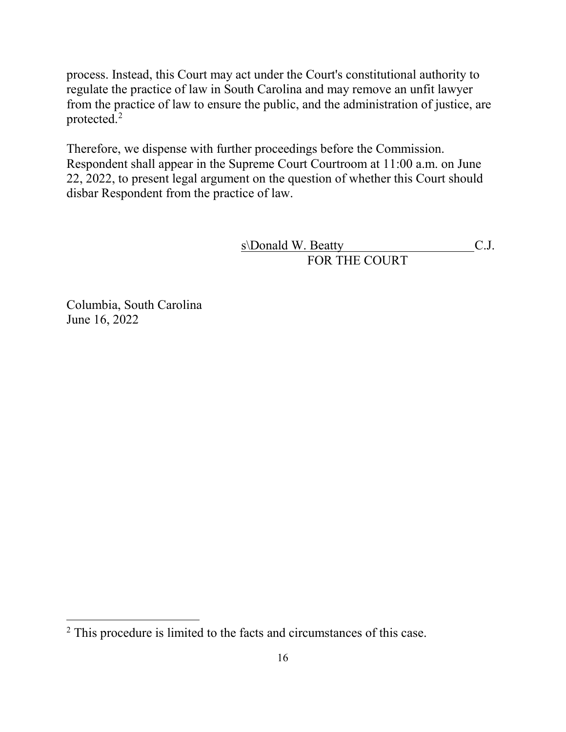process. Instead, this Court may act under the Court's constitutional authority to regulate the practice of law in South Carolina and may remove an unfit lawyer from the practice of law to ensure the public, and the administration of justice, are protected.[2]

Therefore, we dispense with further proceedings before the Commission. Respondent shall appear in the Supreme Court Courtroom at 11:00 a.m. on June 22, 2022, to present legal argument on the question of whether this Court should disbar Respondent from the practice of law.

s\Donald W. Beatty C.J.
FOR THE COURT

Columbia, South Carolina
June 16, 2022

[2] This procedure is limited to the facts and circumstances of this case.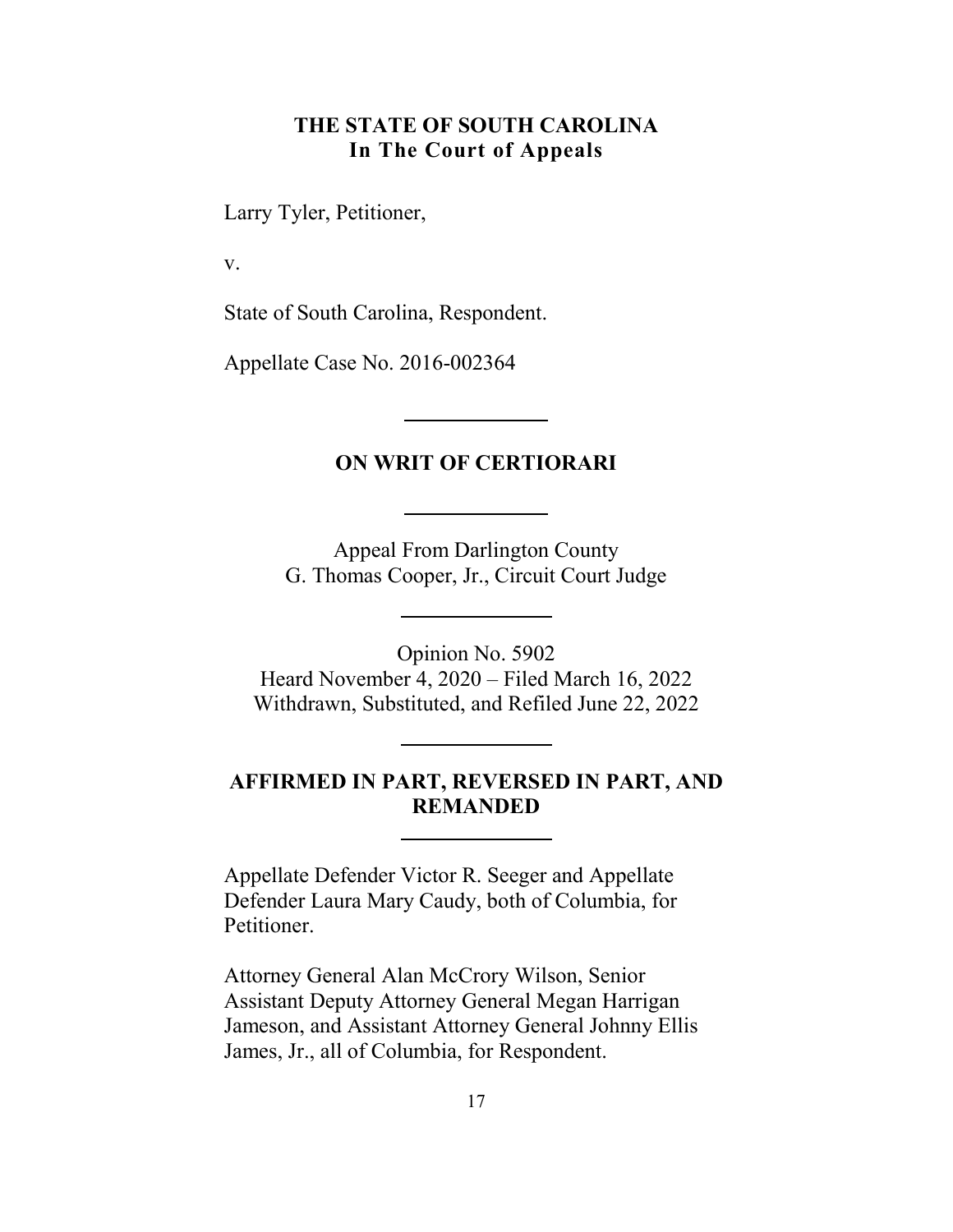**THE STATE OF SOUTH CAROLINA**
**In The Court of Appeals**

Larry Tyler, Petitioner,

v.

State of South Carolina, Respondent.

Appellate Case No. 2016-002364

---

**ON WRIT OF CERTIORARI**

---

Appeal From Darlington County
G. Thomas Cooper, Jr., Circuit Court Judge

---

Opinion No. 5902
Heard November 4, 2020 – Filed March 16, 2022
Withdrawn, Substituted, and Refiled June 22, 2022

---

**AFFIRMED IN PART, REVERSED IN PART, AND REMANDED**

---

Appellate Defender Victor R. Seeger and Appellate Defender Laura Mary Caudy, both of Columbia, for Petitioner.

Attorney General Alan McCrory Wilson, Senior Assistant Deputy Attorney General Megan Harrigan Jameson, and Assistant Attorney General Johnny Ellis James, Jr., all of Columbia, for Respondent.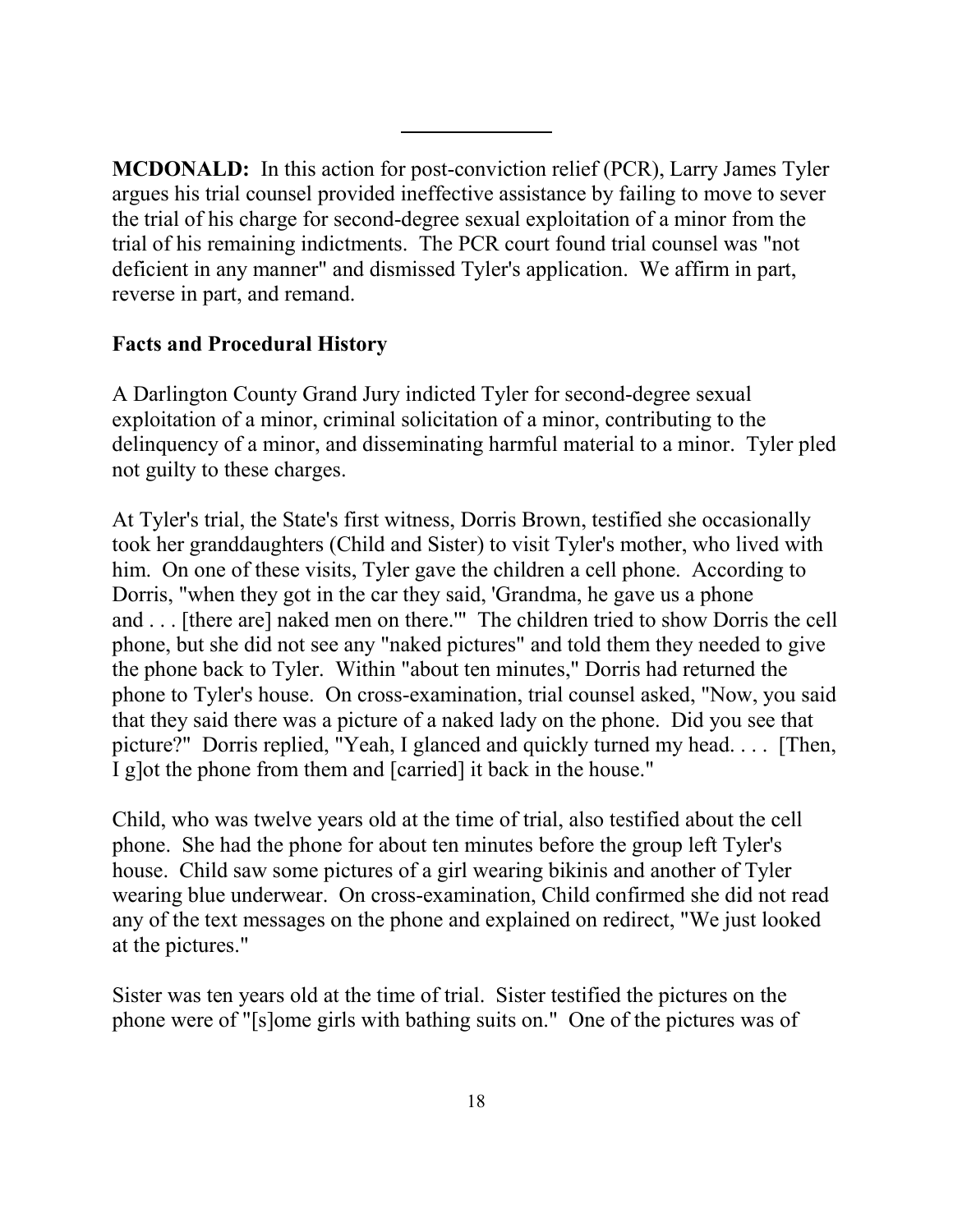**MCDONALD:** In this action for post-conviction relief (PCR), Larry James Tyler argues his trial counsel provided ineffective assistance by failing to move to sever the trial of his charge for second-degree sexual exploitation of a minor from the trial of his remaining indictments. The PCR court found trial counsel was "not deficient in any manner" and dismissed Tyler's application. We affirm in part, reverse in part, and remand.

**Facts and Procedural History**

A Darlington County Grand Jury indicted Tyler for second-degree sexual exploitation of a minor, criminal solicitation of a minor, contributing to the delinquency of a minor, and disseminating harmful material to a minor. Tyler pled not guilty to these charges.

At Tyler's trial, the State's first witness, Dorris Brown, testified she occasionally took her granddaughters (Child and Sister) to visit Tyler's mother, who lived with him. On one of these visits, Tyler gave the children a cell phone. According to Dorris, "when they got in the car they said, 'Grandma, he gave us a phone and . . . [there are] naked men on there.'" The children tried to show Dorris the cell phone, but she did not see any "naked pictures" and told them they needed to give the phone back to Tyler. Within "about ten minutes," Dorris had returned the phone to Tyler's house. On cross-examination, trial counsel asked, "Now, you said that they said there was a picture of a naked lady on the phone. Did you see that picture?" Dorris replied, "Yeah, I glanced and quickly turned my head. . . . [Then, I g]ot the phone from them and [carried] it back in the house."

Child, who was twelve years old at the time of trial, also testified about the cell phone. She had the phone for about ten minutes before the group left Tyler's house. Child saw some pictures of a girl wearing bikinis and another of Tyler wearing blue underwear. On cross-examination, Child confirmed she did not read any of the text messages on the phone and explained on redirect, "We just looked at the pictures."

Sister was ten years old at the time of trial. Sister testified the pictures on the phone were of "[s]ome girls with bathing suits on." One of the pictures was of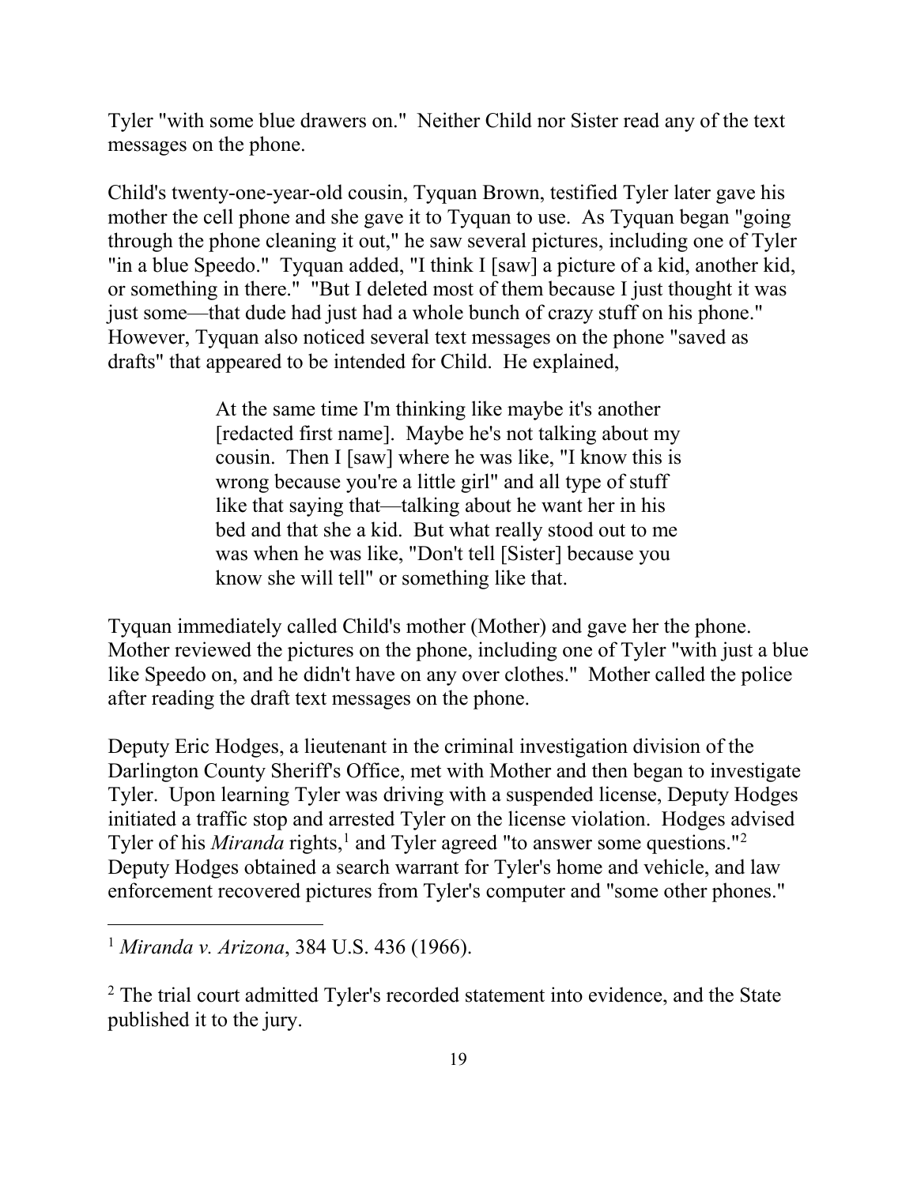Tyler "with some blue drawers on." Neither Child nor Sister read any of the text messages on the phone.

Child's twenty-one-year-old cousin, Tyquan Brown, testified Tyler later gave his mother the cell phone and she gave it to Tyquan to use. As Tyquan began "going through the phone cleaning it out," he saw several pictures, including one of Tyler "in a blue Speedo." Tyquan added, "I think I [saw] a picture of a kid, another kid, or something in there." "But I deleted most of them because I just thought it was just some—that dude had just had a whole bunch of crazy stuff on his phone." However, Tyquan also noticed several text messages on the phone "saved as drafts" that appeared to be intended for Child. He explained,

> At the same time I'm thinking like maybe it's another [redacted first name]. Maybe he's not talking about my cousin. Then I [saw] where he was like, "I know this is wrong because you're a little girl" and all type of stuff like that saying that—talking about he want her in his bed and that she a kid. But what really stood out to me was when he was like, "Don't tell [Sister] because you know she will tell" or something like that.

Tyquan immediately called Child's mother (Mother) and gave her the phone. Mother reviewed the pictures on the phone, including one of Tyler "with just a blue like Speedo on, and he didn't have on any over clothes." Mother called the police after reading the draft text messages on the phone.

Deputy Eric Hodges, a lieutenant in the criminal investigation division of the Darlington County Sheriff's Office, met with Mother and then began to investigate Tyler. Upon learning Tyler was driving with a suspended license, Deputy Hodges initiated a traffic stop and arrested Tyler on the license violation. Hodges advised Tyler of his *Miranda* rights,[1] and Tyler agreed "to answer some questions."[2] Deputy Hodges obtained a search warrant for Tyler's home and vehicle, and law enforcement recovered pictures from Tyler's computer and "some other phones."

---

[1] *Miranda v. Arizona*, 384 U.S. 436 (1966).

[2] The trial court admitted Tyler's recorded statement into evidence, and the State published it to the jury.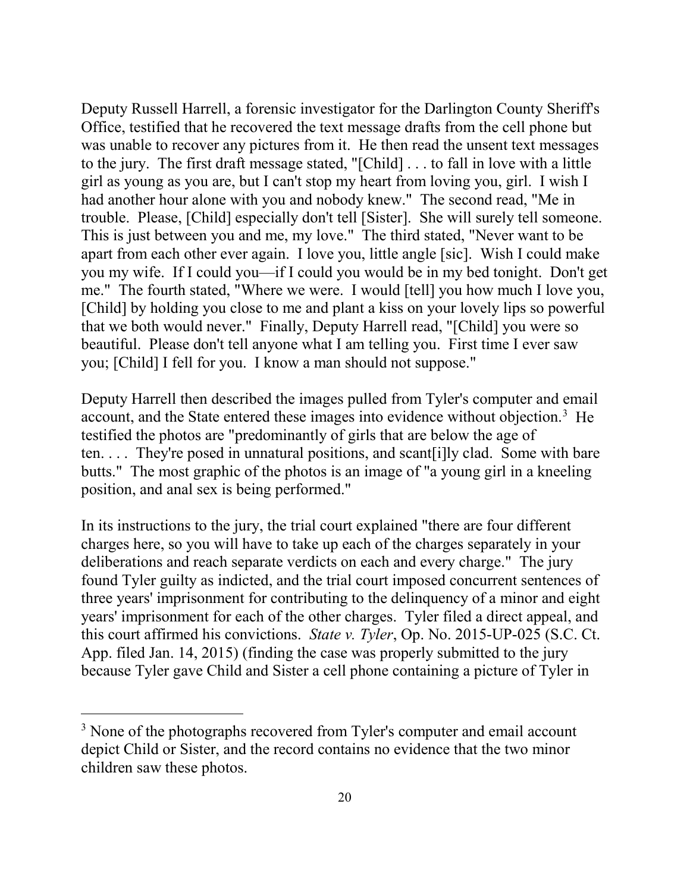Deputy Russell Harrell, a forensic investigator for the Darlington County Sheriff's Office, testified that he recovered the text message drafts from the cell phone but was unable to recover any pictures from it. He then read the unsent text messages to the jury. The first draft message stated, "[Child] . . . to fall in love with a little girl as young as you are, but I can't stop my heart from loving you, girl. I wish I had another hour alone with you and nobody knew." The second read, "Me in trouble. Please, [Child] especially don't tell [Sister]. She will surely tell someone. This is just between you and me, my love." The third stated, "Never want to be apart from each other ever again. I love you, little angle [sic]. Wish I could make you my wife. If I could you—if I could you would be in my bed tonight. Don't get me." The fourth stated, "Where we were. I would [tell] you how much I love you, [Child] by holding you close to me and plant a kiss on your lovely lips so powerful that we both would never." Finally, Deputy Harrell read, "[Child] you were so beautiful. Please don't tell anyone what I am telling you. First time I ever saw you; [Child] I fell for you. I know a man should not suppose."

Deputy Harrell then described the images pulled from Tyler's computer and email account, and the State entered these images into evidence without objection.[3] He testified the photos are "predominantly of girls that are below the age of ten. . . . They're posed in unnatural positions, and scant[i]ly clad. Some with bare butts." The most graphic of the photos is an image of "a young girl in a kneeling position, and anal sex is being performed."

In its instructions to the jury, the trial court explained "there are four different charges here, so you will have to take up each of the charges separately in your deliberations and reach separate verdicts on each and every charge." The jury found Tyler guilty as indicted, and the trial court imposed concurrent sentences of three years' imprisonment for contributing to the delinquency of a minor and eight years' imprisonment for each of the other charges. Tyler filed a direct appeal, and this court affirmed his convictions. *State v. Tyler*, Op. No. 2015-UP-025 (S.C. Ct. App. filed Jan. 14, 2015) (finding the case was properly submitted to the jury because Tyler gave Child and Sister a cell phone containing a picture of Tyler in

[3] None of the photographs recovered from Tyler's computer and email account depict Child or Sister, and the record contains no evidence that the two minor children saw these photos.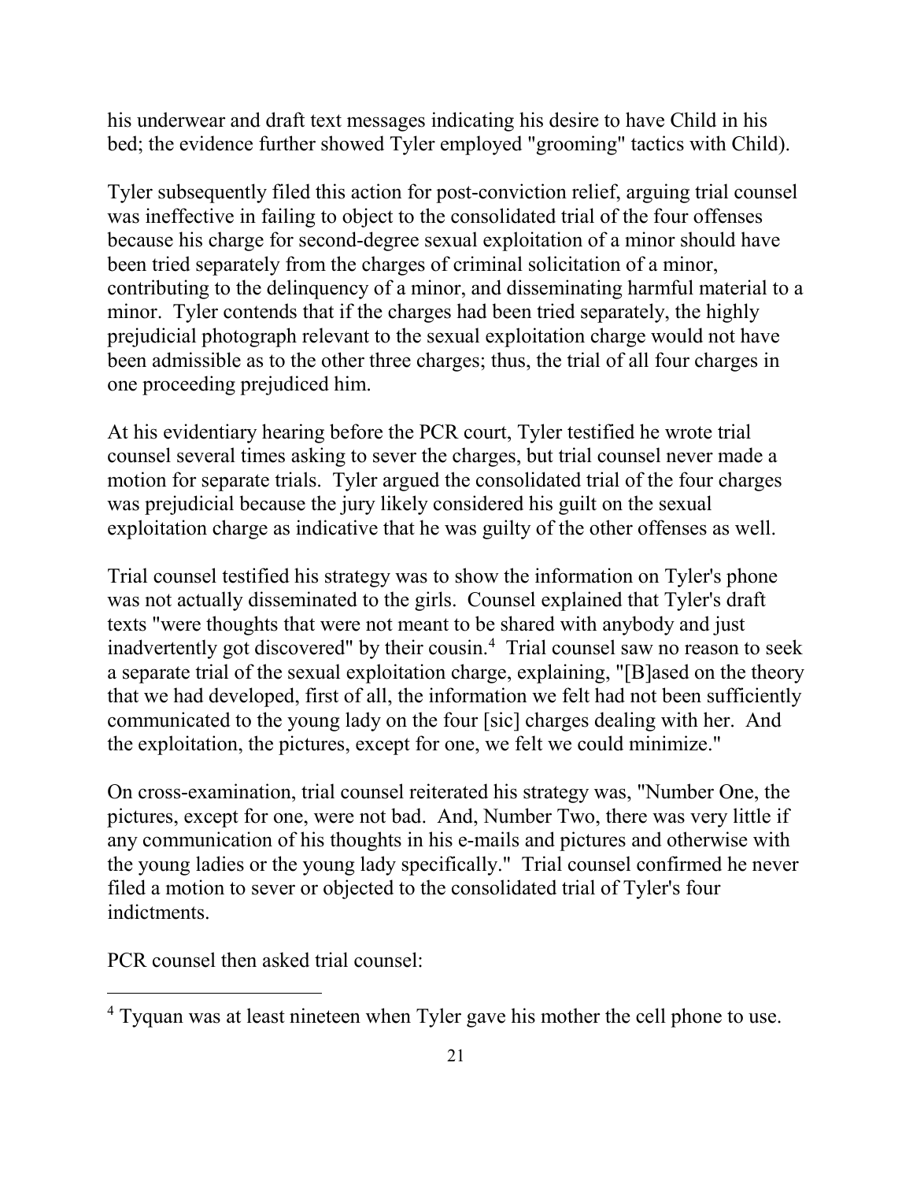his underwear and draft text messages indicating his desire to have Child in his bed; the evidence further showed Tyler employed "grooming" tactics with Child).

Tyler subsequently filed this action for post-conviction relief, arguing trial counsel was ineffective in failing to object to the consolidated trial of the four offenses because his charge for second-degree sexual exploitation of a minor should have been tried separately from the charges of criminal solicitation of a minor, contributing to the delinquency of a minor, and disseminating harmful material to a minor. Tyler contends that if the charges had been tried separately, the highly prejudicial photograph relevant to the sexual exploitation charge would not have been admissible as to the other three charges; thus, the trial of all four charges in one proceeding prejudiced him.

At his evidentiary hearing before the PCR court, Tyler testified he wrote trial counsel several times asking to sever the charges, but trial counsel never made a motion for separate trials. Tyler argued the consolidated trial of the four charges was prejudicial because the jury likely considered his guilt on the sexual exploitation charge as indicative that he was guilty of the other offenses as well.

Trial counsel testified his strategy was to show the information on Tyler's phone was not actually disseminated to the girls. Counsel explained that Tyler's draft texts "were thoughts that were not meant to be shared with anybody and just inadvertently got discovered" by their cousin.[4] Trial counsel saw no reason to seek a separate trial of the sexual exploitation charge, explaining, "[B]ased on the theory that we had developed, first of all, the information we felt had not been sufficiently communicated to the young lady on the four [sic] charges dealing with her. And the exploitation, the pictures, except for one, we felt we could minimize."

On cross-examination, trial counsel reiterated his strategy was, "Number One, the pictures, except for one, were not bad. And, Number Two, there was very little if any communication of his thoughts in his e-mails and pictures and otherwise with the young ladies or the young lady specifically." Trial counsel confirmed he never filed a motion to sever or objected to the consolidated trial of Tyler's four indictments.

PCR counsel then asked trial counsel:

---

[4] Tyquan was at least nineteen when Tyler gave his mother the cell phone to use.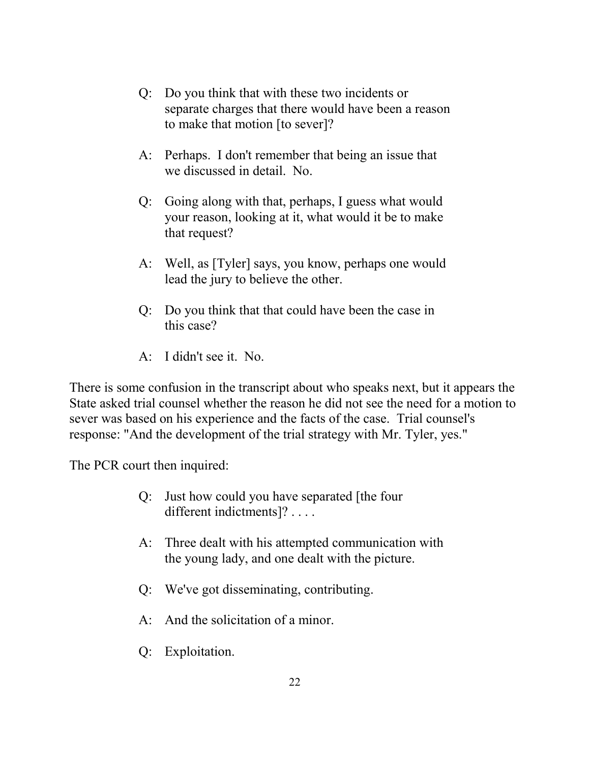> Q: Do you think that with these two incidents or separate charges that there would have been a reason to make that motion [to sever]?
>
> A: Perhaps. I don't remember that being an issue that we discussed in detail. No.
>
> Q: Going along with that, perhaps, I guess what would your reason, looking at it, what would it be to make that request?
>
> A: Well, as [Tyler] says, you know, perhaps one would lead the jury to believe the other.
>
> Q: Do you think that that could have been the case in this case?
>
> A: I didn't see it. No.

There is some confusion in the transcript about who speaks next, but it appears the State asked trial counsel whether the reason he did not see the need for a motion to sever was based on his experience and the facts of the case. Trial counsel's response: "And the development of the trial strategy with Mr. Tyler, yes."

The PCR court then inquired:

> Q: Just how could you have separated [the four different indictments]? . . . .
>
> A: Three dealt with his attempted communication with the young lady, and one dealt with the picture.
>
> Q: We've got disseminating, contributing.
>
> A: And the solicitation of a minor.
>
> Q: Exploitation.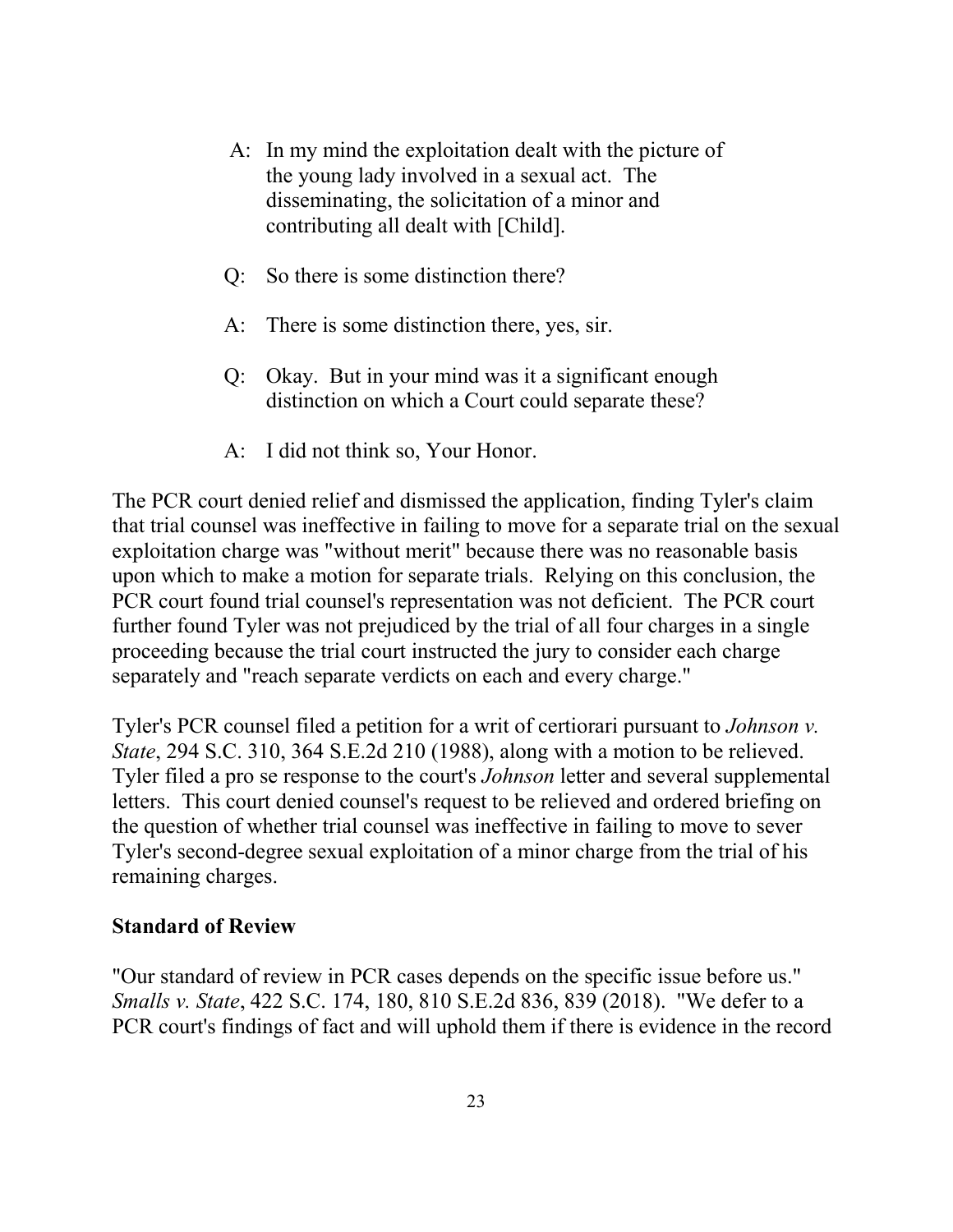A: In my mind the exploitation dealt with the picture of the young lady involved in a sexual act. The disseminating, the solicitation of a minor and contributing all dealt with [Child].

Q: So there is some distinction there?

A: There is some distinction there, yes, sir.

Q: Okay. But in your mind was it a significant enough distinction on which a Court could separate these?

A: I did not think so, Your Honor.

The PCR court denied relief and dismissed the application, finding Tyler's claim that trial counsel was ineffective in failing to move for a separate trial on the sexual exploitation charge was "without merit" because there was no reasonable basis upon which to make a motion for separate trials. Relying on this conclusion, the PCR court found trial counsel's representation was not deficient. The PCR court further found Tyler was not prejudiced by the trial of all four charges in a single proceeding because the trial court instructed the jury to consider each charge separately and "reach separate verdicts on each and every charge."

Tyler's PCR counsel filed a petition for a writ of certiorari pursuant to *Johnson v. State*, 294 S.C. 310, 364 S.E.2d 210 (1988), along with a motion to be relieved. Tyler filed a pro se response to the court's *Johnson* letter and several supplemental letters. This court denied counsel's request to be relieved and ordered briefing on the question of whether trial counsel was ineffective in failing to move to sever Tyler's second-degree sexual exploitation of a minor charge from the trial of his remaining charges.

**Standard of Review**

"Our standard of review in PCR cases depends on the specific issue before us." *Smalls v. State*, 422 S.C. 174, 180, 810 S.E.2d 836, 839 (2018). "We defer to a PCR court's findings of fact and will uphold them if there is evidence in the record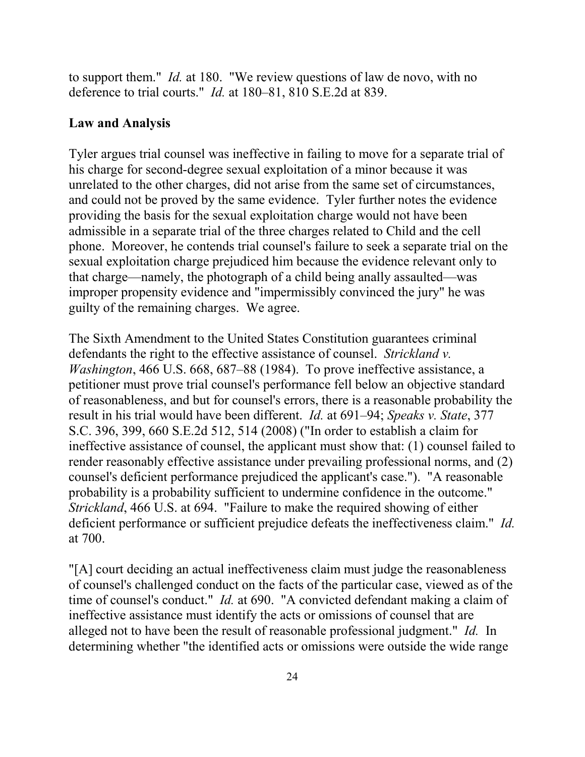to support them." *Id.* at 180. "We review questions of law de novo, with no deference to trial courts." *Id.* at 180–81, 810 S.E.2d at 839.

**Law and Analysis**

Tyler argues trial counsel was ineffective in failing to move for a separate trial of his charge for second-degree sexual exploitation of a minor because it was unrelated to the other charges, did not arise from the same set of circumstances, and could not be proved by the same evidence. Tyler further notes the evidence providing the basis for the sexual exploitation charge would not have been admissible in a separate trial of the three charges related to Child and the cell phone. Moreover, he contends trial counsel's failure to seek a separate trial on the sexual exploitation charge prejudiced him because the evidence relevant only to that charge—namely, the photograph of a child being anally assaulted—was improper propensity evidence and "impermissibly convinced the jury" he was guilty of the remaining charges. We agree.

The Sixth Amendment to the United States Constitution guarantees criminal defendants the right to the effective assistance of counsel. *Strickland v. Washington*, 466 U.S. 668, 687–88 (1984). To prove ineffective assistance, a petitioner must prove trial counsel's performance fell below an objective standard of reasonableness, and but for counsel's errors, there is a reasonable probability the result in his trial would have been different. *Id.* at 691–94; *Speaks v. State*, 377 S.C. 396, 399, 660 S.E.2d 512, 514 (2008) ("In order to establish a claim for ineffective assistance of counsel, the applicant must show that: (1) counsel failed to render reasonably effective assistance under prevailing professional norms, and (2) counsel's deficient performance prejudiced the applicant's case."). "A reasonable probability is a probability sufficient to undermine confidence in the outcome." *Strickland*, 466 U.S. at 694. "Failure to make the required showing of either deficient performance or sufficient prejudice defeats the ineffectiveness claim." *Id.* at 700.

"[A] court deciding an actual ineffectiveness claim must judge the reasonableness of counsel's challenged conduct on the facts of the particular case, viewed as of the time of counsel's conduct." *Id.* at 690. "A convicted defendant making a claim of ineffective assistance must identify the acts or omissions of counsel that are alleged not to have been the result of reasonable professional judgment." *Id.* In determining whether "the identified acts or omissions were outside the wide range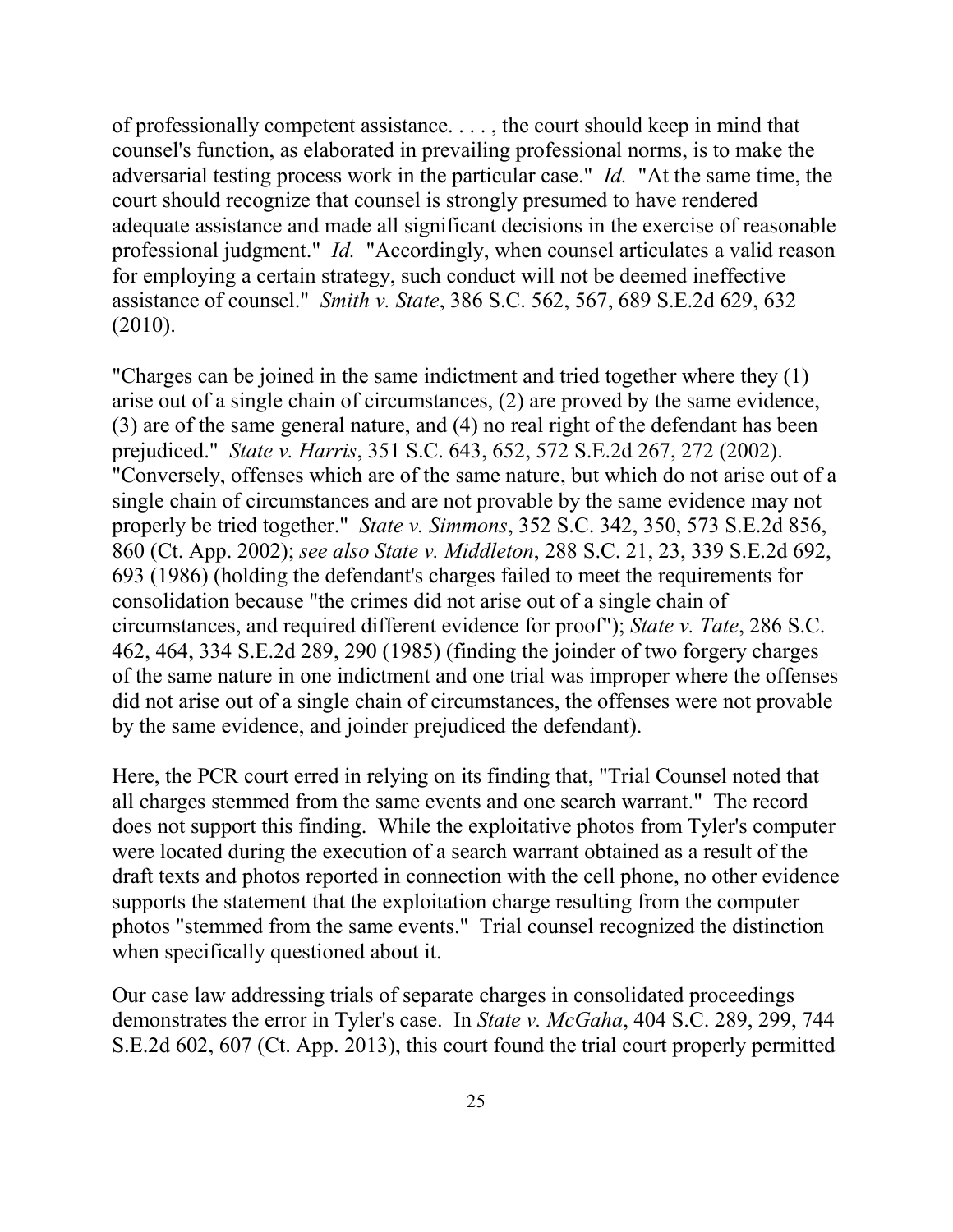of professionally competent assistance. . . . , the court should keep in mind that counsel's function, as elaborated in prevailing professional norms, is to make the adversarial testing process work in the particular case." *Id.* "At the same time, the court should recognize that counsel is strongly presumed to have rendered adequate assistance and made all significant decisions in the exercise of reasonable professional judgment." *Id.* "Accordingly, when counsel articulates a valid reason for employing a certain strategy, such conduct will not be deemed ineffective assistance of counsel." *Smith v. State*, 386 S.C. 562, 567, 689 S.E.2d 629, 632 (2010).

"Charges can be joined in the same indictment and tried together where they (1) arise out of a single chain of circumstances, (2) are proved by the same evidence, (3) are of the same general nature, and (4) no real right of the defendant has been prejudiced." *State v. Harris*, 351 S.C. 643, 652, 572 S.E.2d 267, 272 (2002). "Conversely, offenses which are of the same nature, but which do not arise out of a single chain of circumstances and are not provable by the same evidence may not properly be tried together." *State v. Simmons*, 352 S.C. 342, 350, 573 S.E.2d 856, 860 (Ct. App. 2002); *see also State v. Middleton*, 288 S.C. 21, 23, 339 S.E.2d 692, 693 (1986) (holding the defendant's charges failed to meet the requirements for consolidation because "the crimes did not arise out of a single chain of circumstances, and required different evidence for proof"); *State v. Tate*, 286 S.C. 462, 464, 334 S.E.2d 289, 290 (1985) (finding the joinder of two forgery charges of the same nature in one indictment and one trial was improper where the offenses did not arise out of a single chain of circumstances, the offenses were not provable by the same evidence, and joinder prejudiced the defendant).

Here, the PCR court erred in relying on its finding that, "Trial Counsel noted that all charges stemmed from the same events and one search warrant." The record does not support this finding. While the exploitative photos from Tyler's computer were located during the execution of a search warrant obtained as a result of the draft texts and photos reported in connection with the cell phone, no other evidence supports the statement that the exploitation charge resulting from the computer photos "stemmed from the same events." Trial counsel recognized the distinction when specifically questioned about it.

Our case law addressing trials of separate charges in consolidated proceedings demonstrates the error in Tyler's case. In *State v. McGaha*, 404 S.C. 289, 299, 744 S.E.2d 602, 607 (Ct. App. 2013), this court found the trial court properly permitted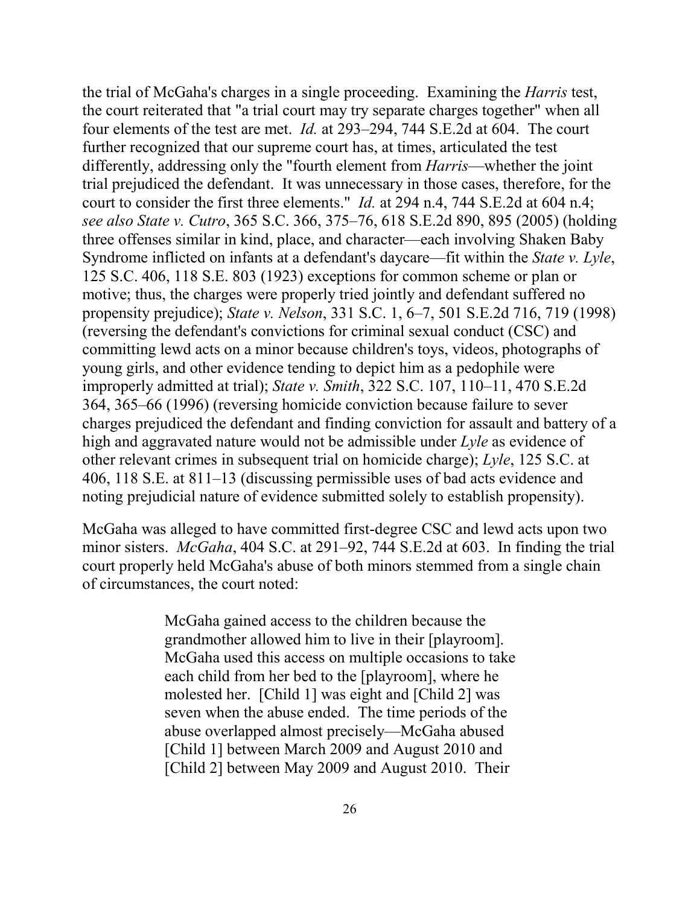the trial of McGaha's charges in a single proceeding. Examining the *Harris* test, the court reiterated that "a trial court may try separate charges together" when all four elements of the test are met. *Id.* at 293–294, 744 S.E.2d at 604. The court further recognized that our supreme court has, at times, articulated the test differently, addressing only the "fourth element from *Harris*—whether the joint trial prejudiced the defendant. It was unnecessary in those cases, therefore, for the court to consider the first three elements." *Id.* at 294 n.4, 744 S.E.2d at 604 n.4; *see also State v. Cutro*, 365 S.C. 366, 375–76, 618 S.E.2d 890, 895 (2005) (holding three offenses similar in kind, place, and character—each involving Shaken Baby Syndrome inflicted on infants at a defendant's daycare—fit within the *State v. Lyle*, 125 S.C. 406, 118 S.E. 803 (1923) exceptions for common scheme or plan or motive; thus, the charges were properly tried jointly and defendant suffered no propensity prejudice); *State v. Nelson*, 331 S.C. 1, 6–7, 501 S.E.2d 716, 719 (1998) (reversing the defendant's convictions for criminal sexual conduct (CSC) and committing lewd acts on a minor because children's toys, videos, photographs of young girls, and other evidence tending to depict him as a pedophile were improperly admitted at trial); *State v. Smith*, 322 S.C. 107, 110–11, 470 S.E.2d 364, 365–66 (1996) (reversing homicide conviction because failure to sever charges prejudiced the defendant and finding conviction for assault and battery of a high and aggravated nature would not be admissible under *Lyle* as evidence of other relevant crimes in subsequent trial on homicide charge); *Lyle*, 125 S.C. at 406, 118 S.E. at 811–13 (discussing permissible uses of bad acts evidence and noting prejudicial nature of evidence submitted solely to establish propensity).

McGaha was alleged to have committed first-degree CSC and lewd acts upon two minor sisters. *McGaha*, 404 S.C. at 291–92, 744 S.E.2d at 603. In finding the trial court properly held McGaha's abuse of both minors stemmed from a single chain of circumstances, the court noted:

> McGaha gained access to the children because the grandmother allowed him to live in their [playroom]. McGaha used this access on multiple occasions to take each child from her bed to the [playroom], where he molested her. [Child 1] was eight and [Child 2] was seven when the abuse ended. The time periods of the abuse overlapped almost precisely—McGaha abused [Child 1] between March 2009 and August 2010 and [Child 2] between May 2009 and August 2010. Their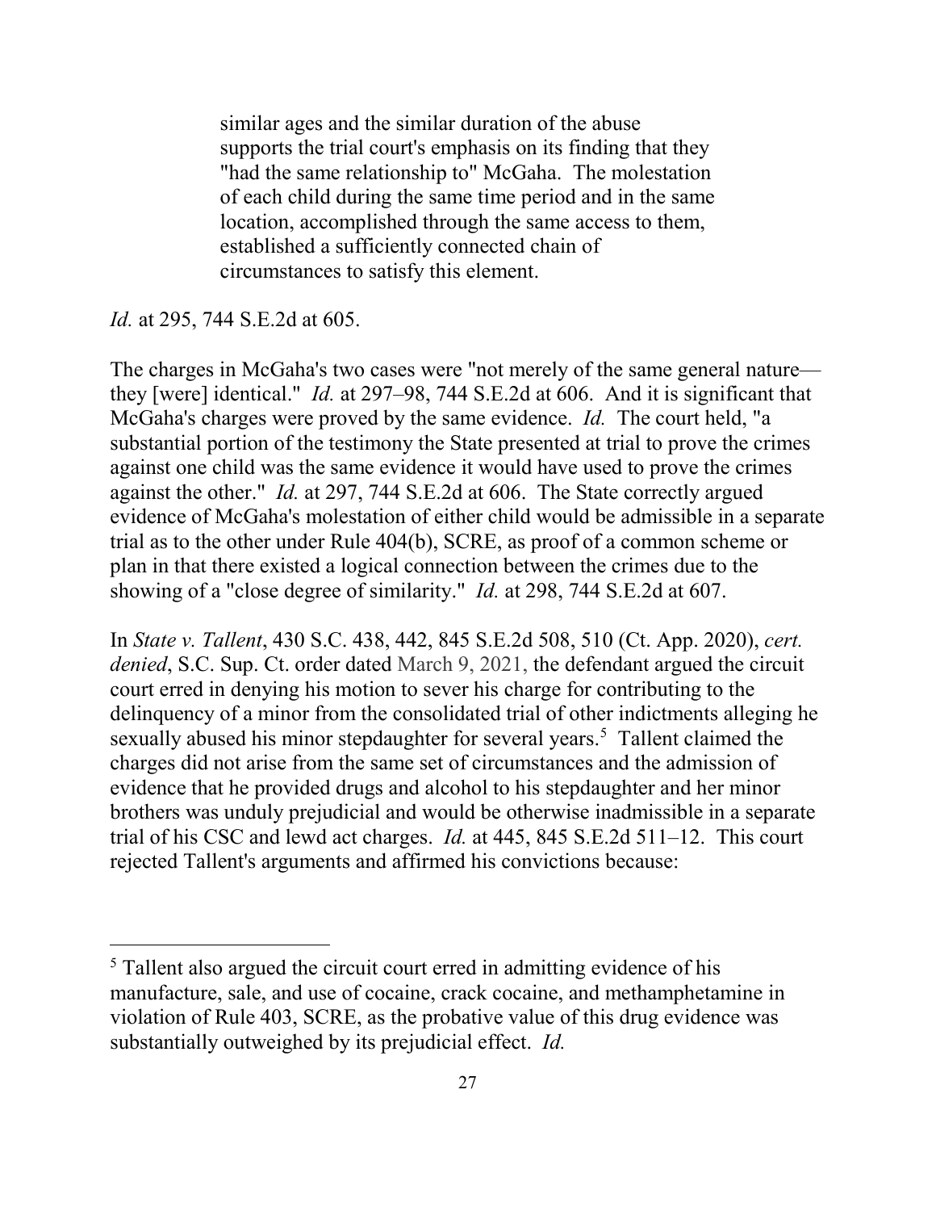> similar ages and the similar duration of the abuse supports the trial court's emphasis on its finding that they "had the same relationship to" McGaha. The molestation of each child during the same time period and in the same location, accomplished through the same access to them, established a sufficiently connected chain of circumstances to satisfy this element.

*Id.* at 295, 744 S.E.2d at 605.

The charges in McGaha's two cases were "not merely of the same general nature—they [were] identical." *Id.* at 297–98, 744 S.E.2d at 606. And it is significant that McGaha's charges were proved by the same evidence. *Id.* The court held, "a substantial portion of the testimony the State presented at trial to prove the crimes against one child was the same evidence it would have used to prove the crimes against the other." *Id.* at 297, 744 S.E.2d at 606. The State correctly argued evidence of McGaha's molestation of either child would be admissible in a separate trial as to the other under Rule 404(b), SCRE, as proof of a common scheme or plan in that there existed a logical connection between the crimes due to the showing of a "close degree of similarity." *Id.* at 298, 744 S.E.2d at 607.

In *State v. Tallent*, 430 S.C. 438, 442, 845 S.E.2d 508, 510 (Ct. App. 2020), *cert. denied*, S.C. Sup. Ct. order dated March 9, 2021, the defendant argued the circuit court erred in denying his motion to sever his charge for contributing to the delinquency of a minor from the consolidated trial of other indictments alleging he sexually abused his minor stepdaughter for several years.[5] Tallent claimed the charges did not arise from the same set of circumstances and the admission of evidence that he provided drugs and alcohol to his stepdaughter and her minor brothers was unduly prejudicial and would be otherwise inadmissible in a separate trial of his CSC and lewd act charges. *Id.* at 445, 845 S.E.2d 511–12. This court rejected Tallent's arguments and affirmed his convictions because:

---

[5] Tallent also argued the circuit court erred in admitting evidence of his manufacture, sale, and use of cocaine, crack cocaine, and methamphetamine in violation of Rule 403, SCRE, as the probative value of this drug evidence was substantially outweighed by its prejudicial effect. *Id.*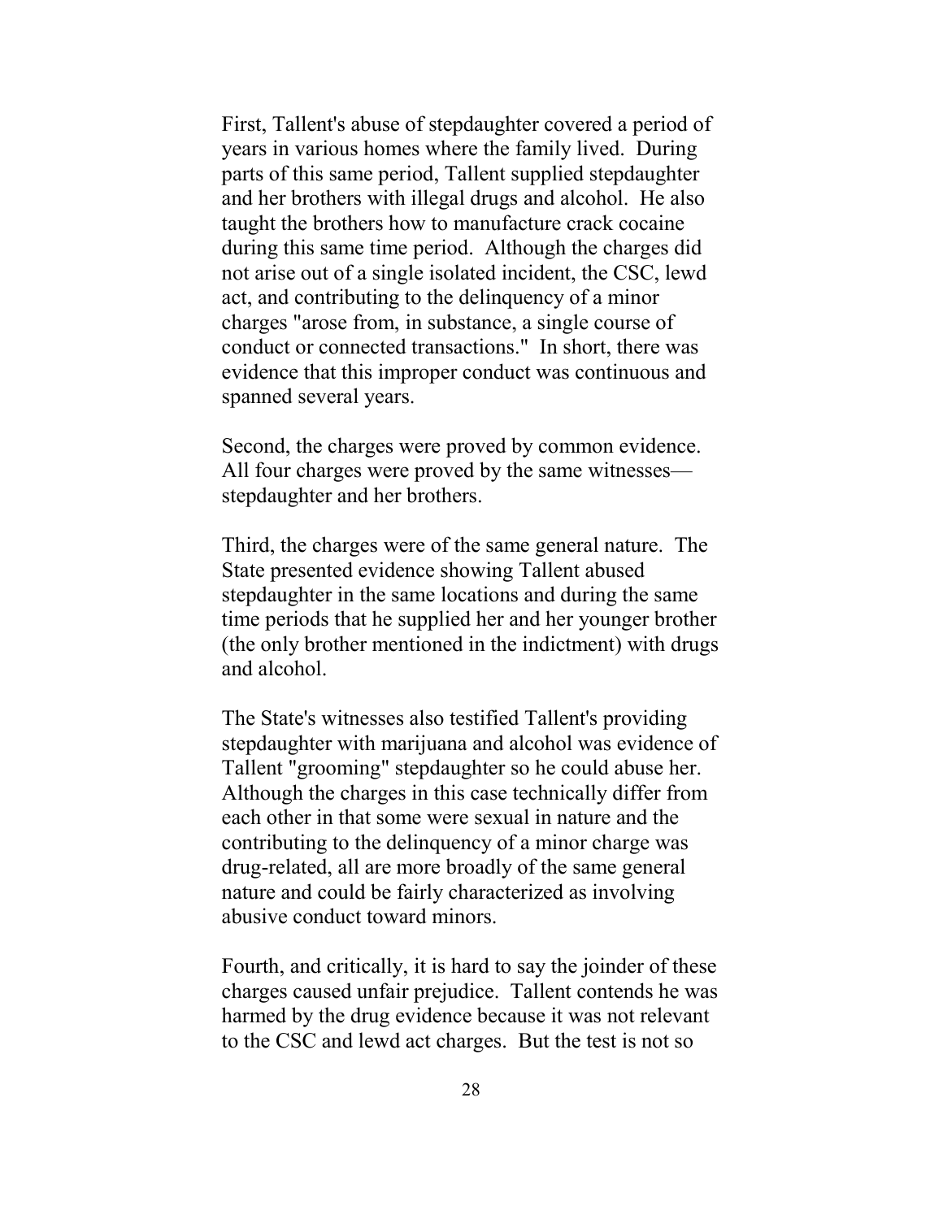First, Tallent's abuse of stepdaughter covered a period of years in various homes where the family lived. During parts of this same period, Tallent supplied stepdaughter and her brothers with illegal drugs and alcohol. He also taught the brothers how to manufacture crack cocaine during this same time period. Although the charges did not arise out of a single isolated incident, the CSC, lewd act, and contributing to the delinquency of a minor charges "arose from, in substance, a single course of conduct or connected transactions." In short, there was evidence that this improper conduct was continuous and spanned several years.

Second, the charges were proved by common evidence. All four charges were proved by the same witnesses—stepdaughter and her brothers.

Third, the charges were of the same general nature. The State presented evidence showing Tallent abused stepdaughter in the same locations and during the same time periods that he supplied her and her younger brother (the only brother mentioned in the indictment) with drugs and alcohol.

The State's witnesses also testified Tallent's providing stepdaughter with marijuana and alcohol was evidence of Tallent "grooming" stepdaughter so he could abuse her. Although the charges in this case technically differ from each other in that some were sexual in nature and the contributing to the delinquency of a minor charge was drug-related, all are more broadly of the same general nature and could be fairly characterized as involving abusive conduct toward minors.

Fourth, and critically, it is hard to say the joinder of these charges caused unfair prejudice. Tallent contends he was harmed by the drug evidence because it was not relevant to the CSC and lewd act charges. But the test is not so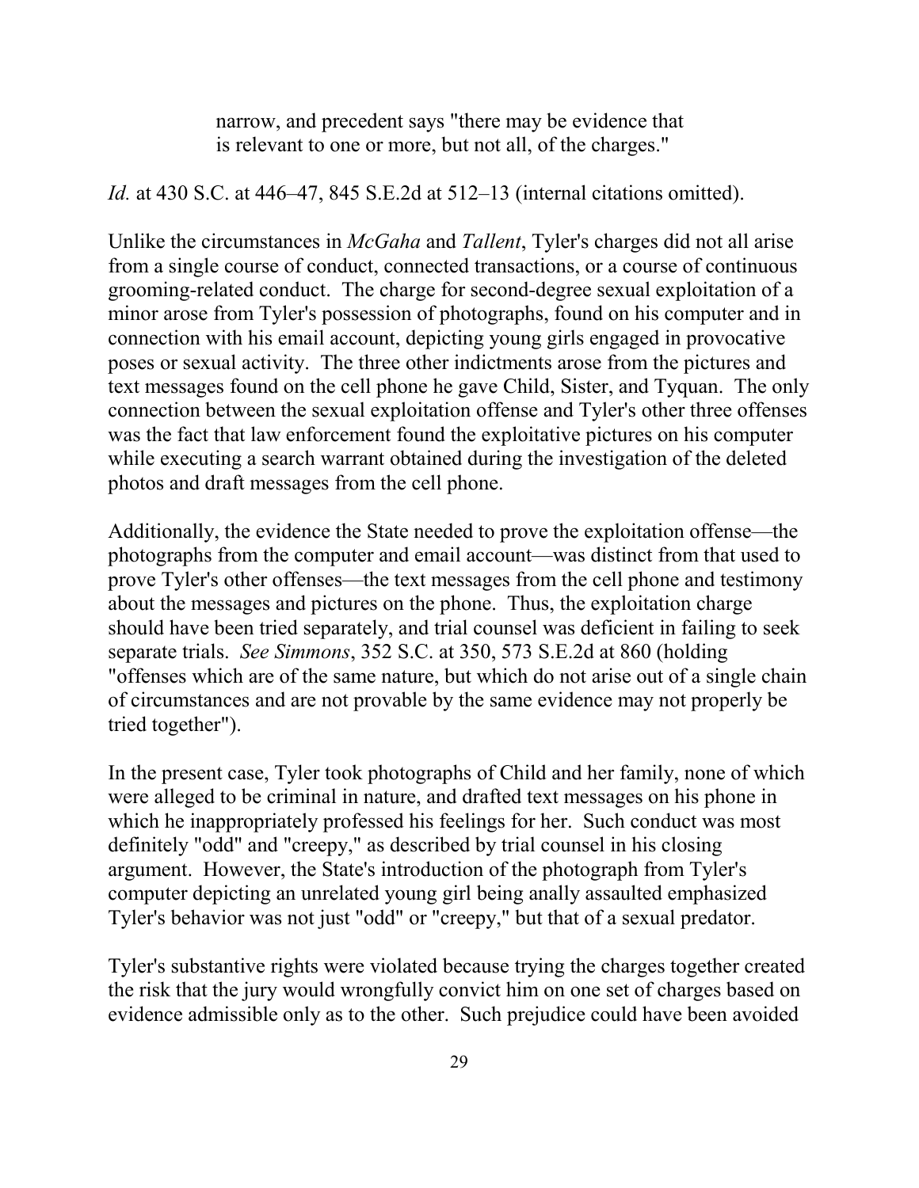> narrow, and precedent says "there may be evidence that is relevant to one or more, but not all, of the charges."

*Id.* at 430 S.C. at 446–47, 845 S.E.2d at 512–13 (internal citations omitted).

Unlike the circumstances in *McGaha* and *Tallent*, Tyler's charges did not all arise from a single course of conduct, connected transactions, or a course of continuous grooming-related conduct. The charge for second-degree sexual exploitation of a minor arose from Tyler's possession of photographs, found on his computer and in connection with his email account, depicting young girls engaged in provocative poses or sexual activity. The three other indictments arose from the pictures and text messages found on the cell phone he gave Child, Sister, and Tyquan. The only connection between the sexual exploitation offense and Tyler's other three offenses was the fact that law enforcement found the exploitative pictures on his computer while executing a search warrant obtained during the investigation of the deleted photos and draft messages from the cell phone.

Additionally, the evidence the State needed to prove the exploitation offense—the photographs from the computer and email account—was distinct from that used to prove Tyler's other offenses—the text messages from the cell phone and testimony about the messages and pictures on the phone. Thus, the exploitation charge should have been tried separately, and trial counsel was deficient in failing to seek separate trials. *See Simmons*, 352 S.C. at 350, 573 S.E.2d at 860 (holding "offenses which are of the same nature, but which do not arise out of a single chain of circumstances and are not provable by the same evidence may not properly be tried together").

In the present case, Tyler took photographs of Child and her family, none of which were alleged to be criminal in nature, and drafted text messages on his phone in which he inappropriately professed his feelings for her. Such conduct was most definitely "odd" and "creepy," as described by trial counsel in his closing argument. However, the State's introduction of the photograph from Tyler's computer depicting an unrelated young girl being anally assaulted emphasized Tyler's behavior was not just "odd" or "creepy," but that of a sexual predator.

Tyler's substantive rights were violated because trying the charges together created the risk that the jury would wrongfully convict him on one set of charges based on evidence admissible only as to the other. Such prejudice could have been avoided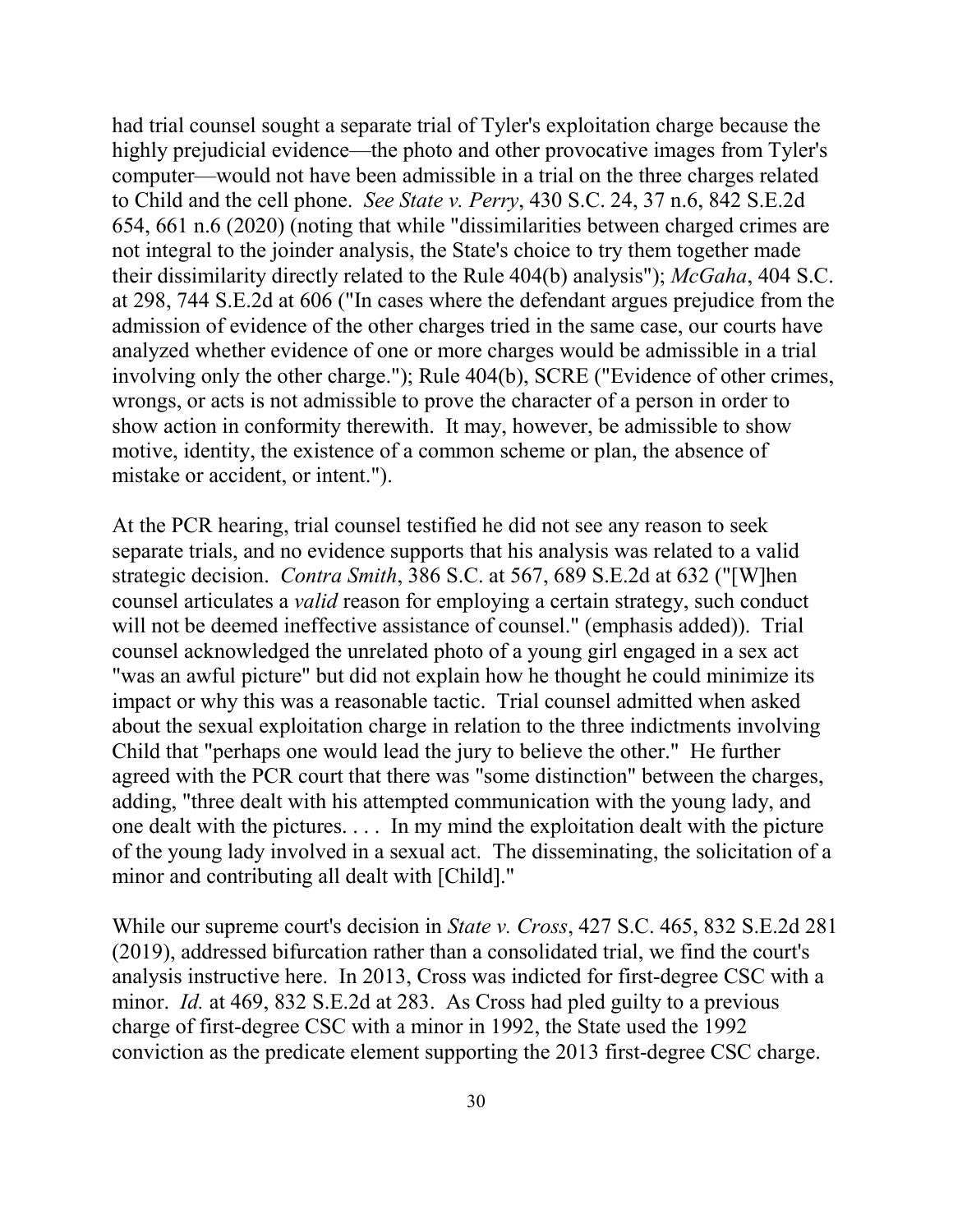had trial counsel sought a separate trial of Tyler's exploitation charge because the highly prejudicial evidence—the photo and other provocative images from Tyler's computer—would not have been admissible in a trial on the three charges related to Child and the cell phone. *See State v. Perry*, 430 S.C. 24, 37 n.6, 842 S.E.2d 654, 661 n.6 (2020) (noting that while "dissimilarities between charged crimes are not integral to the joinder analysis, the State's choice to try them together made their dissimilarity directly related to the Rule 404(b) analysis"); *McGaha*, 404 S.C. at 298, 744 S.E.2d at 606 ("In cases where the defendant argues prejudice from the admission of evidence of the other charges tried in the same case, our courts have analyzed whether evidence of one or more charges would be admissible in a trial involving only the other charge."); Rule 404(b), SCRE ("Evidence of other crimes, wrongs, or acts is not admissible to prove the character of a person in order to show action in conformity therewith. It may, however, be admissible to show motive, identity, the existence of a common scheme or plan, the absence of mistake or accident, or intent.").

At the PCR hearing, trial counsel testified he did not see any reason to seek separate trials, and no evidence supports that his analysis was related to a valid strategic decision. *Contra Smith*, 386 S.C. at 567, 689 S.E.2d at 632 ("[W]hen counsel articulates a *valid* reason for employing a certain strategy, such conduct will not be deemed ineffective assistance of counsel." (emphasis added)). Trial counsel acknowledged the unrelated photo of a young girl engaged in a sex act "was an awful picture" but did not explain how he thought he could minimize its impact or why this was a reasonable tactic. Trial counsel admitted when asked about the sexual exploitation charge in relation to the three indictments involving Child that "perhaps one would lead the jury to believe the other." He further agreed with the PCR court that there was "some distinction" between the charges, adding, "three dealt with his attempted communication with the young lady, and one dealt with the pictures. . . . In my mind the exploitation dealt with the picture of the young lady involved in a sexual act. The disseminating, the solicitation of a minor and contributing all dealt with [Child]."

While our supreme court's decision in *State v. Cross*, 427 S.C. 465, 832 S.E.2d 281 (2019), addressed bifurcation rather than a consolidated trial, we find the court's analysis instructive here. In 2013, Cross was indicted for first-degree CSC with a minor. *Id.* at 469, 832 S.E.2d at 283. As Cross had pled guilty to a previous charge of first-degree CSC with a minor in 1992, the State used the 1992 conviction as the predicate element supporting the 2013 first-degree CSC charge.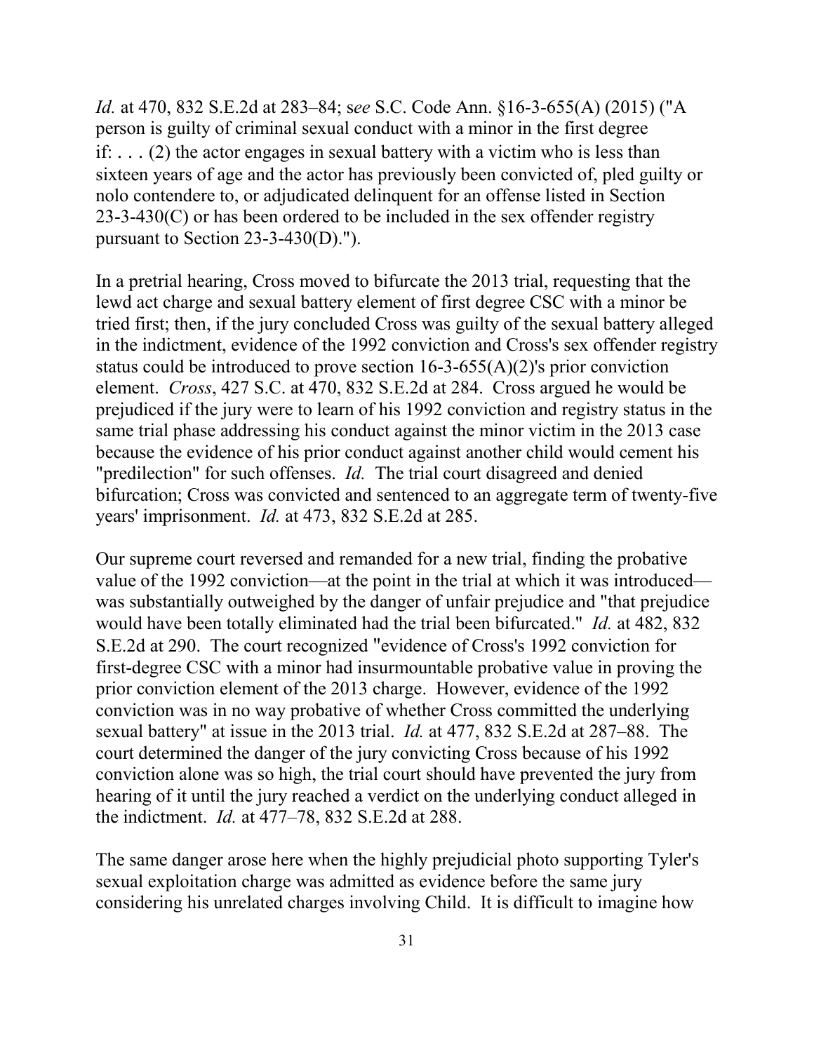*Id.* at 470, 832 S.E.2d at 283–84; s*ee* S.C. Code Ann. §16-3-655(A) (2015) ("A person is guilty of criminal sexual conduct with a minor in the first degree if: . . . (2) the actor engages in sexual battery with a victim who is less than sixteen years of age and the actor has previously been convicted of, pled guilty or nolo contendere to, or adjudicated delinquent for an offense listed in Section 23-3-430(C) or has been ordered to be included in the sex offender registry pursuant to Section 23-3-430(D).").

In a pretrial hearing, Cross moved to bifurcate the 2013 trial, requesting that the lewd act charge and sexual battery element of first degree CSC with a minor be tried first; then, if the jury concluded Cross was guilty of the sexual battery alleged in the indictment, evidence of the 1992 conviction and Cross's sex offender registry status could be introduced to prove section 16-3-655(A)(2)'s prior conviction element. *Cross*, 427 S.C. at 470, 832 S.E.2d at 284. Cross argued he would be prejudiced if the jury were to learn of his 1992 conviction and registry status in the same trial phase addressing his conduct against the minor victim in the 2013 case because the evidence of his prior conduct against another child would cement his "predilection" for such offenses. *Id.* The trial court disagreed and denied bifurcation; Cross was convicted and sentenced to an aggregate term of twenty-five years' imprisonment. *Id.* at 473, 832 S.E.2d at 285.

Our supreme court reversed and remanded for a new trial, finding the probative value of the 1992 conviction—at the point in the trial at which it was introduced—was substantially outweighed by the danger of unfair prejudice and "that prejudice would have been totally eliminated had the trial been bifurcated." *Id.* at 482, 832 S.E.2d at 290. The court recognized "evidence of Cross's 1992 conviction for first-degree CSC with a minor had insurmountable probative value in proving the prior conviction element of the 2013 charge. However, evidence of the 1992 conviction was in no way probative of whether Cross committed the underlying sexual battery" at issue in the 2013 trial. *Id.* at 477, 832 S.E.2d at 287–88. The court determined the danger of the jury convicting Cross because of his 1992 conviction alone was so high, the trial court should have prevented the jury from hearing of it until the jury reached a verdict on the underlying conduct alleged in the indictment. *Id.* at 477–78, 832 S.E.2d at 288.

The same danger arose here when the highly prejudicial photo supporting Tyler's sexual exploitation charge was admitted as evidence before the same jury considering his unrelated charges involving Child. It is difficult to imagine how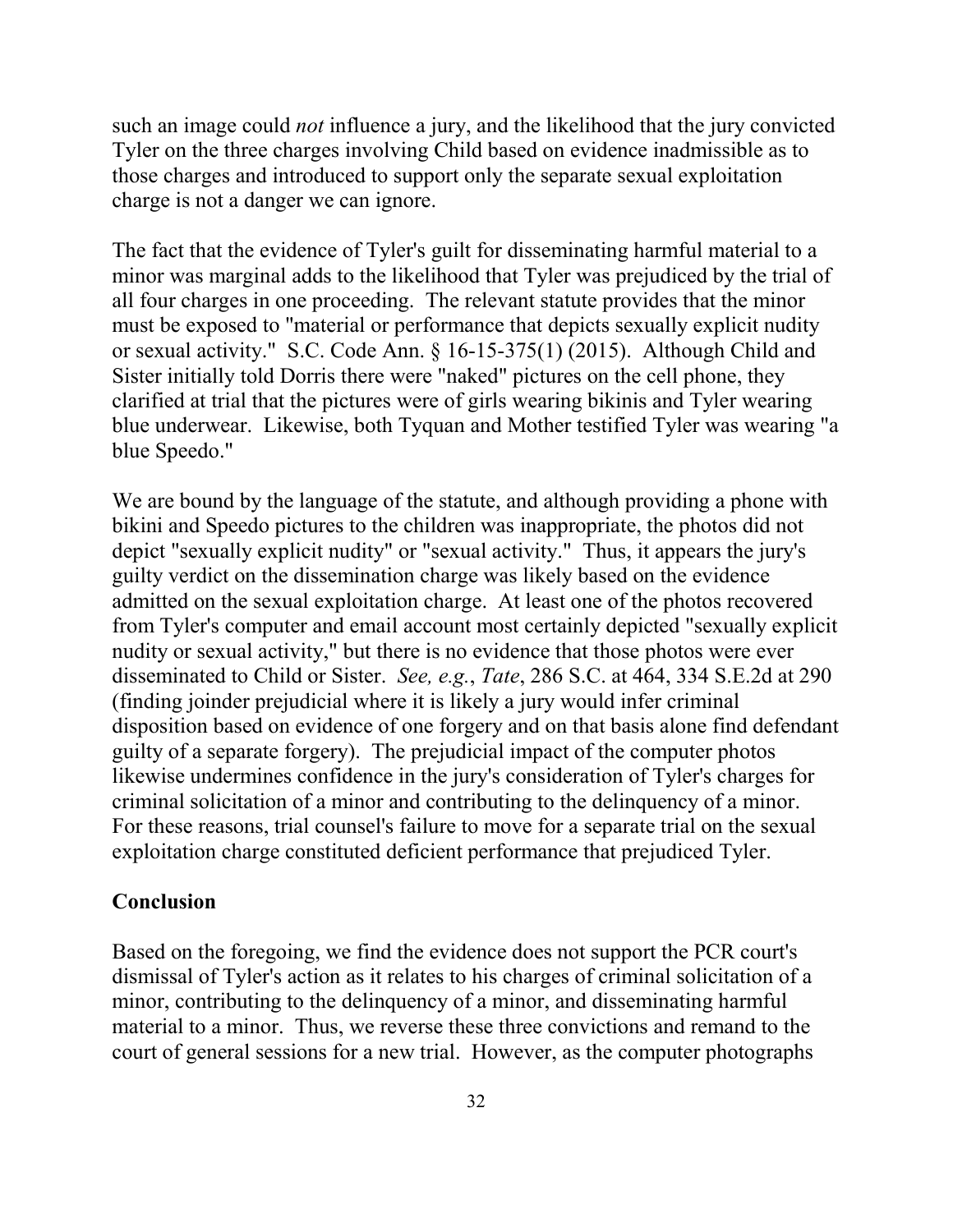such an image could *not* influence a jury, and the likelihood that the jury convicted Tyler on the three charges involving Child based on evidence inadmissible as to those charges and introduced to support only the separate sexual exploitation charge is not a danger we can ignore.

The fact that the evidence of Tyler's guilt for disseminating harmful material to a minor was marginal adds to the likelihood that Tyler was prejudiced by the trial of all four charges in one proceeding. The relevant statute provides that the minor must be exposed to "material or performance that depicts sexually explicit nudity or sexual activity." S.C. Code Ann. § 16-15-375(1) (2015). Although Child and Sister initially told Dorris there were "naked" pictures on the cell phone, they clarified at trial that the pictures were of girls wearing bikinis and Tyler wearing blue underwear. Likewise, both Tyquan and Mother testified Tyler was wearing "a blue Speedo."

We are bound by the language of the statute, and although providing a phone with bikini and Speedo pictures to the children was inappropriate, the photos did not depict "sexually explicit nudity" or "sexual activity." Thus, it appears the jury's guilty verdict on the dissemination charge was likely based on the evidence admitted on the sexual exploitation charge. At least one of the photos recovered from Tyler's computer and email account most certainly depicted "sexually explicit nudity or sexual activity," but there is no evidence that those photos were ever disseminated to Child or Sister. *See, e.g.*, *Tate*, 286 S.C. at 464, 334 S.E.2d at 290 (finding joinder prejudicial where it is likely a jury would infer criminal disposition based on evidence of one forgery and on that basis alone find defendant guilty of a separate forgery). The prejudicial impact of the computer photos likewise undermines confidence in the jury's consideration of Tyler's charges for criminal solicitation of a minor and contributing to the delinquency of a minor. For these reasons, trial counsel's failure to move for a separate trial on the sexual exploitation charge constituted deficient performance that prejudiced Tyler.

## Conclusion

Based on the foregoing, we find the evidence does not support the PCR court's dismissal of Tyler's action as it relates to his charges of criminal solicitation of a minor, contributing to the delinquency of a minor, and disseminating harmful material to a minor. Thus, we reverse these three convictions and remand to the court of general sessions for a new trial. However, as the computer photographs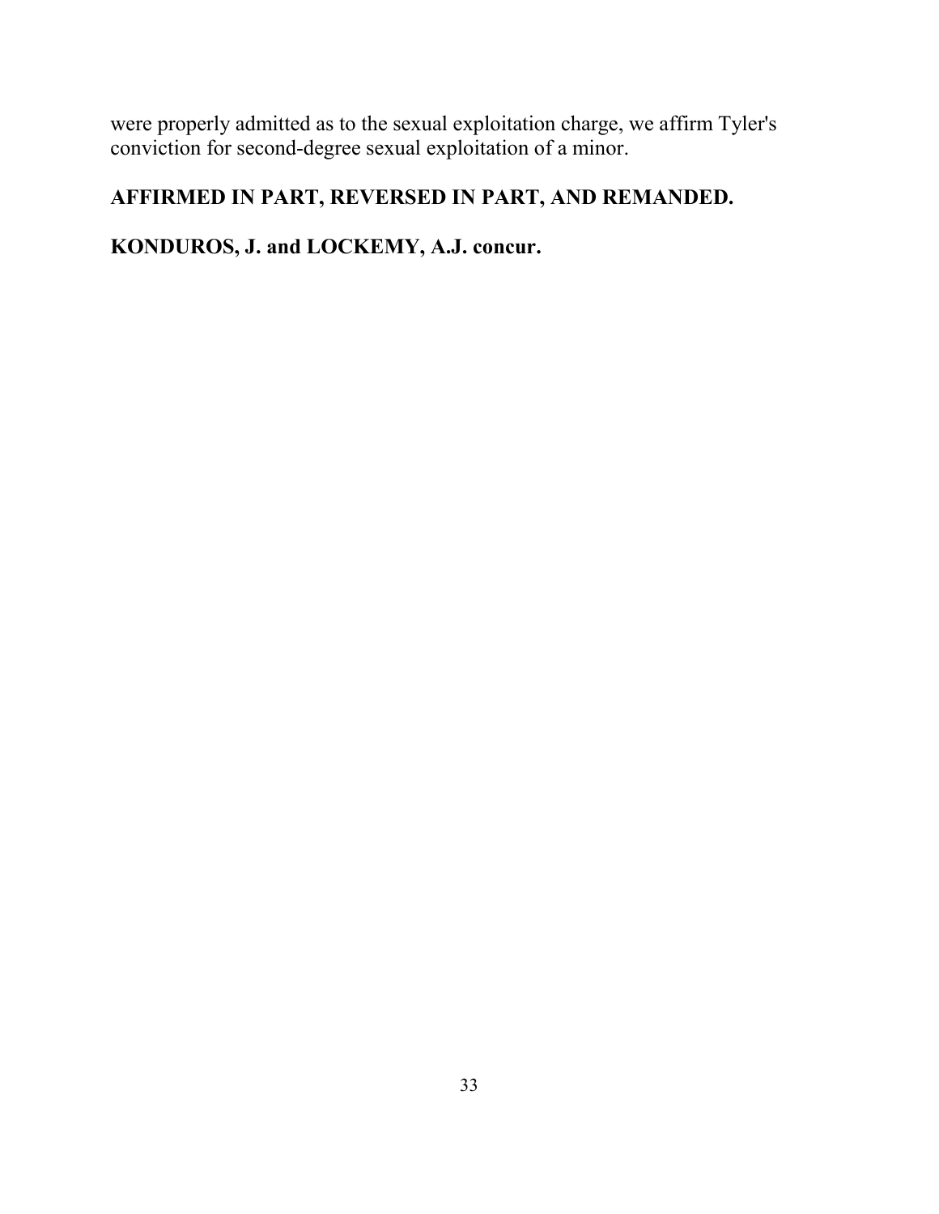were properly admitted as to the sexual exploitation charge, we affirm Tyler's conviction for second-degree sexual exploitation of a minor.

**AFFIRMED IN PART, REVERSED IN PART, AND REMANDED.**

**KONDUROS, J. and LOCKEMY, A.J. concur.**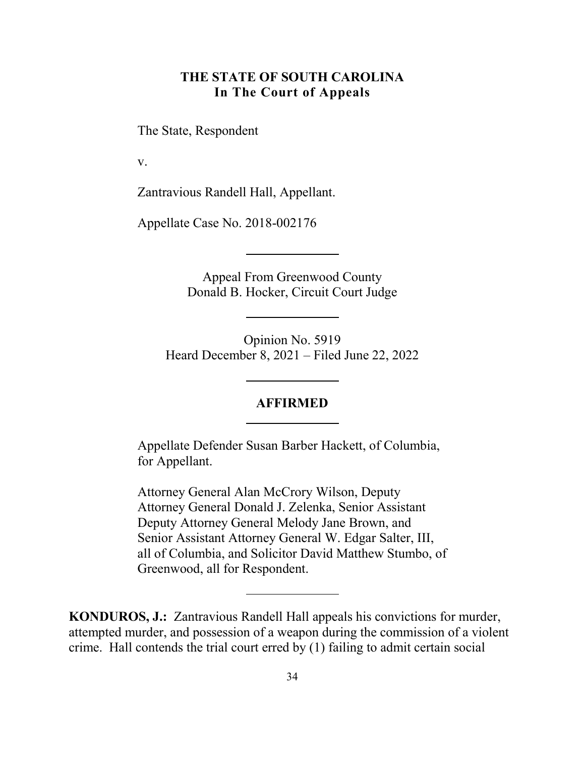**THE STATE OF SOUTH CAROLINA**
**In The Court of Appeals**

The State, Respondent

v.

Zantravious Randell Hall, Appellant.

Appellate Case No. 2018-002176

---

Appeal From Greenwood County
Donald B. Hocker, Circuit Court Judge

---

Opinion No. 5919
Heard December 8, 2021 – Filed June 22, 2022

---

**AFFIRMED**

---

Appellate Defender Susan Barber Hackett, of Columbia, for Appellant.

Attorney General Alan McCrory Wilson, Deputy Attorney General Donald J. Zelenka, Senior Assistant Deputy Attorney General Melody Jane Brown, and Senior Assistant Attorney General W. Edgar Salter, III, all of Columbia, and Solicitor David Matthew Stumbo, of Greenwood, all for Respondent.

---

**KONDUROS, J.:** Zantravious Randell Hall appeals his convictions for murder, attempted murder, and possession of a weapon during the commission of a violent crime. Hall contends the trial court erred by (1) failing to admit certain social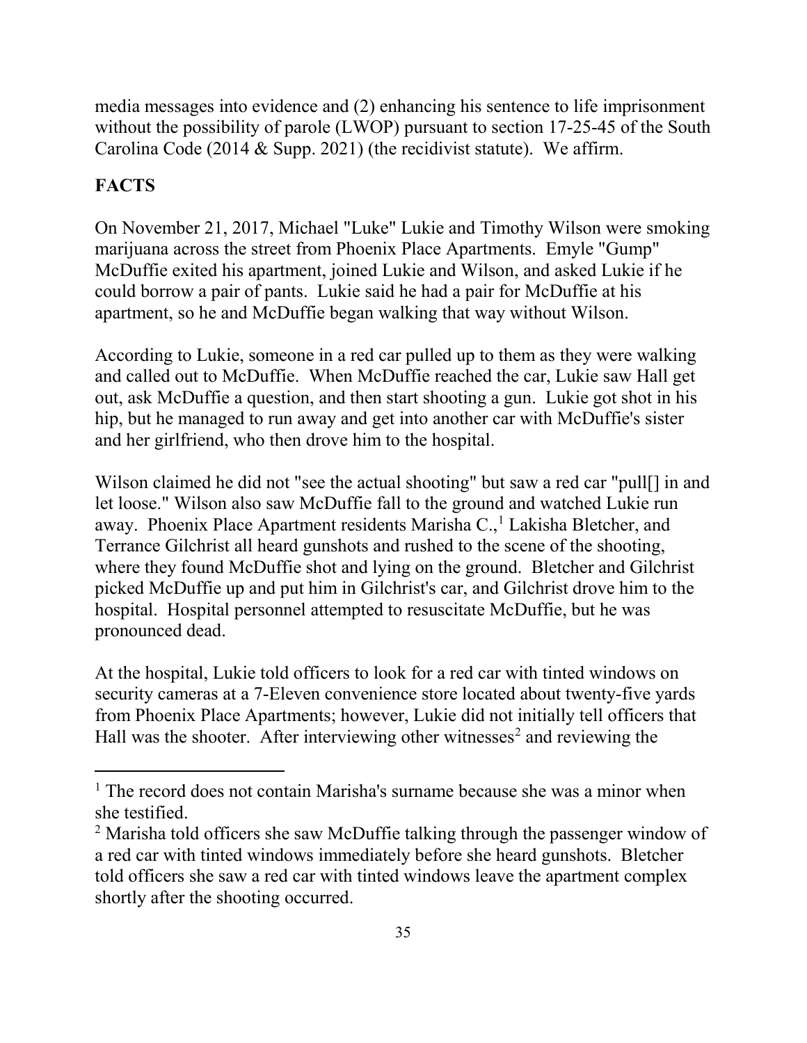media messages into evidence and (2) enhancing his sentence to life imprisonment without the possibility of parole (LWOP) pursuant to section 17-25-45 of the South Carolina Code (2014 & Supp. 2021) (the recidivist statute). We affirm.

## FACTS

On November 21, 2017, Michael "Luke" Lukie and Timothy Wilson were smoking marijuana across the street from Phoenix Place Apartments. Emyle "Gump" McDuffie exited his apartment, joined Lukie and Wilson, and asked Lukie if he could borrow a pair of pants. Lukie said he had a pair for McDuffie at his apartment, so he and McDuffie began walking that way without Wilson.

According to Lukie, someone in a red car pulled up to them as they were walking and called out to McDuffie. When McDuffie reached the car, Lukie saw Hall get out, ask McDuffie a question, and then start shooting a gun. Lukie got shot in his hip, but he managed to run away and get into another car with McDuffie's sister and her girlfriend, who then drove him to the hospital.

Wilson claimed he did not "see the actual shooting" but saw a red car "pull[] in and let loose." Wilson also saw McDuffie fall to the ground and watched Lukie run away. Phoenix Place Apartment residents Marisha C.,[1] Lakisha Bletcher, and Terrance Gilchrist all heard gunshots and rushed to the scene of the shooting, where they found McDuffie shot and lying on the ground. Bletcher and Gilchrist picked McDuffie up and put him in Gilchrist's car, and Gilchrist drove him to the hospital. Hospital personnel attempted to resuscitate McDuffie, but he was pronounced dead.

At the hospital, Lukie told officers to look for a red car with tinted windows on security cameras at a 7-Eleven convenience store located about twenty-five yards from Phoenix Place Apartments; however, Lukie did not initially tell officers that Hall was the shooter. After interviewing other witnesses[2] and reviewing the

---

[1] The record does not contain Marisha's surname because she was a minor when she testified.

[2] Marisha told officers she saw McDuffie talking through the passenger window of a red car with tinted windows immediately before she heard gunshots. Bletcher told officers she saw a red car with tinted windows leave the apartment complex shortly after the shooting occurred.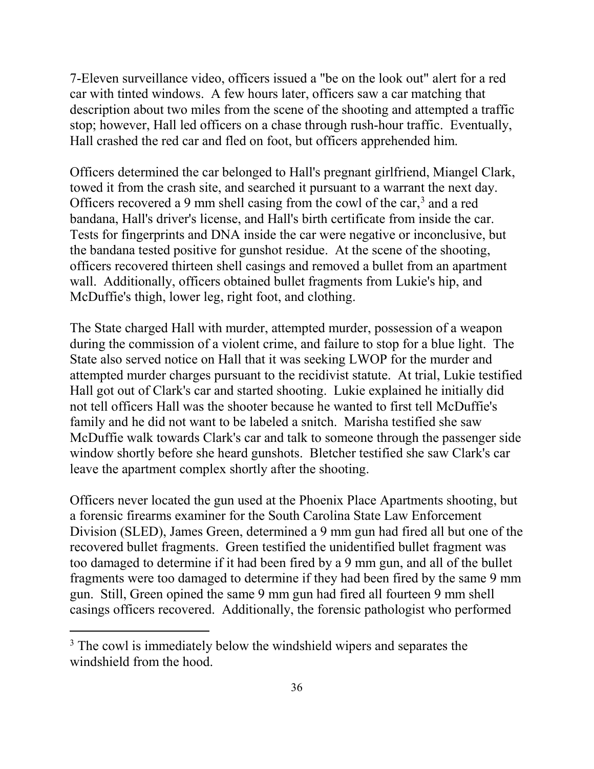7-Eleven surveillance video, officers issued a "be on the look out" alert for a red car with tinted windows. A few hours later, officers saw a car matching that description about two miles from the scene of the shooting and attempted a traffic stop; however, Hall led officers on a chase through rush-hour traffic. Eventually, Hall crashed the red car and fled on foot, but officers apprehended him.

Officers determined the car belonged to Hall's pregnant girlfriend, Miangel Clark, towed it from the crash site, and searched it pursuant to a warrant the next day. Officers recovered a 9 mm shell casing from the cowl of the car,[3] and a red bandana, Hall's driver's license, and Hall's birth certificate from inside the car. Tests for fingerprints and DNA inside the car were negative or inconclusive, but the bandana tested positive for gunshot residue. At the scene of the shooting, officers recovered thirteen shell casings and removed a bullet from an apartment wall. Additionally, officers obtained bullet fragments from Lukie's hip, and McDuffie's thigh, lower leg, right foot, and clothing.

The State charged Hall with murder, attempted murder, possession of a weapon during the commission of a violent crime, and failure to stop for a blue light. The State also served notice on Hall that it was seeking LWOP for the murder and attempted murder charges pursuant to the recidivist statute. At trial, Lukie testified Hall got out of Clark's car and started shooting. Lukie explained he initially did not tell officers Hall was the shooter because he wanted to first tell McDuffie's family and he did not want to be labeled a snitch. Marisha testified she saw McDuffie walk towards Clark's car and talk to someone through the passenger side window shortly before she heard gunshots. Bletcher testified she saw Clark's car leave the apartment complex shortly after the shooting.

Officers never located the gun used at the Phoenix Place Apartments shooting, but a forensic firearms examiner for the South Carolina State Law Enforcement Division (SLED), James Green, determined a 9 mm gun had fired all but one of the recovered bullet fragments. Green testified the unidentified bullet fragment was too damaged to determine if it had been fired by a 9 mm gun, and all of the bullet fragments were too damaged to determine if they had been fired by the same 9 mm gun. Still, Green opined the same 9 mm gun had fired all fourteen 9 mm shell casings officers recovered. Additionally, the forensic pathologist who performed

[3] The cowl is immediately below the windshield wipers and separates the windshield from the hood.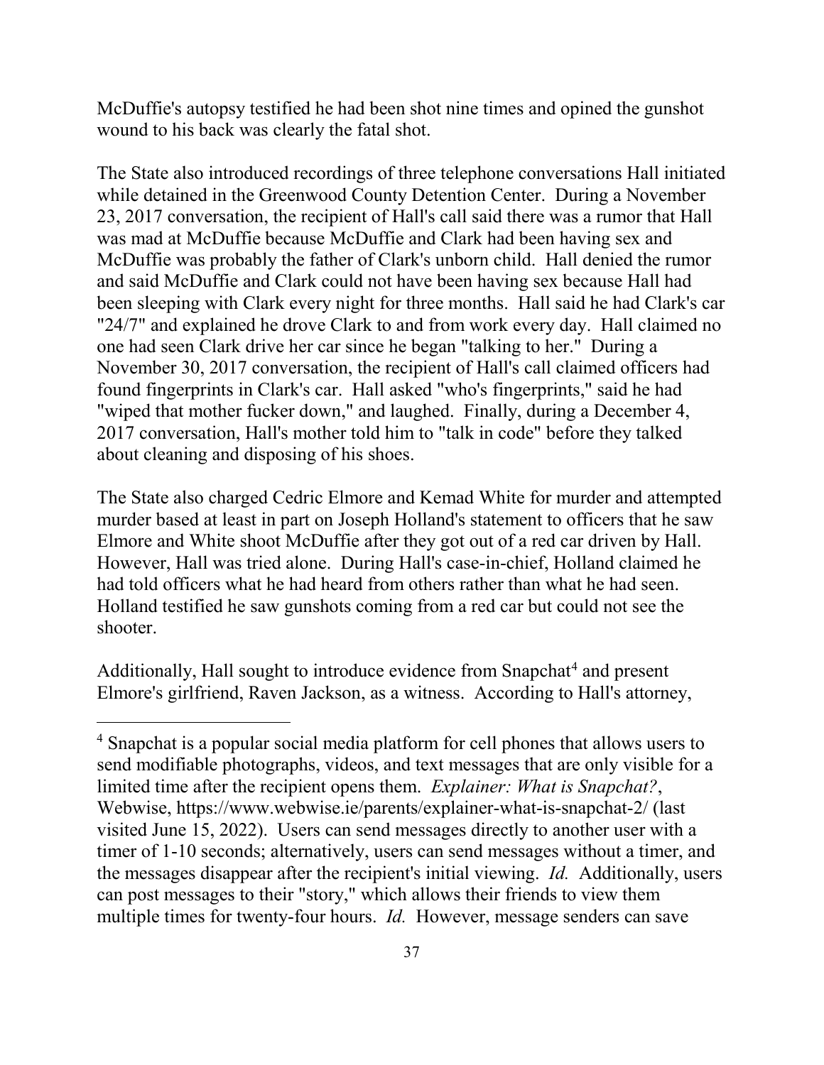McDuffie's autopsy testified he had been shot nine times and opined the gunshot wound to his back was clearly the fatal shot.

The State also introduced recordings of three telephone conversations Hall initiated while detained in the Greenwood County Detention Center. During a November 23, 2017 conversation, the recipient of Hall's call said there was a rumor that Hall was mad at McDuffie because McDuffie and Clark had been having sex and McDuffie was probably the father of Clark's unborn child. Hall denied the rumor and said McDuffie and Clark could not have been having sex because Hall had been sleeping with Clark every night for three months. Hall said he had Clark's car "24/7" and explained he drove Clark to and from work every day. Hall claimed no one had seen Clark drive her car since he began "talking to her." During a November 30, 2017 conversation, the recipient of Hall's call claimed officers had found fingerprints in Clark's car. Hall asked "who's fingerprints," said he had "wiped that mother fucker down," and laughed. Finally, during a December 4, 2017 conversation, Hall's mother told him to "talk in code" before they talked about cleaning and disposing of his shoes.

The State also charged Cedric Elmore and Kemad White for murder and attempted murder based at least in part on Joseph Holland's statement to officers that he saw Elmore and White shoot McDuffie after they got out of a red car driven by Hall. However, Hall was tried alone. During Hall's case-in-chief, Holland claimed he had told officers what he had heard from others rather than what he had seen. Holland testified he saw gunshots coming from a red car but could not see the shooter.

Additionally, Hall sought to introduce evidence from Snapchat[4] and present Elmore's girlfriend, Raven Jackson, as a witness. According to Hall's attorney,

---

[4] Snapchat is a popular social media platform for cell phones that allows users to send modifiable photographs, videos, and text messages that are only visible for a limited time after the recipient opens them. *Explainer: What is Snapchat?*, Webwise, https://www.webwise.ie/parents/explainer-what-is-snapchat-2/ (last visited June 15, 2022). Users can send messages directly to another user with a timer of 1-10 seconds; alternatively, users can send messages without a timer, and the messages disappear after the recipient's initial viewing. *Id.* Additionally, users can post messages to their "story," which allows their friends to view them multiple times for twenty-four hours. *Id.* However, message senders can save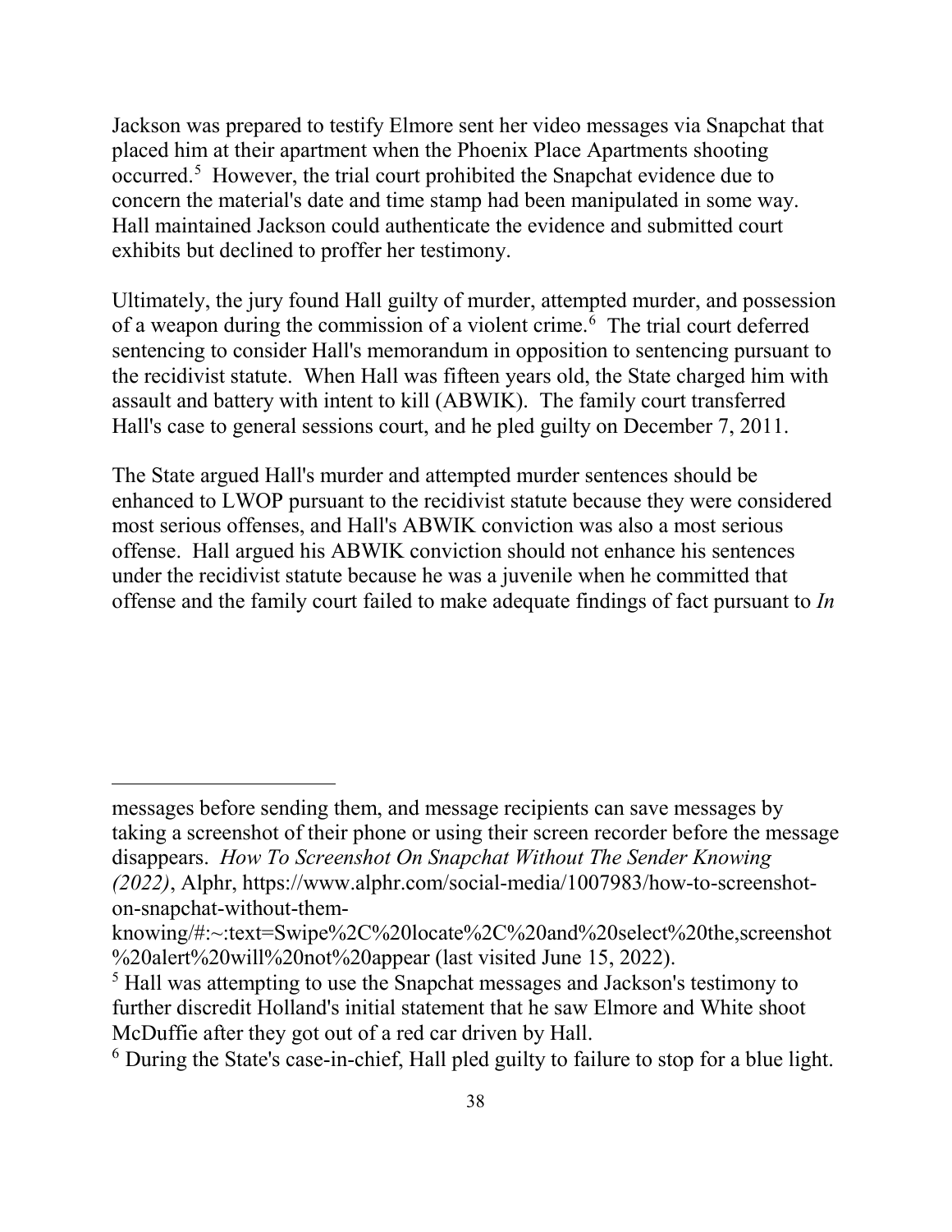Jackson was prepared to testify Elmore sent her video messages via Snapchat that placed him at their apartment when the Phoenix Place Apartments shooting occurred.[5] However, the trial court prohibited the Snapchat evidence due to concern the material's date and time stamp had been manipulated in some way. Hall maintained Jackson could authenticate the evidence and submitted court exhibits but declined to proffer her testimony.

Ultimately, the jury found Hall guilty of murder, attempted murder, and possession of a weapon during the commission of a violent crime.[6] The trial court deferred sentencing to consider Hall's memorandum in opposition to sentencing pursuant to the recidivist statute. When Hall was fifteen years old, the State charged him with assault and battery with intent to kill (ABWIK). The family court transferred Hall's case to general sessions court, and he pled guilty on December 7, 2011.

The State argued Hall's murder and attempted murder sentences should be enhanced to LWOP pursuant to the recidivist statute because they were considered most serious offenses, and Hall's ABWIK conviction was also a most serious offense. Hall argued his ABWIK conviction should not enhance his sentences under the recidivist statute because he was a juvenile when he committed that offense and the family court failed to make adequate findings of fact pursuant to *In*

---

messages before sending them, and message recipients can save messages by taking a screenshot of their phone or using their screen recorder before the message disappears. *How To Screenshot On Snapchat Without The Sender Knowing (2022)*, Alphr, https://www.alphr.com/social-media/1007983/how-to-screenshot-on-snapchat-without-them-knowing/#:~:text=Swipe%2C%20locate%2C%20and%20select%20the,screenshot%20alert%20will%20not%20appear (last visited June 15, 2022).

[5] Hall was attempting to use the Snapchat messages and Jackson's testimony to further discredit Holland's initial statement that he saw Elmore and White shoot McDuffie after they got out of a red car driven by Hall.

[6] During the State's case-in-chief, Hall pled guilty to failure to stop for a blue light.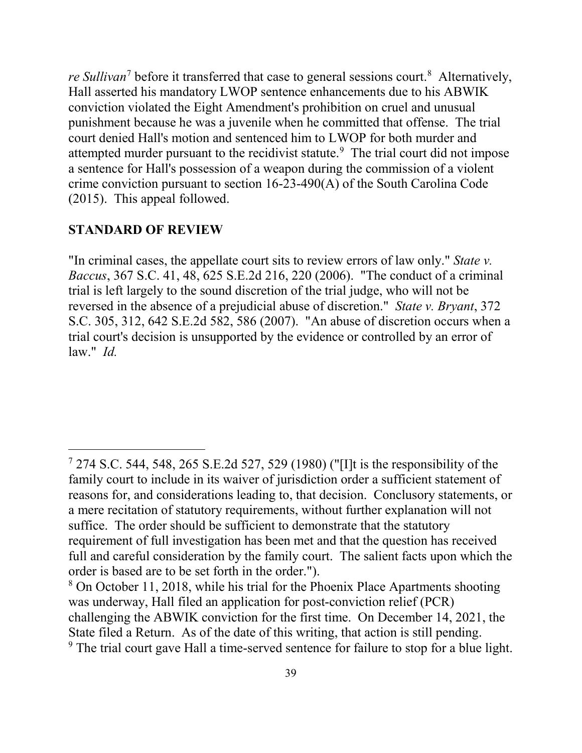*re Sullivan*[7] before it transferred that case to general sessions court.[8] Alternatively, Hall asserted his mandatory LWOP sentence enhancements due to his ABWIK conviction violated the Eight Amendment's prohibition on cruel and unusual punishment because he was a juvenile when he committed that offense. The trial court denied Hall's motion and sentenced him to LWOP for both murder and attempted murder pursuant to the recidivist statute.[9] The trial court did not impose a sentence for Hall's possession of a weapon during the commission of a violent crime conviction pursuant to section 16-23-490(A) of the South Carolina Code (2015). This appeal followed.

## STANDARD OF REVIEW

"In criminal cases, the appellate court sits to review errors of law only." *State v. Baccus*, 367 S.C. 41, 48, 625 S.E.2d 216, 220 (2006). "The conduct of a criminal trial is left largely to the sound discretion of the trial judge, who will not be reversed in the absence of a prejudicial abuse of discretion." *State v. Bryant*, 372 S.C. 305, 312, 642 S.E.2d 582, 586 (2007). "An abuse of discretion occurs when a trial court's decision is unsupported by the evidence or controlled by an error of law." *Id.*

---

[7] 274 S.C. 544, 548, 265 S.E.2d 527, 529 (1980) ("[I]t is the responsibility of the family court to include in its waiver of jurisdiction order a sufficient statement of reasons for, and considerations leading to, that decision. Conclusory statements, or a mere recitation of statutory requirements, without further explanation will not suffice. The order should be sufficient to demonstrate that the statutory requirement of full investigation has been met and that the question has received full and careful consideration by the family court. The salient facts upon which the order is based are to be set forth in the order.").

[8] On October 11, 2018, while his trial for the Phoenix Place Apartments shooting was underway, Hall filed an application for post-conviction relief (PCR) challenging the ABWIK conviction for the first time. On December 14, 2021, the State filed a Return. As of the date of this writing, that action is still pending.

[9] The trial court gave Hall a time-served sentence for failure to stop for a blue light.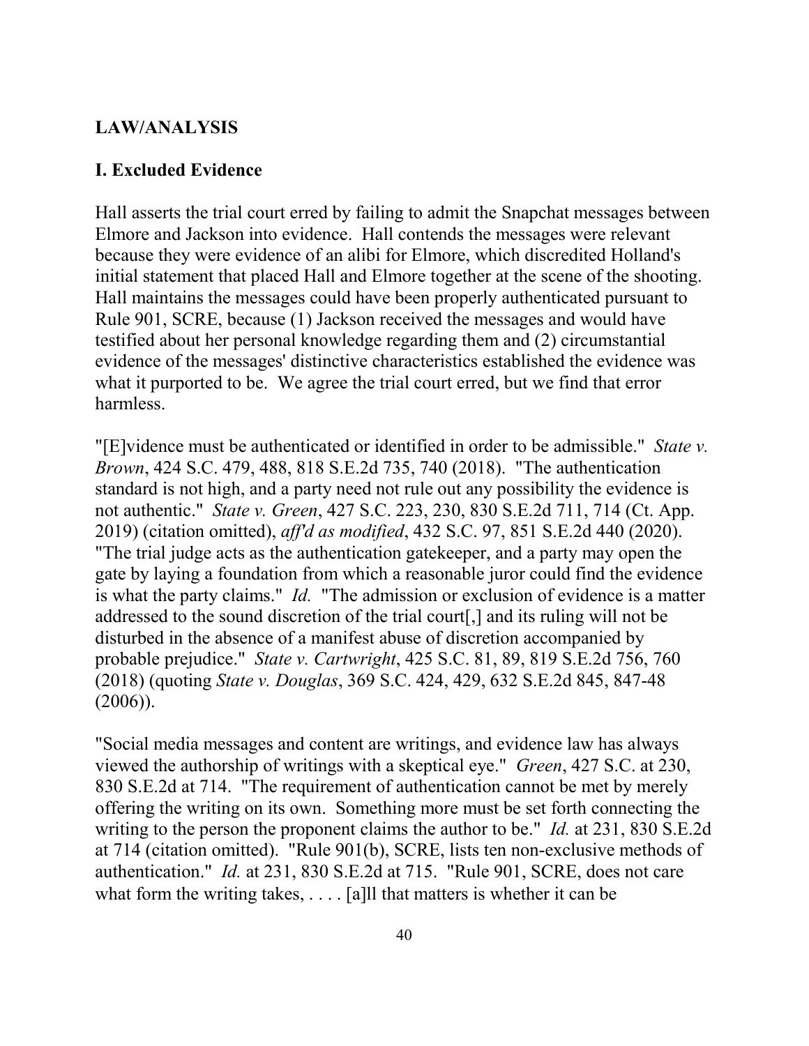## LAW/ANALYSIS

### I. Excluded Evidence

Hall asserts the trial court erred by failing to admit the Snapchat messages between Elmore and Jackson into evidence. Hall contends the messages were relevant because they were evidence of an alibi for Elmore, which discredited Holland's initial statement that placed Hall and Elmore together at the scene of the shooting. Hall maintains the messages could have been properly authenticated pursuant to Rule 901, SCRE, because (1) Jackson received the messages and would have testified about her personal knowledge regarding them and (2) circumstantial evidence of the messages' distinctive characteristics established the evidence was what it purported to be. We agree the trial court erred, but we find that error harmless.

"[E]vidence must be authenticated or identified in order to be admissible." *State v. Brown*, 424 S.C. 479, 488, 818 S.E.2d 735, 740 (2018). "The authentication standard is not high, and a party need not rule out any possibility the evidence is not authentic." *State v. Green*, 427 S.C. 223, 230, 830 S.E.2d 711, 714 (Ct. App. 2019) (citation omitted), *aff'd as modified*, 432 S.C. 97, 851 S.E.2d 440 (2020). "The trial judge acts as the authentication gatekeeper, and a party may open the gate by laying a foundation from which a reasonable juror could find the evidence is what the party claims." *Id.* "The admission or exclusion of evidence is a matter addressed to the sound discretion of the trial court[,] and its ruling will not be disturbed in the absence of a manifest abuse of discretion accompanied by probable prejudice." *State v. Cartwright*, 425 S.C. 81, 89, 819 S.E.2d 756, 760 (2018) (quoting *State v. Douglas*, 369 S.C. 424, 429, 632 S.E.2d 845, 847-48 (2006)).

"Social media messages and content are writings, and evidence law has always viewed the authorship of writings with a skeptical eye." *Green*, 427 S.C. at 230, 830 S.E.2d at 714. "The requirement of authentication cannot be met by merely offering the writing on its own. Something more must be set forth connecting the writing to the person the proponent claims the author to be." *Id.* at 231, 830 S.E.2d at 714 (citation omitted). "Rule 901(b), SCRE, lists ten non-exclusive methods of authentication." *Id.* at 231, 830 S.E.2d at 715. "Rule 901, SCRE, does not care what form the writing takes, . . . . [a]ll that matters is whether it can be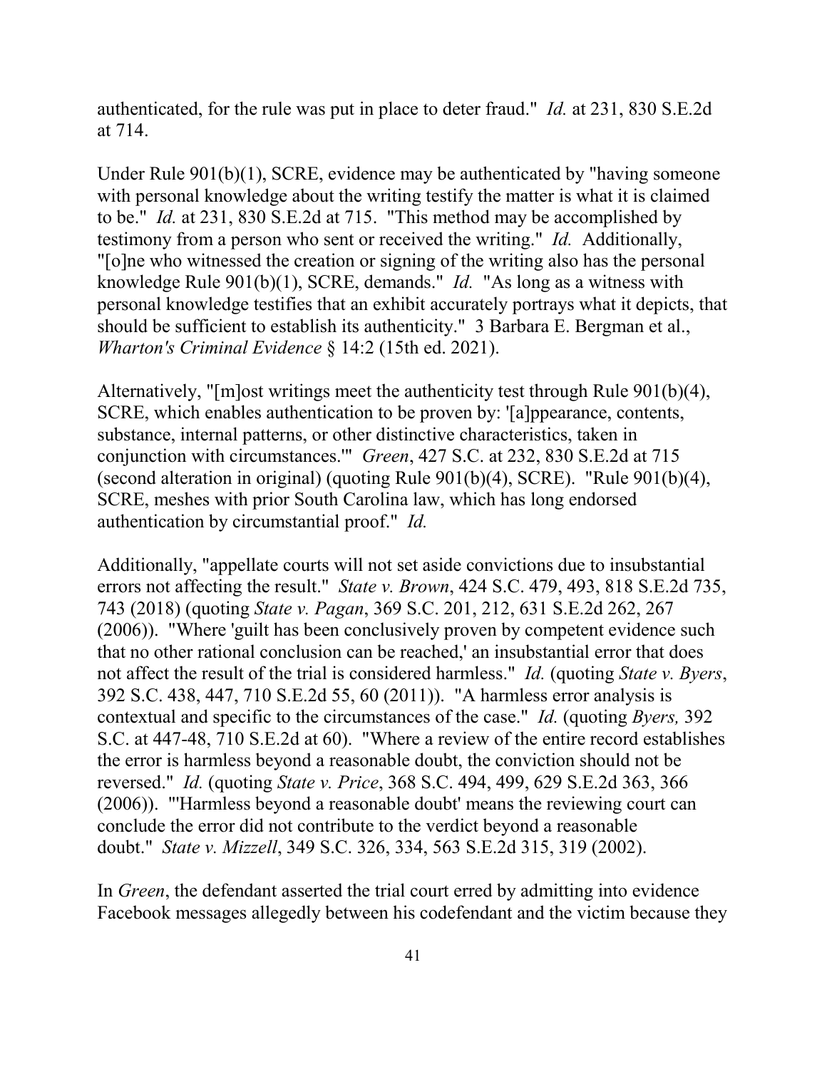authenticated, for the rule was put in place to deter fraud." *Id.* at 231, 830 S.E.2d at 714.

Under Rule 901(b)(1), SCRE, evidence may be authenticated by "having someone with personal knowledge about the writing testify the matter is what it is claimed to be." *Id.* at 231, 830 S.E.2d at 715. "This method may be accomplished by testimony from a person who sent or received the writing." *Id.* Additionally, "[o]ne who witnessed the creation or signing of the writing also has the personal knowledge Rule 901(b)(1), SCRE, demands." *Id.* "As long as a witness with personal knowledge testifies that an exhibit accurately portrays what it depicts, that should be sufficient to establish its authenticity." 3 Barbara E. Bergman et al., *Wharton's Criminal Evidence* § 14:2 (15th ed. 2021).

Alternatively, "[m]ost writings meet the authenticity test through Rule 901(b)(4), SCRE, which enables authentication to be proven by: '[a]ppearance, contents, substance, internal patterns, or other distinctive characteristics, taken in conjunction with circumstances.'" *Green*, 427 S.C. at 232, 830 S.E.2d at 715 (second alteration in original) (quoting Rule 901(b)(4), SCRE). "Rule 901(b)(4), SCRE, meshes with prior South Carolina law, which has long endorsed authentication by circumstantial proof." *Id.*

Additionally, "appellate courts will not set aside convictions due to insubstantial errors not affecting the result." *State v. Brown*, 424 S.C. 479, 493, 818 S.E.2d 735, 743 (2018) (quoting *State v. Pagan*, 369 S.C. 201, 212, 631 S.E.2d 262, 267 (2006)). "Where 'guilt has been conclusively proven by competent evidence such that no other rational conclusion can be reached,' an insubstantial error that does not affect the result of the trial is considered harmless." *Id.* (quoting *State v. Byers*, 392 S.C. 438, 447, 710 S.E.2d 55, 60 (2011)). "A harmless error analysis is contextual and specific to the circumstances of the case." *Id.* (quoting *Byers,* 392 S.C. at 447-48, 710 S.E.2d at 60). "Where a review of the entire record establishes the error is harmless beyond a reasonable doubt, the conviction should not be reversed." *Id.* (quoting *State v. Price*, 368 S.C. 494, 499, 629 S.E.2d 363, 366 (2006)). "'Harmless beyond a reasonable doubt' means the reviewing court can conclude the error did not contribute to the verdict beyond a reasonable doubt." *State v. Mizzell*, 349 S.C. 326, 334, 563 S.E.2d 315, 319 (2002).

In *Green*, the defendant asserted the trial court erred by admitting into evidence Facebook messages allegedly between his codefendant and the victim because they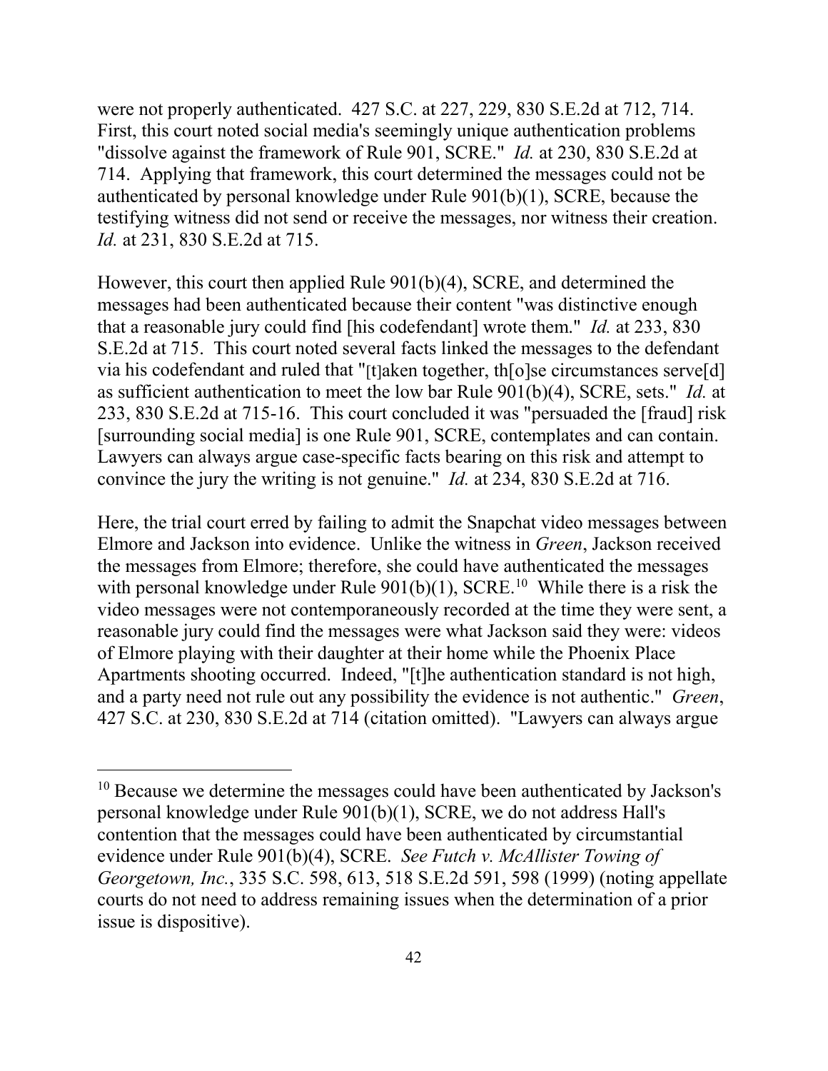were not properly authenticated. 427 S.C. at 227, 229, 830 S.E.2d at 712, 714. First, this court noted social media's seemingly unique authentication problems "dissolve against the framework of Rule 901, SCRE." *Id.* at 230, 830 S.E.2d at 714. Applying that framework, this court determined the messages could not be authenticated by personal knowledge under Rule 901(b)(1), SCRE, because the testifying witness did not send or receive the messages, nor witness their creation. *Id.* at 231, 830 S.E.2d at 715.

However, this court then applied Rule 901(b)(4), SCRE, and determined the messages had been authenticated because their content "was distinctive enough that a reasonable jury could find [his codefendant] wrote them." *Id.* at 233, 830 S.E.2d at 715. This court noted several facts linked the messages to the defendant via his codefendant and ruled that "[t]aken together, th[o]se circumstances serve[d] as sufficient authentication to meet the low bar Rule 901(b)(4), SCRE, sets." *Id.* at 233, 830 S.E.2d at 715-16. This court concluded it was "persuaded the [fraud] risk [surrounding social media] is one Rule 901, SCRE, contemplates and can contain. Lawyers can always argue case-specific facts bearing on this risk and attempt to convince the jury the writing is not genuine." *Id.* at 234, 830 S.E.2d at 716.

Here, the trial court erred by failing to admit the Snapchat video messages between Elmore and Jackson into evidence. Unlike the witness in *Green*, Jackson received the messages from Elmore; therefore, she could have authenticated the messages with personal knowledge under Rule 901(b)(1), SCRE.[10] While there is a risk the video messages were not contemporaneously recorded at the time they were sent, a reasonable jury could find the messages were what Jackson said they were: videos of Elmore playing with their daughter at their home while the Phoenix Place Apartments shooting occurred. Indeed, "[t]he authentication standard is not high, and a party need not rule out any possibility the evidence is not authentic." *Green*, 427 S.C. at 230, 830 S.E.2d at 714 (citation omitted). "Lawyers can always argue

---

[10] Because we determine the messages could have been authenticated by Jackson's personal knowledge under Rule 901(b)(1), SCRE, we do not address Hall's contention that the messages could have been authenticated by circumstantial evidence under Rule 901(b)(4), SCRE. *See Futch v. McAllister Towing of Georgetown, Inc.*, 335 S.C. 598, 613, 518 S.E.2d 591, 598 (1999) (noting appellate courts do not need to address remaining issues when the determination of a prior issue is dispositive).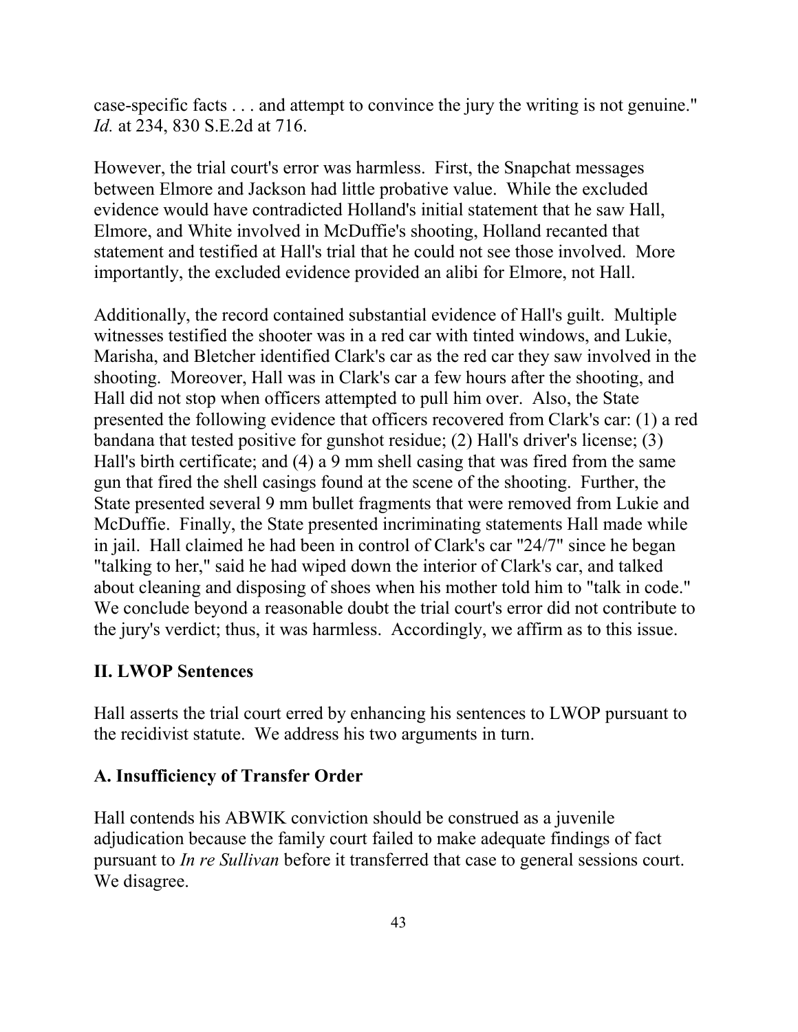case-specific facts . . . and attempt to convince the jury the writing is not genuine." *Id.* at 234, 830 S.E.2d at 716.

However, the trial court's error was harmless. First, the Snapchat messages between Elmore and Jackson had little probative value. While the excluded evidence would have contradicted Holland's initial statement that he saw Hall, Elmore, and White involved in McDuffie's shooting, Holland recanted that statement and testified at Hall's trial that he could not see those involved. More importantly, the excluded evidence provided an alibi for Elmore, not Hall.

Additionally, the record contained substantial evidence of Hall's guilt. Multiple witnesses testified the shooter was in a red car with tinted windows, and Lukie, Marisha, and Bletcher identified Clark's car as the red car they saw involved in the shooting. Moreover, Hall was in Clark's car a few hours after the shooting, and Hall did not stop when officers attempted to pull him over. Also, the State presented the following evidence that officers recovered from Clark's car: (1) a red bandana that tested positive for gunshot residue; (2) Hall's driver's license; (3) Hall's birth certificate; and (4) a 9 mm shell casing that was fired from the same gun that fired the shell casings found at the scene of the shooting. Further, the State presented several 9 mm bullet fragments that were removed from Lukie and McDuffie. Finally, the State presented incriminating statements Hall made while in jail. Hall claimed he had been in control of Clark's car "24/7" since he began "talking to her," said he had wiped down the interior of Clark's car, and talked about cleaning and disposing of shoes when his mother told him to "talk in code." We conclude beyond a reasonable doubt the trial court's error did not contribute to the jury's verdict; thus, it was harmless. Accordingly, we affirm as to this issue.

## II. LWOP Sentences

Hall asserts the trial court erred by enhancing his sentences to LWOP pursuant to the recidivist statute. We address his two arguments in turn.

### A. Insufficiency of Transfer Order

Hall contends his ABWIK conviction should be construed as a juvenile adjudication because the family court failed to make adequate findings of fact pursuant to *In re Sullivan* before it transferred that case to general sessions court. We disagree.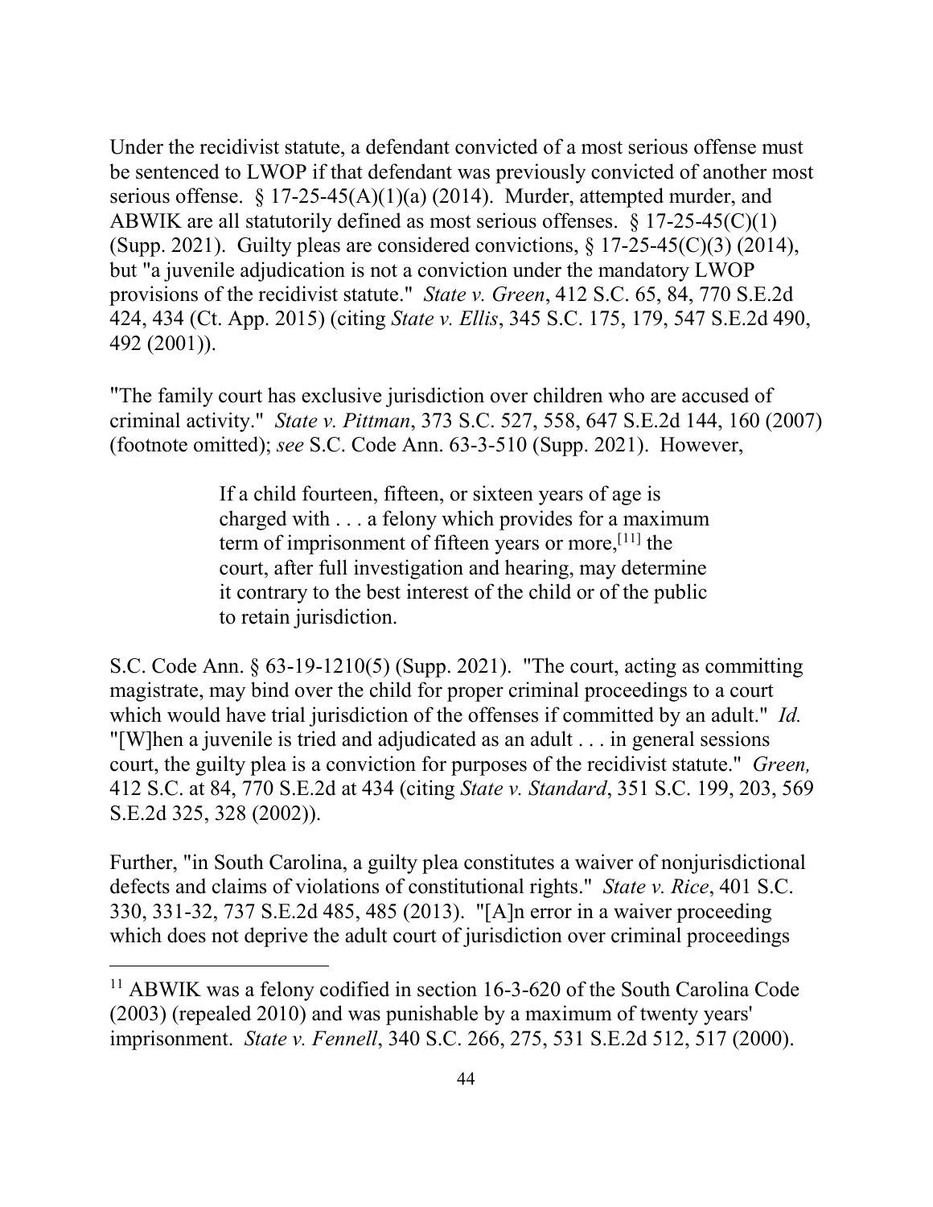Under the recidivist statute, a defendant convicted of a most serious offense must be sentenced to LWOP if that defendant was previously convicted of another most serious offense. § 17-25-45(A)(1)(a) (2014). Murder, attempted murder, and ABWIK are all statutorily defined as most serious offenses. § 17-25-45(C)(1) (Supp. 2021). Guilty pleas are considered convictions, § 17-25-45(C)(3) (2014), but "a juvenile adjudication is not a conviction under the mandatory LWOP provisions of the recidivist statute." *State v. Green*, 412 S.C. 65, 84, 770 S.E.2d 424, 434 (Ct. App. 2015) (citing *State v. Ellis*, 345 S.C. 175, 179, 547 S.E.2d 490, 492 (2001)).

"The family court has exclusive jurisdiction over children who are accused of criminal activity." *State v. Pittman*, 373 S.C. 527, 558, 647 S.E.2d 144, 160 (2007) (footnote omitted); *see* S.C. Code Ann. 63-3-510 (Supp. 2021). However,

> If a child fourteen, fifteen, or sixteen years of age is charged with . . . a felony which provides for a maximum term of imprisonment of fifteen years or more,[11] the court, after full investigation and hearing, may determine it contrary to the best interest of the child or of the public to retain jurisdiction.

S.C. Code Ann. § 63-19-1210(5) (Supp. 2021). "The court, acting as committing magistrate, may bind over the child for proper criminal proceedings to a court which would have trial jurisdiction of the offenses if committed by an adult." *Id.* "[W]hen a juvenile is tried and adjudicated as an adult . . . in general sessions court, the guilty plea is a conviction for purposes of the recidivist statute." *Green,* 412 S.C. at 84, 770 S.E.2d at 434 (citing *State v. Standard*, 351 S.C. 199, 203, 569 S.E.2d 325, 328 (2002)).

Further, "in South Carolina, a guilty plea constitutes a waiver of nonjurisdictional defects and claims of violations of constitutional rights." *State v. Rice*, 401 S.C. 330, 331-32, 737 S.E.2d 485, 485 (2013). "[A]n error in a waiver proceeding which does not deprive the adult court of jurisdiction over criminal proceedings

---

[11] ABWIK was a felony codified in section 16-3-620 of the South Carolina Code (2003) (repealed 2010) and was punishable by a maximum of twenty years' imprisonment. *State v. Fennell*, 340 S.C. 266, 275, 531 S.E.2d 512, 517 (2000).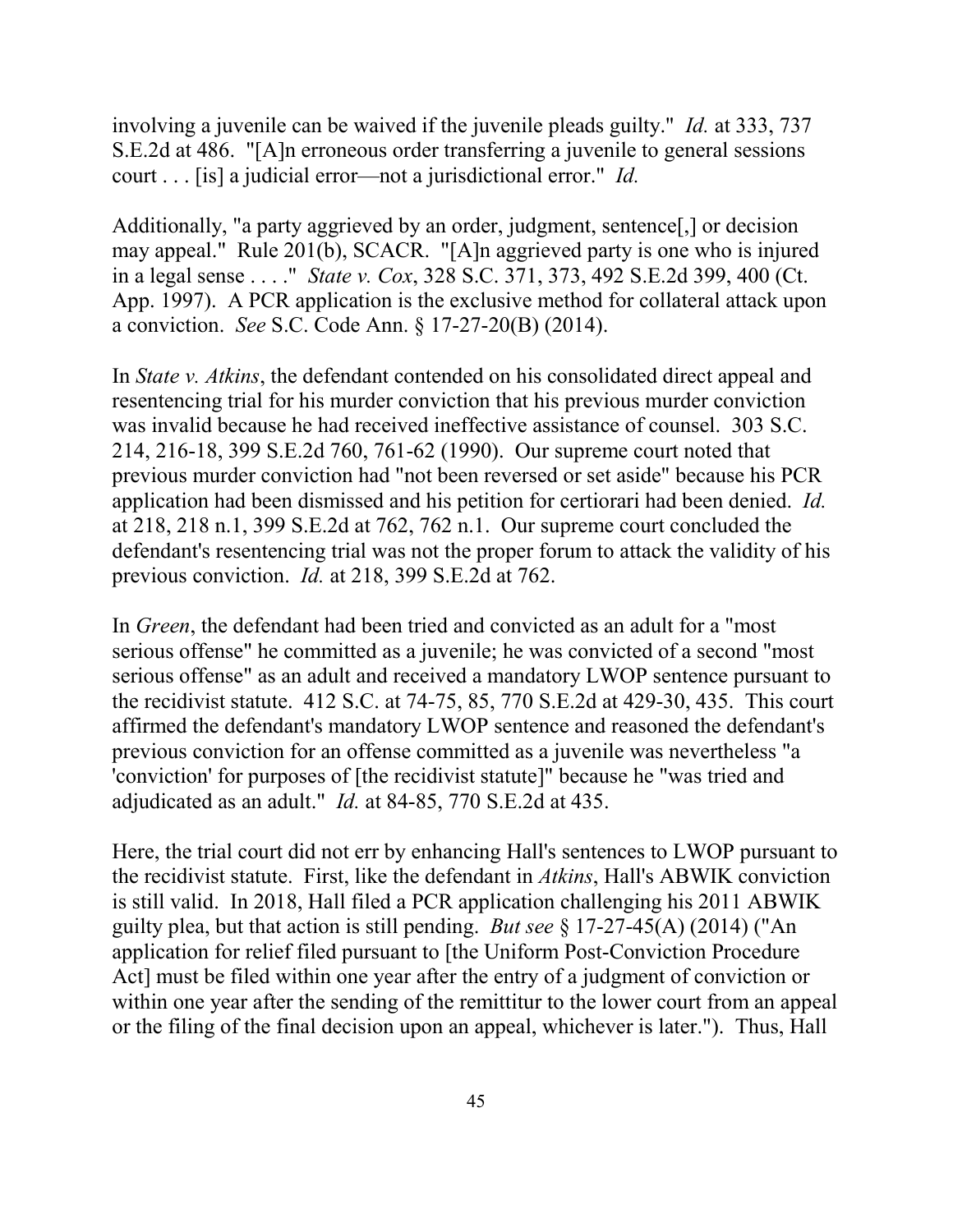involving a juvenile can be waived if the juvenile pleads guilty." *Id.* at 333, 737 S.E.2d at 486. "[A]n erroneous order transferring a juvenile to general sessions court . . . [is] a judicial error—not a jurisdictional error." *Id.*

Additionally, "a party aggrieved by an order, judgment, sentence[,] or decision may appeal." Rule 201(b), SCACR. "[A]n aggrieved party is one who is injured in a legal sense . . . ." *State v. Cox*, 328 S.C. 371, 373, 492 S.E.2d 399, 400 (Ct. App. 1997). A PCR application is the exclusive method for collateral attack upon a conviction. *See* S.C. Code Ann. § 17-27-20(B) (2014).

In *State v. Atkins*, the defendant contended on his consolidated direct appeal and resentencing trial for his murder conviction that his previous murder conviction was invalid because he had received ineffective assistance of counsel. 303 S.C. 214, 216-18, 399 S.E.2d 760, 761-62 (1990). Our supreme court noted that previous murder conviction had "not been reversed or set aside" because his PCR application had been dismissed and his petition for certiorari had been denied. *Id.* at 218, 218 n.1, 399 S.E.2d at 762, 762 n.1. Our supreme court concluded the defendant's resentencing trial was not the proper forum to attack the validity of his previous conviction. *Id.* at 218, 399 S.E.2d at 762.

In *Green*, the defendant had been tried and convicted as an adult for a "most serious offense" he committed as a juvenile; he was convicted of a second "most serious offense" as an adult and received a mandatory LWOP sentence pursuant to the recidivist statute. 412 S.C. at 74-75, 85, 770 S.E.2d at 429-30, 435. This court affirmed the defendant's mandatory LWOP sentence and reasoned the defendant's previous conviction for an offense committed as a juvenile was nevertheless "a 'conviction' for purposes of [the recidivist statute]" because he "was tried and adjudicated as an adult." *Id.* at 84-85, 770 S.E.2d at 435.

Here, the trial court did not err by enhancing Hall's sentences to LWOP pursuant to the recidivist statute. First, like the defendant in *Atkins*, Hall's ABWIK conviction is still valid. In 2018, Hall filed a PCR application challenging his 2011 ABWIK guilty plea, but that action is still pending. *But see* § 17-27-45(A) (2014) ("An application for relief filed pursuant to [the Uniform Post-Conviction Procedure Act] must be filed within one year after the entry of a judgment of conviction or within one year after the sending of the remittitur to the lower court from an appeal or the filing of the final decision upon an appeal, whichever is later."). Thus, Hall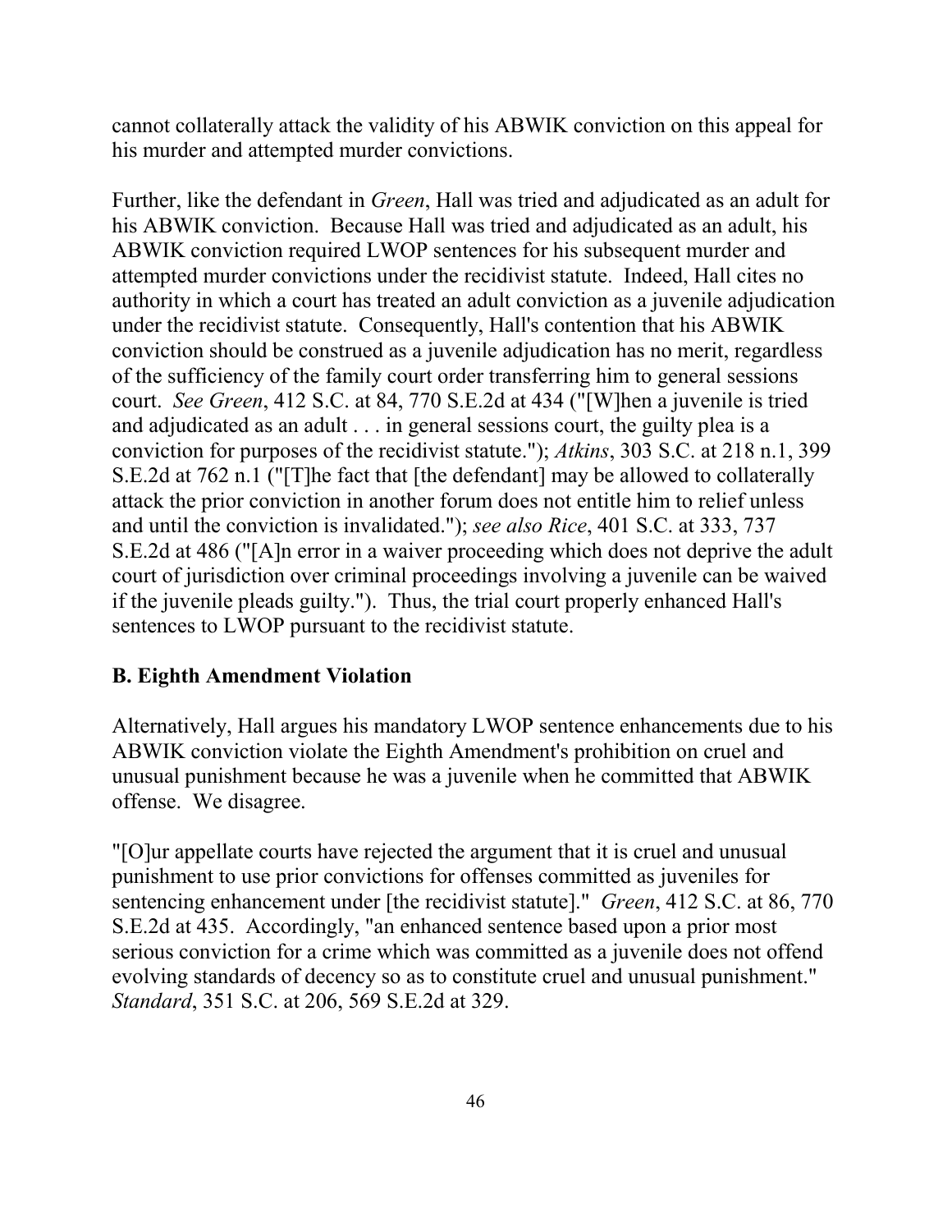cannot collaterally attack the validity of his ABWIK conviction on this appeal for his murder and attempted murder convictions.

Further, like the defendant in *Green*, Hall was tried and adjudicated as an adult for his ABWIK conviction. Because Hall was tried and adjudicated as an adult, his ABWIK conviction required LWOP sentences for his subsequent murder and attempted murder convictions under the recidivist statute. Indeed, Hall cites no authority in which a court has treated an adult conviction as a juvenile adjudication under the recidivist statute. Consequently, Hall's contention that his ABWIK conviction should be construed as a juvenile adjudication has no merit, regardless of the sufficiency of the family court order transferring him to general sessions court. *See Green*, 412 S.C. at 84, 770 S.E.2d at 434 ("[W]hen a juvenile is tried and adjudicated as an adult . . . in general sessions court, the guilty plea is a conviction for purposes of the recidivist statute."); *Atkins*, 303 S.C. at 218 n.1, 399 S.E.2d at 762 n.1 ("[T]he fact that [the defendant] may be allowed to collaterally attack the prior conviction in another forum does not entitle him to relief unless and until the conviction is invalidated."); *see also Rice*, 401 S.C. at 333, 737 S.E.2d at 486 ("[A]n error in a waiver proceeding which does not deprive the adult court of jurisdiction over criminal proceedings involving a juvenile can be waived if the juvenile pleads guilty."). Thus, the trial court properly enhanced Hall's sentences to LWOP pursuant to the recidivist statute.

### B. Eighth Amendment Violation

Alternatively, Hall argues his mandatory LWOP sentence enhancements due to his ABWIK conviction violate the Eighth Amendment's prohibition on cruel and unusual punishment because he was a juvenile when he committed that ABWIK offense. We disagree.

"[O]ur appellate courts have rejected the argument that it is cruel and unusual punishment to use prior convictions for offenses committed as juveniles for sentencing enhancement under [the recidivist statute]." *Green*, 412 S.C. at 86, 770 S.E.2d at 435. Accordingly, "an enhanced sentence based upon a prior most serious conviction for a crime which was committed as a juvenile does not offend evolving standards of decency so as to constitute cruel and unusual punishment." *Standard*, 351 S.C. at 206, 569 S.E.2d at 329.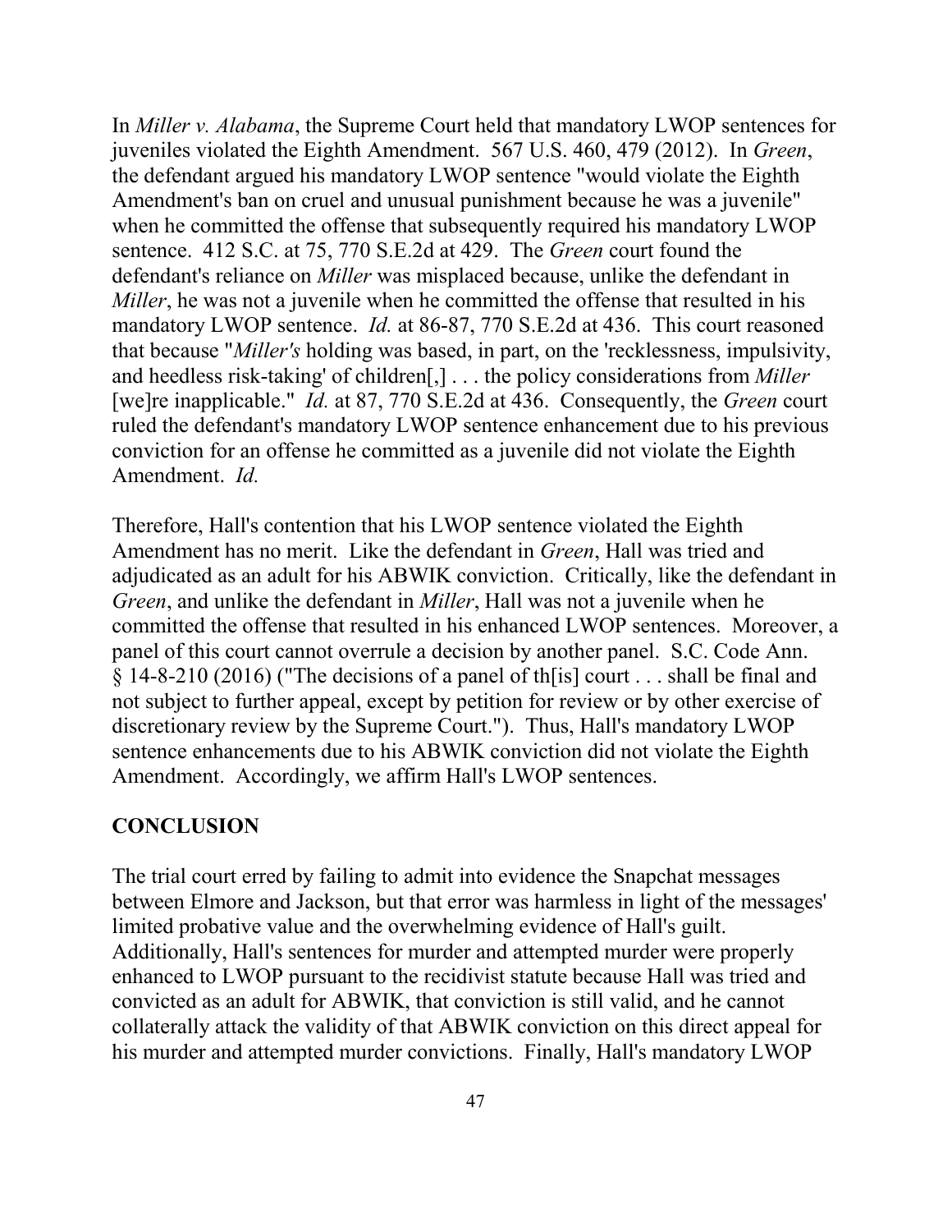In *Miller v. Alabama*, the Supreme Court held that mandatory LWOP sentences for juveniles violated the Eighth Amendment. 567 U.S. 460, 479 (2012). In *Green*, the defendant argued his mandatory LWOP sentence "would violate the Eighth Amendment's ban on cruel and unusual punishment because he was a juvenile" when he committed the offense that subsequently required his mandatory LWOP sentence. 412 S.C. at 75, 770 S.E.2d at 429. The *Green* court found the defendant's reliance on *Miller* was misplaced because, unlike the defendant in *Miller*, he was not a juvenile when he committed the offense that resulted in his mandatory LWOP sentence. *Id.* at 86-87, 770 S.E.2d at 436. This court reasoned that because "*Miller's* holding was based, in part, on the 'recklessness, impulsivity, and heedless risk-taking' of children[,] . . . the policy considerations from *Miller* [we]re inapplicable." *Id.* at 87, 770 S.E.2d at 436. Consequently, the *Green* court ruled the defendant's mandatory LWOP sentence enhancement due to his previous conviction for an offense he committed as a juvenile did not violate the Eighth Amendment. *Id.*

Therefore, Hall's contention that his LWOP sentence violated the Eighth Amendment has no merit. Like the defendant in *Green*, Hall was tried and adjudicated as an adult for his ABWIK conviction. Critically, like the defendant in *Green*, and unlike the defendant in *Miller*, Hall was not a juvenile when he committed the offense that resulted in his enhanced LWOP sentences. Moreover, a panel of this court cannot overrule a decision by another panel. S.C. Code Ann. § 14-8-210 (2016) ("The decisions of a panel of th[is] court . . . shall be final and not subject to further appeal, except by petition for review or by other exercise of discretionary review by the Supreme Court."). Thus, Hall's mandatory LWOP sentence enhancements due to his ABWIK conviction did not violate the Eighth Amendment. Accordingly, we affirm Hall's LWOP sentences.

## CONCLUSION

The trial court erred by failing to admit into evidence the Snapchat messages between Elmore and Jackson, but that error was harmless in light of the messages' limited probative value and the overwhelming evidence of Hall's guilt. Additionally, Hall's sentences for murder and attempted murder were properly enhanced to LWOP pursuant to the recidivist statute because Hall was tried and convicted as an adult for ABWIK, that conviction is still valid, and he cannot collaterally attack the validity of that ABWIK conviction on this direct appeal for his murder and attempted murder convictions. Finally, Hall's mandatory LWOP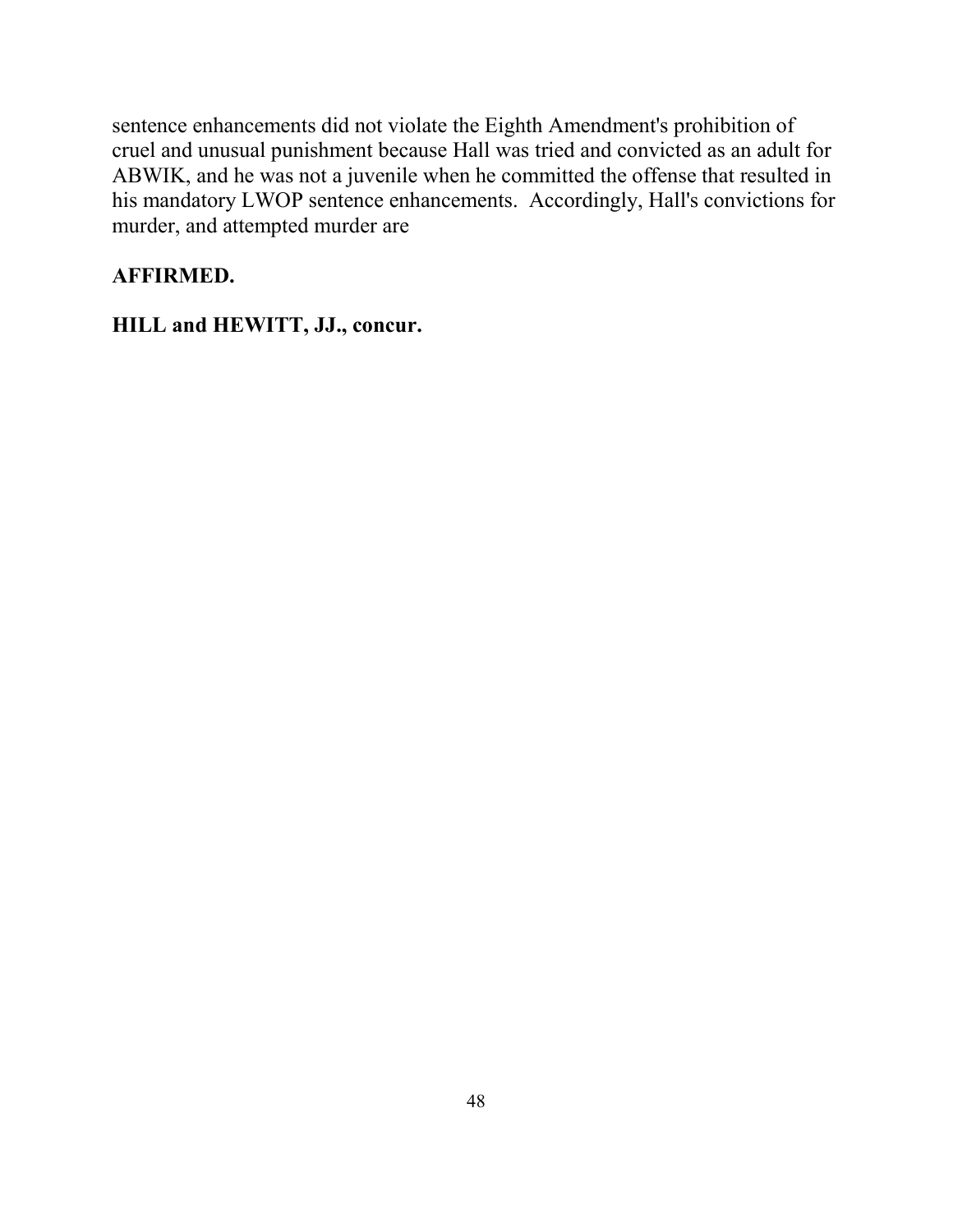sentence enhancements did not violate the Eighth Amendment's prohibition of cruel and unusual punishment because Hall was tried and convicted as an adult for ABWIK, and he was not a juvenile when he committed the offense that resulted in his mandatory LWOP sentence enhancements. Accordingly, Hall's convictions for murder, and attempted murder are

**AFFIRMED.**

**HILL and HEWITT, JJ., concur.**